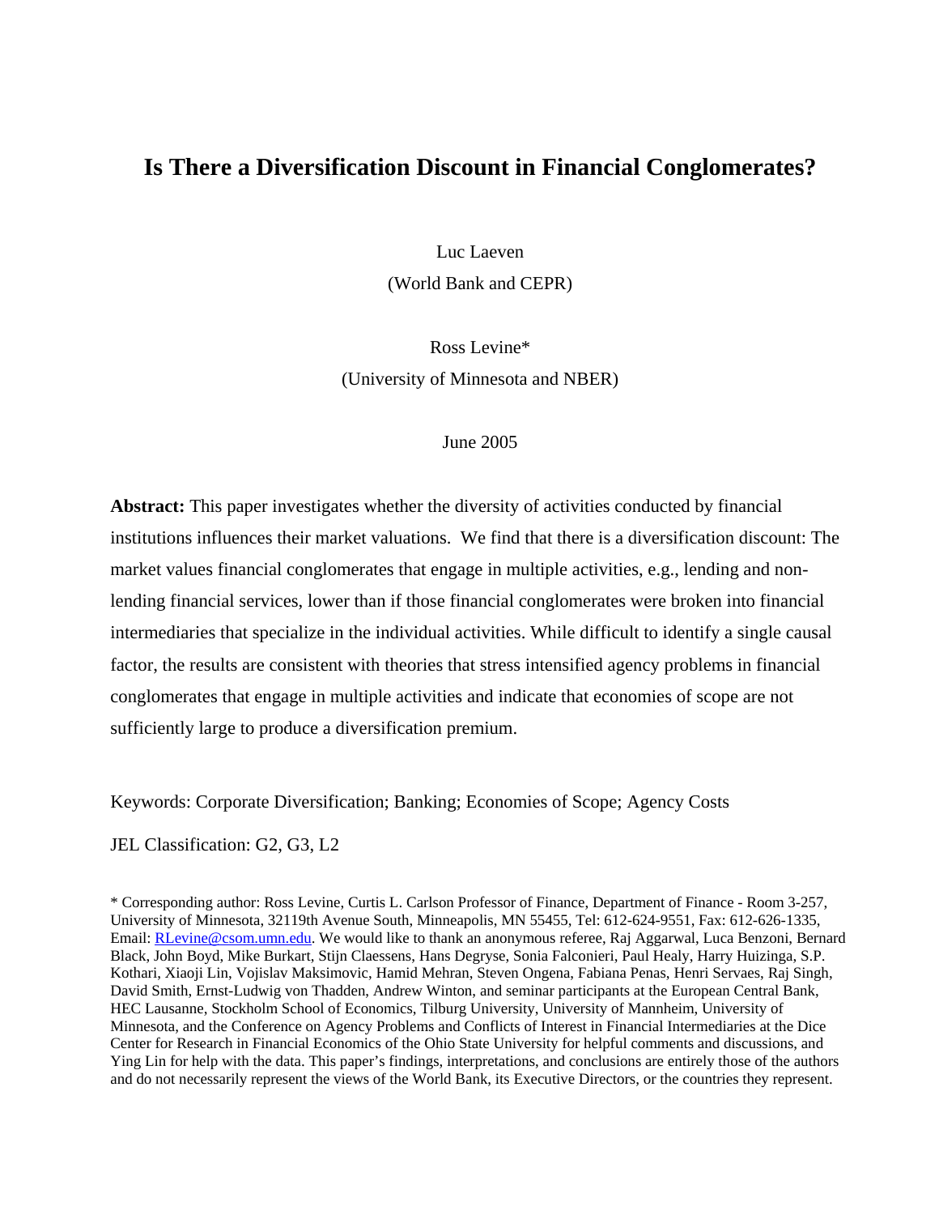# Is There a Diversification Discount in Financial Conglomerates?

Luc Laeven
(World Bank and CEPR)

Ross Levine*
(University of Minnesota and NBER)

June 2005

**Abstract:** This paper investigates whether the diversity of activities conducted by financial institutions influences their market valuations. We find that there is a diversification discount: The market values financial conglomerates that engage in multiple activities, e.g., lending and non-lending financial services, lower than if those financial conglomerates were broken into financial intermediaries that specialize in the individual activities. While difficult to identify a single causal factor, the results are consistent with theories that stress intensified agency problems in financial conglomerates that engage in multiple activities and indicate that economies of scope are not sufficiently large to produce a diversification premium.

Keywords: Corporate Diversification; Banking; Economies of Scope; Agency Costs

JEL Classification: G2, G3, L2

\* Corresponding author: Ross Levine, Curtis L. Carlson Professor of Finance, Department of Finance - Room 3-257, University of Minnesota, 32119th Avenue South, Minneapolis, MN 55455, Tel: 612-624-9551, Fax: 612-626-1335, Email: RLevine@csom.umn.edu. We would like to thank an anonymous referee, Raj Aggarwal, Luca Benzoni, Bernard Black, John Boyd, Mike Burkart, Stijn Claessens, Hans Degryse, Sonia Falconieri, Paul Healy, Harry Huizinga, S.P. Kothari, Xiaoji Lin, Vojislav Maksimovic, Hamid Mehran, Steven Ongena, Fabiana Penas, Henri Servaes, Raj Singh, David Smith, Ernst-Ludwig von Thadden, Andrew Winton, and seminar participants at the European Central Bank, HEC Lausanne, Stockholm School of Economics, Tilburg University, University of Mannheim, University of Minnesota, and the Conference on Agency Problems and Conflicts of Interest in Financial Intermediaries at the Dice Center for Research in Financial Economics of the Ohio State University for helpful comments and discussions, and Ying Lin for help with the data. This paper's findings, interpretations, and conclusions are entirely those of the authors and do not necessarily represent the views of the World Bank, its Executive Directors, or the countries they represent.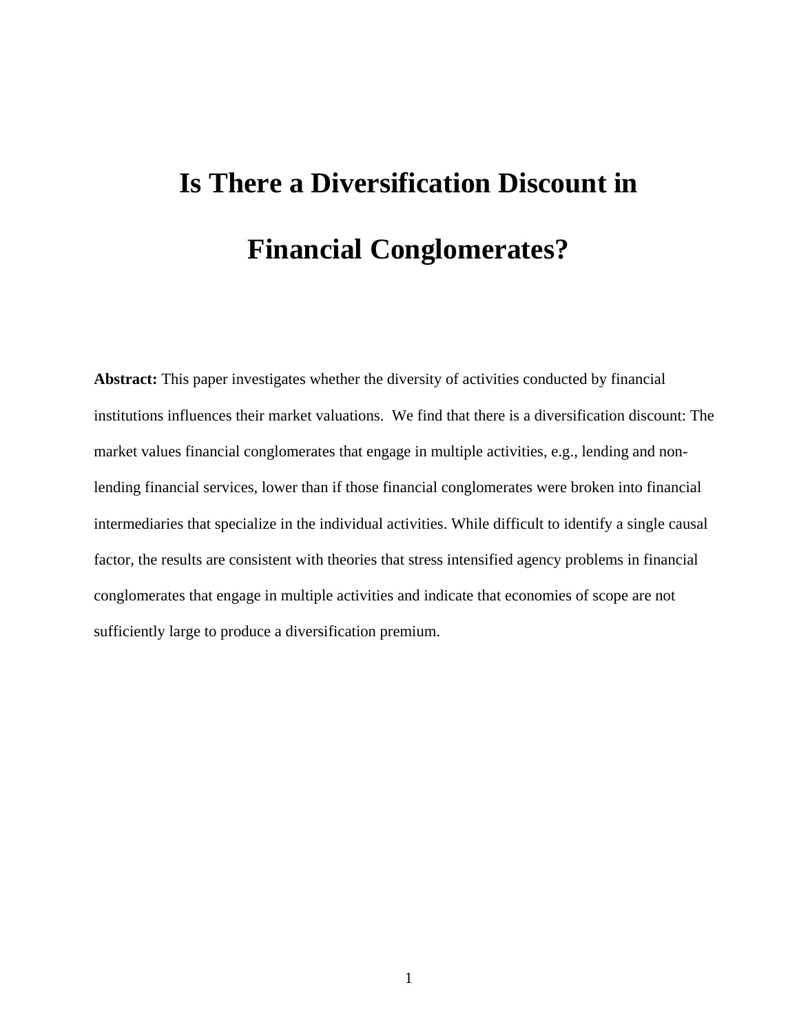# Is There a Diversification Discount in Financial Conglomerates?

**Abstract:** This paper investigates whether the diversity of activities conducted by financial institutions influences their market valuations. We find that there is a diversification discount: The market values financial conglomerates that engage in multiple activities, e.g., lending and non-lending financial services, lower than if those financial conglomerates were broken into financial intermediaries that specialize in the individual activities. While difficult to identify a single causal factor, the results are consistent with theories that stress intensified agency problems in financial conglomerates that engage in multiple activities and indicate that economies of scope are not sufficiently large to produce a diversification premium.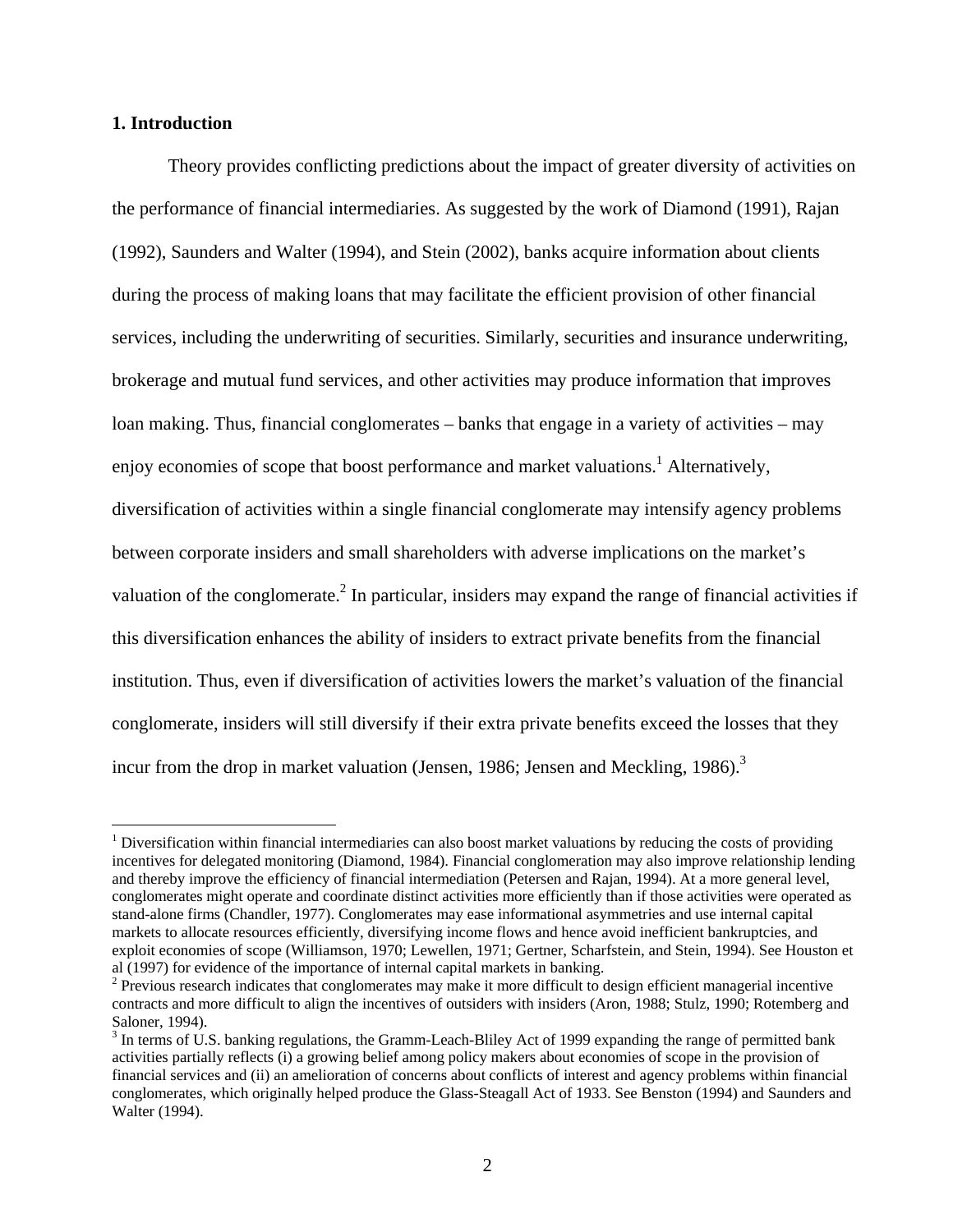## 1. Introduction

Theory provides conflicting predictions about the impact of greater diversity of activities on the performance of financial intermediaries. As suggested by the work of Diamond (1991), Rajan (1992), Saunders and Walter (1994), and Stein (2002), banks acquire information about clients during the process of making loans that may facilitate the efficient provision of other financial services, including the underwriting of securities. Similarly, securities and insurance underwriting, brokerage and mutual fund services, and other activities may produce information that improves loan making. Thus, financial conglomerates – banks that engage in a variety of activities – may enjoy economies of scope that boost performance and market valuations.[1] Alternatively, diversification of activities within a single financial conglomerate may intensify agency problems between corporate insiders and small shareholders with adverse implications on the market's valuation of the conglomerate.[2] In particular, insiders may expand the range of financial activities if this diversification enhances the ability of insiders to extract private benefits from the financial institution. Thus, even if diversification of activities lowers the market's valuation of the financial conglomerate, insiders will still diversify if their extra private benefits exceed the losses that they incur from the drop in market valuation (Jensen, 1986; Jensen and Meckling, 1986).[3]

[1] Diversification within financial intermediaries can also boost market valuations by reducing the costs of providing incentives for delegated monitoring (Diamond, 1984). Financial conglomeration may also improve relationship lending and thereby improve the efficiency of financial intermediation (Petersen and Rajan, 1994). At a more general level, conglomerates might operate and coordinate distinct activities more efficiently than if those activities were operated as stand-alone firms (Chandler, 1977). Conglomerates may ease informational asymmetries and use internal capital markets to allocate resources efficiently, diversifying income flows and hence avoid inefficient bankruptcies, and exploit economies of scope (Williamson, 1970; Lewellen, 1971; Gertner, Scharfstein, and Stein, 1994). See Houston et al (1997) for evidence of the importance of internal capital markets in banking.

[2] Previous research indicates that conglomerates may make it more difficult to design efficient managerial incentive contracts and more difficult to align the incentives of outsiders with insiders (Aron, 1988; Stulz, 1990; Rotemberg and Saloner, 1994).

[3] In terms of U.S. banking regulations, the Gramm-Leach-Bliley Act of 1999 expanding the range of permitted bank activities partially reflects (i) a growing belief among policy makers about economies of scope in the provision of financial services and (ii) an amelioration of concerns about conflicts of interest and agency problems within financial conglomerates, which originally helped produce the Glass-Steagall Act of 1933. See Benston (1994) and Saunders and Walter (1994).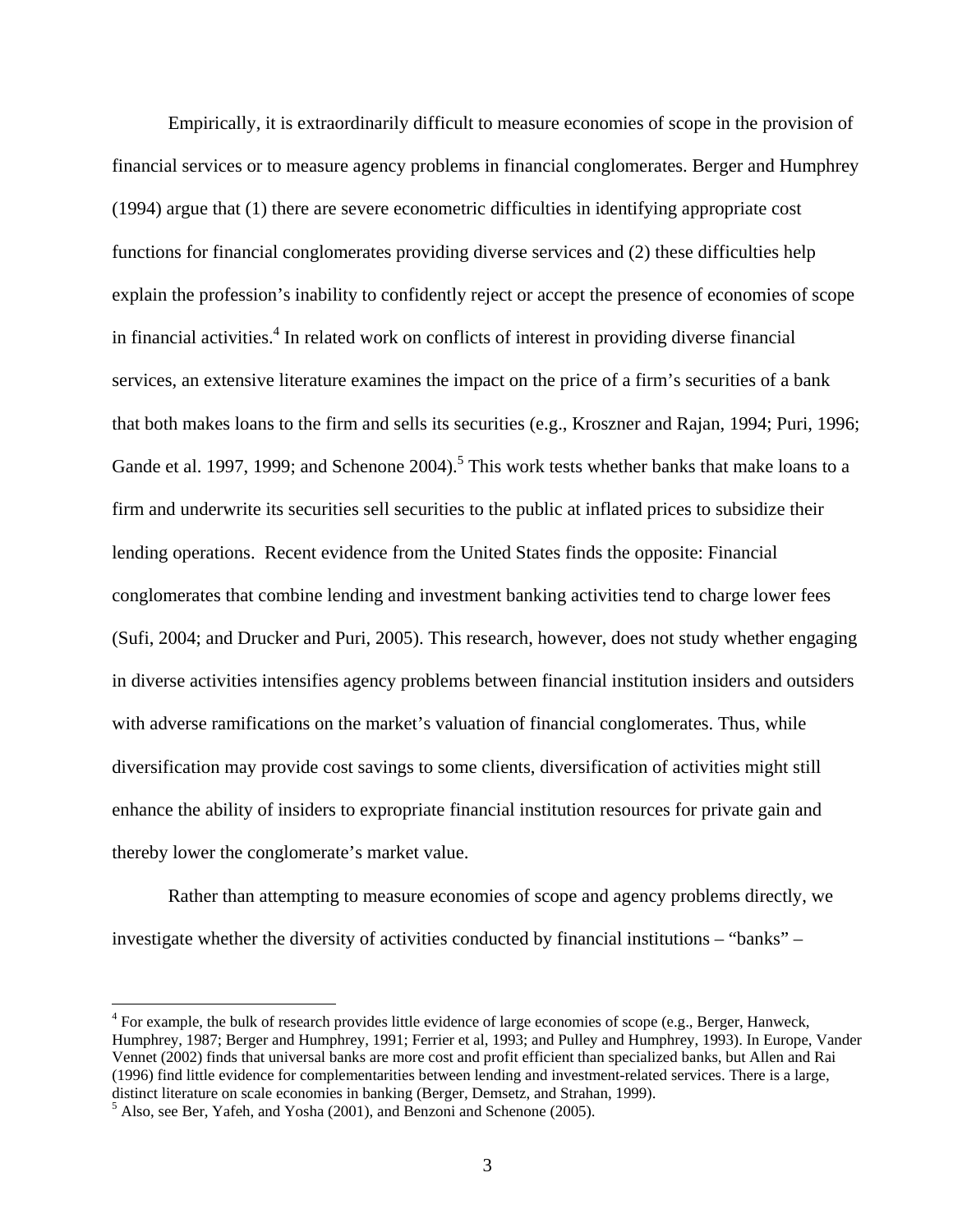Empirically, it is extraordinarily difficult to measure economies of scope in the provision of financial services or to measure agency problems in financial conglomerates. Berger and Humphrey (1994) argue that (1) there are severe econometric difficulties in identifying appropriate cost functions for financial conglomerates providing diverse services and (2) these difficulties help explain the profession's inability to confidently reject or accept the presence of economies of scope in financial activities.[4] In related work on conflicts of interest in providing diverse financial services, an extensive literature examines the impact on the price of a firm's securities of a bank that both makes loans to the firm and sells its securities (e.g., Kroszner and Rajan, 1994; Puri, 1996; Gande et al. 1997, 1999; and Schenone 2004).[5] This work tests whether banks that make loans to a firm and underwrite its securities sell securities to the public at inflated prices to subsidize their lending operations. Recent evidence from the United States finds the opposite: Financial conglomerates that combine lending and investment banking activities tend to charge lower fees (Sufi, 2004; and Drucker and Puri, 2005). This research, however, does not study whether engaging in diverse activities intensifies agency problems between financial institution insiders and outsiders with adverse ramifications on the market's valuation of financial conglomerates. Thus, while diversification may provide cost savings to some clients, diversification of activities might still enhance the ability of insiders to expropriate financial institution resources for private gain and thereby lower the conglomerate's market value.

Rather than attempting to measure economies of scope and agency problems directly, we investigate whether the diversity of activities conducted by financial institutions – "banks" –

---

[4] For example, the bulk of research provides little evidence of large economies of scope (e.g., Berger, Hanweck, Humphrey, 1987; Berger and Humphrey, 1991; Ferrier et al, 1993; and Pulley and Humphrey, 1993). In Europe, Vander Vennet (2002) finds that universal banks are more cost and profit efficient than specialized banks, but Allen and Rai (1996) find little evidence for complementarities between lending and investment-related services. There is a large, distinct literature on scale economies in banking (Berger, Demsetz, and Strahan, 1999).

[5] Also, see Ber, Yafeh, and Yosha (2001), and Benzoni and Schenone (2005).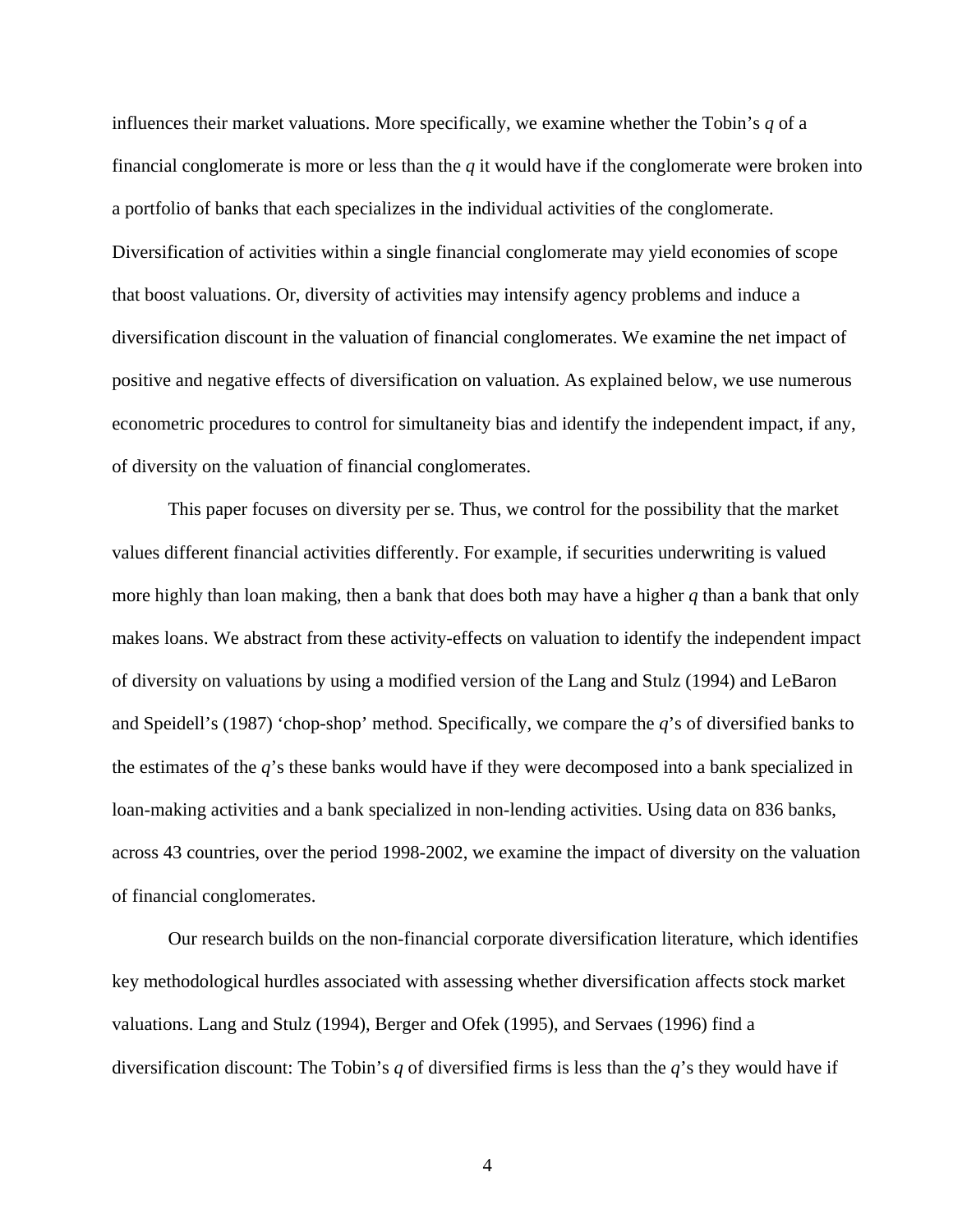influences their market valuations. More specifically, we examine whether the Tobin's *q* of a financial conglomerate is more or less than the *q* it would have if the conglomerate were broken into a portfolio of banks that each specializes in the individual activities of the conglomerate. Diversification of activities within a single financial conglomerate may yield economies of scope that boost valuations. Or, diversity of activities may intensify agency problems and induce a diversification discount in the valuation of financial conglomerates. We examine the net impact of positive and negative effects of diversification on valuation. As explained below, we use numerous econometric procedures to control for simultaneity bias and identify the independent impact, if any, of diversity on the valuation of financial conglomerates.

This paper focuses on diversity per se. Thus, we control for the possibility that the market values different financial activities differently. For example, if securities underwriting is valued more highly than loan making, then a bank that does both may have a higher *q* than a bank that only makes loans. We abstract from these activity-effects on valuation to identify the independent impact of diversity on valuations by using a modified version of the Lang and Stulz (1994) and LeBaron and Speidell's (1987) 'chop-shop' method. Specifically, we compare the *q*'s of diversified banks to the estimates of the *q*'s these banks would have if they were decomposed into a bank specialized in loan-making activities and a bank specialized in non-lending activities. Using data on 836 banks, across 43 countries, over the period 1998-2002, we examine the impact of diversity on the valuation of financial conglomerates.

Our research builds on the non-financial corporate diversification literature, which identifies key methodological hurdles associated with assessing whether diversification affects stock market valuations. Lang and Stulz (1994), Berger and Ofek (1995), and Servaes (1996) find a diversification discount: The Tobin's *q* of diversified firms is less than the *q*'s they would have if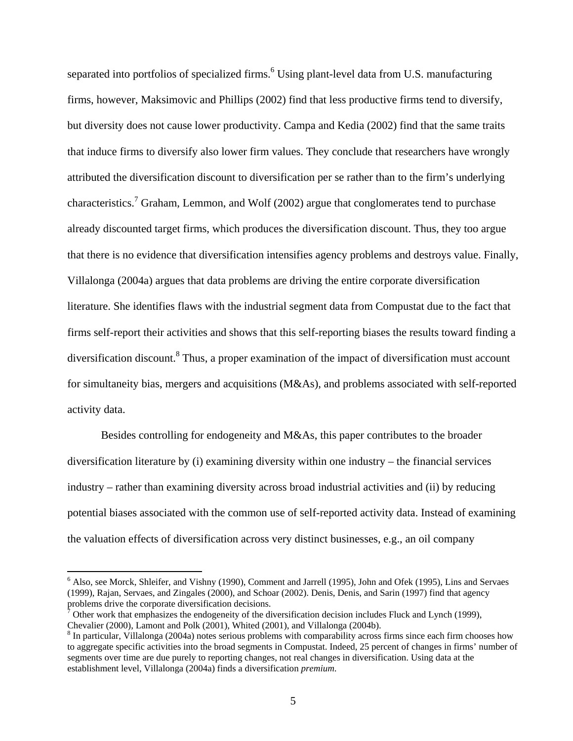separated into portfolios of specialized firms.[6] Using plant-level data from U.S. manufacturing firms, however, Maksimovic and Phillips (2002) find that less productive firms tend to diversify, but diversity does not cause lower productivity. Campa and Kedia (2002) find that the same traits that induce firms to diversify also lower firm values. They conclude that researchers have wrongly attributed the diversification discount to diversification per se rather than to the firm's underlying characteristics.[7] Graham, Lemmon, and Wolf (2002) argue that conglomerates tend to purchase already discounted target firms, which produces the diversification discount. Thus, they too argue that there is no evidence that diversification intensifies agency problems and destroys value. Finally, Villalonga (2004a) argues that data problems are driving the entire corporate diversification literature. She identifies flaws with the industrial segment data from Compustat due to the fact that firms self-report their activities and shows that this self-reporting biases the results toward finding a diversification discount.[8] Thus, a proper examination of the impact of diversification must account for simultaneity bias, mergers and acquisitions (M&As), and problems associated with self-reported activity data.

Besides controlling for endogeneity and M&As, this paper contributes to the broader diversification literature by (i) examining diversity within one industry – the financial services industry – rather than examining diversity across broad industrial activities and (ii) by reducing potential biases associated with the common use of self-reported activity data. Instead of examining the valuation effects of diversification across very distinct businesses, e.g., an oil company

---

[6] Also, see Morck, Shleifer, and Vishny (1990), Comment and Jarrell (1995), John and Ofek (1995), Lins and Servaes (1999), Rajan, Servaes, and Zingales (2000), and Schoar (2002). Denis, Denis, and Sarin (1997) find that agency problems drive the corporate diversification decisions.

[7] Other work that emphasizes the endogeneity of the diversification decision includes Fluck and Lynch (1999), Chevalier (2000), Lamont and Polk (2001), Whited (2001), and Villalonga (2004b).

[8] In particular, Villalonga (2004a) notes serious problems with comparability across firms since each firm chooses how to aggregate specific activities into the broad segments in Compustat. Indeed, 25 percent of changes in firms' number of segments over time are due purely to reporting changes, not real changes in diversification. Using data at the establishment level, Villalonga (2004a) finds a diversification *premium*.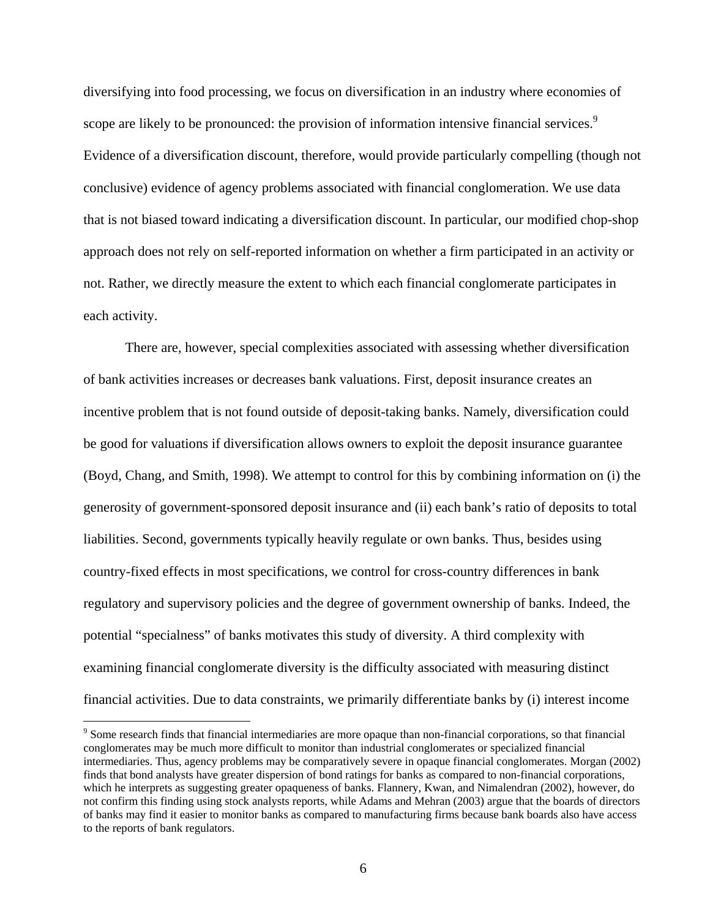diversifying into food processing, we focus on diversification in an industry where economies of scope are likely to be pronounced: the provision of information intensive financial services.[9] Evidence of a diversification discount, therefore, would provide particularly compelling (though not conclusive) evidence of agency problems associated with financial conglomeration. We use data that is not biased toward indicating a diversification discount. In particular, our modified chop-shop approach does not rely on self-reported information on whether a firm participated in an activity or not. Rather, we directly measure the extent to which each financial conglomerate participates in each activity.

There are, however, special complexities associated with assessing whether diversification of bank activities increases or decreases bank valuations. First, deposit insurance creates an incentive problem that is not found outside of deposit-taking banks. Namely, diversification could be good for valuations if diversification allows owners to exploit the deposit insurance guarantee (Boyd, Chang, and Smith, 1998). We attempt to control for this by combining information on (i) the generosity of government-sponsored deposit insurance and (ii) each bank's ratio of deposits to total liabilities. Second, governments typically heavily regulate or own banks. Thus, besides using country-fixed effects in most specifications, we control for cross-country differences in bank regulatory and supervisory policies and the degree of government ownership of banks. Indeed, the potential "specialness" of banks motivates this study of diversity. A third complexity with examining financial conglomerate diversity is the difficulty associated with measuring distinct financial activities. Due to data constraints, we primarily differentiate banks by (i) interest income

[9] Some research finds that financial intermediaries are more opaque than non-financial corporations, so that financial conglomerates may be much more difficult to monitor than industrial conglomerates or specialized financial intermediaries. Thus, agency problems may be comparatively severe in opaque financial conglomerates. Morgan (2002) finds that bond analysts have greater dispersion of bond ratings for banks as compared to non-financial corporations, which he interprets as suggesting greater opaqueness of banks. Flannery, Kwan, and Nimalendran (2002), however, do not confirm this finding using stock analysts reports, while Adams and Mehran (2003) argue that the boards of directors of banks may find it easier to monitor banks as compared to manufacturing firms because bank boards also have access to the reports of bank regulators.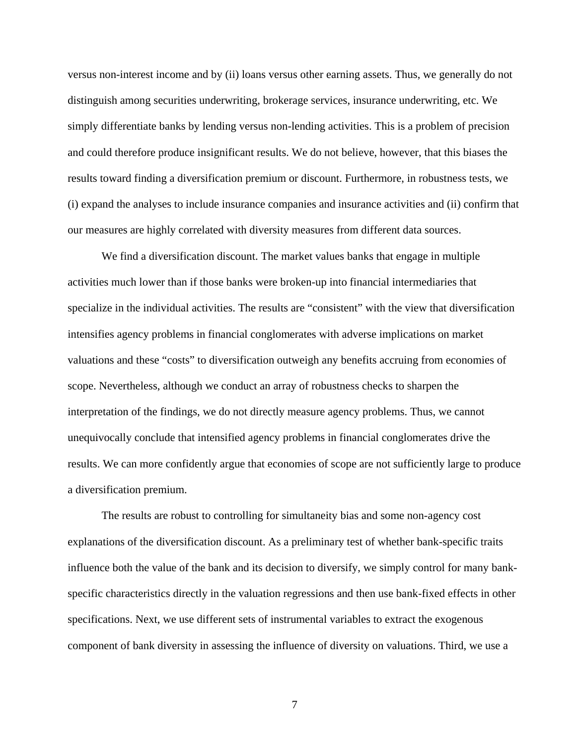versus non-interest income and by (ii) loans versus other earning assets. Thus, we generally do not distinguish among securities underwriting, brokerage services, insurance underwriting, etc. We simply differentiate banks by lending versus non-lending activities. This is a problem of precision and could therefore produce insignificant results. We do not believe, however, that this biases the results toward finding a diversification premium or discount. Furthermore, in robustness tests, we (i) expand the analyses to include insurance companies and insurance activities and (ii) confirm that our measures are highly correlated with diversity measures from different data sources.

We find a diversification discount. The market values banks that engage in multiple activities much lower than if those banks were broken-up into financial intermediaries that specialize in the individual activities. The results are "consistent" with the view that diversification intensifies agency problems in financial conglomerates with adverse implications on market valuations and these "costs" to diversification outweigh any benefits accruing from economies of scope. Nevertheless, although we conduct an array of robustness checks to sharpen the interpretation of the findings, we do not directly measure agency problems. Thus, we cannot unequivocally conclude that intensified agency problems in financial conglomerates drive the results. We can more confidently argue that economies of scope are not sufficiently large to produce a diversification premium.

The results are robust to controlling for simultaneity bias and some non-agency cost explanations of the diversification discount. As a preliminary test of whether bank-specific traits influence both the value of the bank and its decision to diversify, we simply control for many bank-specific characteristics directly in the valuation regressions and then use bank-fixed effects in other specifications. Next, we use different sets of instrumental variables to extract the exogenous component of bank diversity in assessing the influence of diversity on valuations. Third, we use a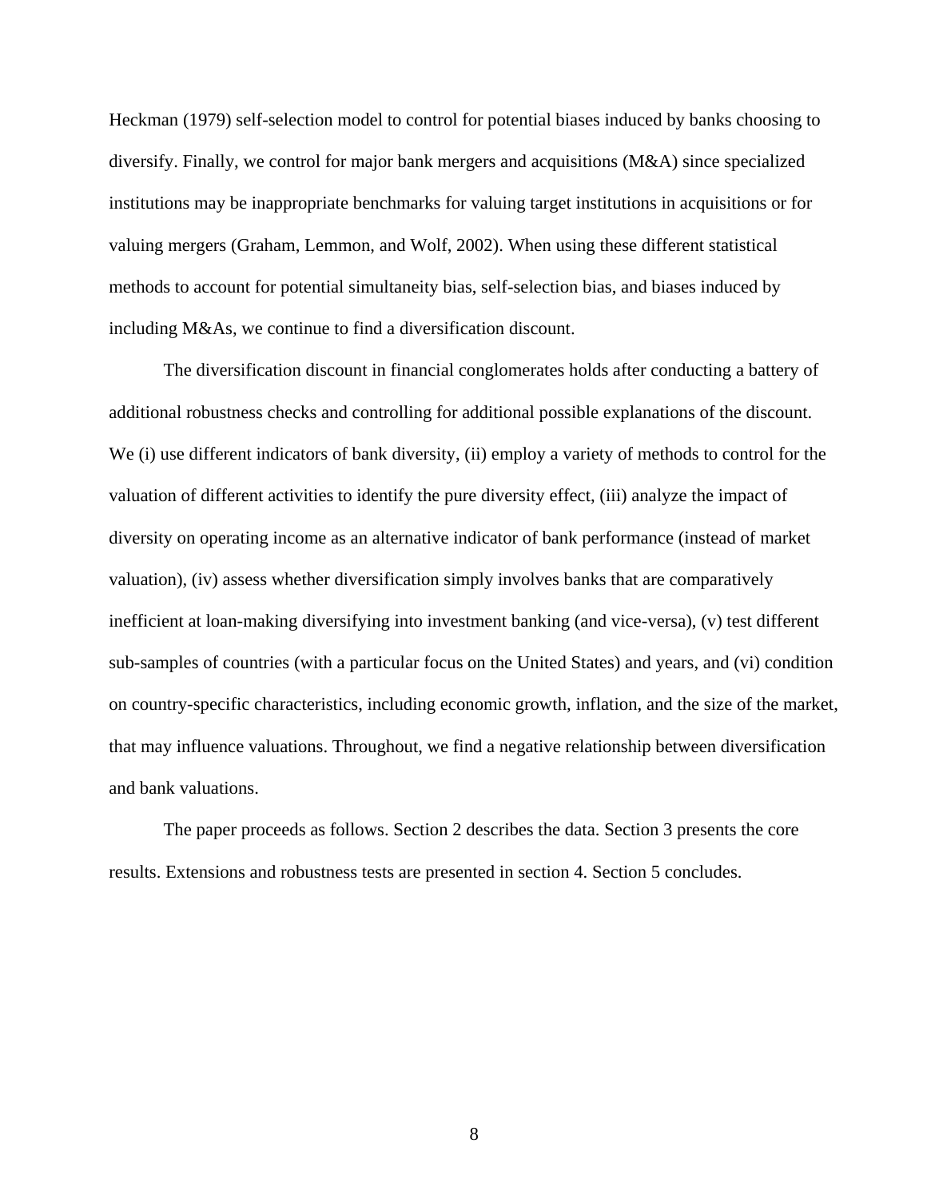Heckman (1979) self-selection model to control for potential biases induced by banks choosing to diversify. Finally, we control for major bank mergers and acquisitions (M&A) since specialized institutions may be inappropriate benchmarks for valuing target institutions in acquisitions or for valuing mergers (Graham, Lemmon, and Wolf, 2002). When using these different statistical methods to account for potential simultaneity bias, self-selection bias, and biases induced by including M&As, we continue to find a diversification discount.

The diversification discount in financial conglomerates holds after conducting a battery of additional robustness checks and controlling for additional possible explanations of the discount. We (i) use different indicators of bank diversity, (ii) employ a variety of methods to control for the valuation of different activities to identify the pure diversity effect, (iii) analyze the impact of diversity on operating income as an alternative indicator of bank performance (instead of market valuation), (iv) assess whether diversification simply involves banks that are comparatively inefficient at loan-making diversifying into investment banking (and vice-versa), (v) test different sub-samples of countries (with a particular focus on the United States) and years, and (vi) condition on country-specific characteristics, including economic growth, inflation, and the size of the market, that may influence valuations. Throughout, we find a negative relationship between diversification and bank valuations.

The paper proceeds as follows. Section 2 describes the data. Section 3 presents the core results. Extensions and robustness tests are presented in section 4. Section 5 concludes.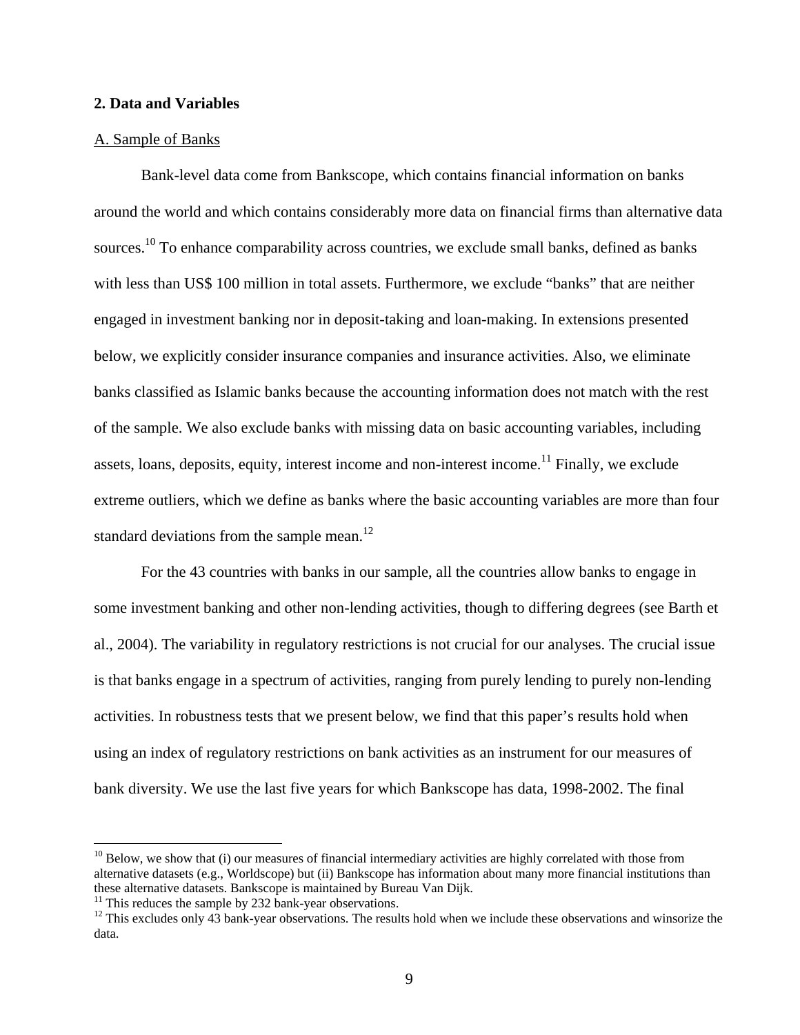## 2. Data and Variables

A. Sample of Banks

Bank-level data come from Bankscope, which contains financial information on banks around the world and which contains considerably more data on financial firms than alternative data sources.[10] To enhance comparability across countries, we exclude small banks, defined as banks with less than US$ 100 million in total assets. Furthermore, we exclude "banks" that are neither engaged in investment banking nor in deposit-taking and loan-making. In extensions presented below, we explicitly consider insurance companies and insurance activities. Also, we eliminate banks classified as Islamic banks because the accounting information does not match with the rest of the sample. We also exclude banks with missing data on basic accounting variables, including assets, loans, deposits, equity, interest income and non-interest income.[11] Finally, we exclude extreme outliers, which we define as banks where the basic accounting variables are more than four standard deviations from the sample mean.[12]

For the 43 countries with banks in our sample, all the countries allow banks to engage in some investment banking and other non-lending activities, though to differing degrees (see Barth et al., 2004). The variability in regulatory restrictions is not crucial for our analyses. The crucial issue is that banks engage in a spectrum of activities, ranging from purely lending to purely non-lending activities. In robustness tests that we present below, we find that this paper's results hold when using an index of regulatory restrictions on bank activities as an instrument for our measures of bank diversity. We use the last five years for which Bankscope has data, 1998-2002. The final

---

[10] Below, we show that (i) our measures of financial intermediary activities are highly correlated with those from alternative datasets (e.g., Worldscope) but (ii) Bankscope has information about many more financial institutions than these alternative datasets. Bankscope is maintained by Bureau Van Dijk.

[11] This reduces the sample by 232 bank-year observations.

[12] This excludes only 43 bank-year observations. The results hold when we include these observations and winsorize the data.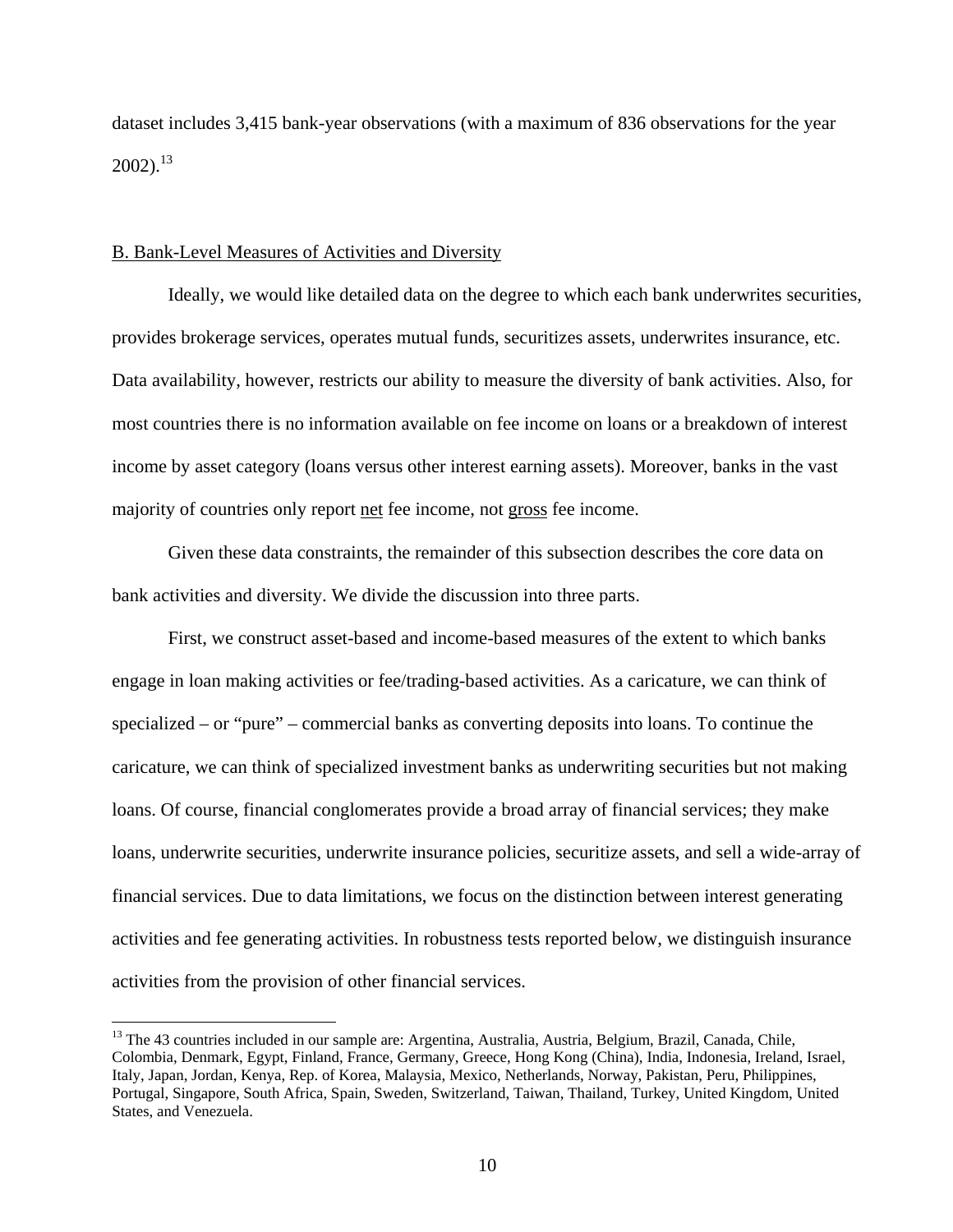dataset includes 3,415 bank-year observations (with a maximum of 836 observations for the year 2002).[13]

B. Bank-Level Measures of Activities and Diversity

Ideally, we would like detailed data on the degree to which each bank underwrites securities, provides brokerage services, operates mutual funds, securitizes assets, underwrites insurance, etc. Data availability, however, restricts our ability to measure the diversity of bank activities. Also, for most countries there is no information available on fee income on loans or a breakdown of interest income by asset category (loans versus other interest earning assets). Moreover, banks in the vast majority of countries only report net fee income, not gross fee income.

Given these data constraints, the remainder of this subsection describes the core data on bank activities and diversity. We divide the discussion into three parts.

First, we construct asset-based and income-based measures of the extent to which banks engage in loan making activities or fee/trading-based activities. As a caricature, we can think of specialized – or "pure" – commercial banks as converting deposits into loans. To continue the caricature, we can think of specialized investment banks as underwriting securities but not making loans. Of course, financial conglomerates provide a broad array of financial services; they make loans, underwrite securities, underwrite insurance policies, securitize assets, and sell a wide-array of financial services. Due to data limitations, we focus on the distinction between interest generating activities and fee generating activities. In robustness tests reported below, we distinguish insurance activities from the provision of other financial services.

[13] The 43 countries included in our sample are: Argentina, Australia, Austria, Belgium, Brazil, Canada, Chile, Colombia, Denmark, Egypt, Finland, France, Germany, Greece, Hong Kong (China), India, Indonesia, Ireland, Israel, Italy, Japan, Jordan, Kenya, Rep. of Korea, Malaysia, Mexico, Netherlands, Norway, Pakistan, Peru, Philippines, Portugal, Singapore, South Africa, Spain, Sweden, Switzerland, Taiwan, Thailand, Turkey, United Kingdom, United States, and Venezuela.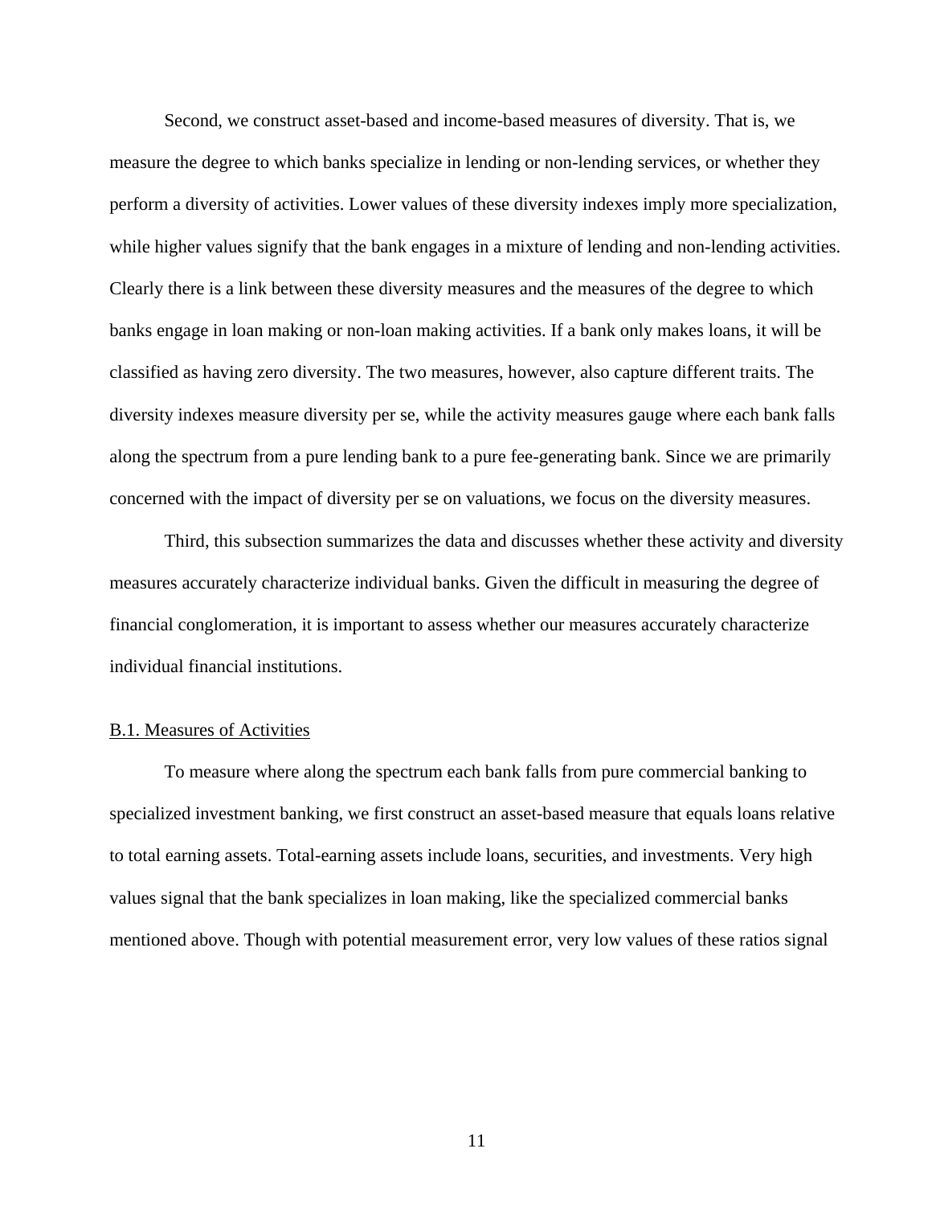Second, we construct asset-based and income-based measures of diversity. That is, we measure the degree to which banks specialize in lending or non-lending services, or whether they perform a diversity of activities. Lower values of these diversity indexes imply more specialization, while higher values signify that the bank engages in a mixture of lending and non-lending activities. Clearly there is a link between these diversity measures and the measures of the degree to which banks engage in loan making or non-loan making activities. If a bank only makes loans, it will be classified as having zero diversity. The two measures, however, also capture different traits. The diversity indexes measure diversity per se, while the activity measures gauge where each bank falls along the spectrum from a pure lending bank to a pure fee-generating bank. Since we are primarily concerned with the impact of diversity per se on valuations, we focus on the diversity measures.

Third, this subsection summarizes the data and discusses whether these activity and diversity measures accurately characterize individual banks. Given the difficult in measuring the degree of financial conglomeration, it is important to assess whether our measures accurately characterize individual financial institutions.

### B.1. Measures of Activities

To measure where along the spectrum each bank falls from pure commercial banking to specialized investment banking, we first construct an asset-based measure that equals loans relative to total earning assets. Total-earning assets include loans, securities, and investments. Very high values signal that the bank specializes in loan making, like the specialized commercial banks mentioned above. Though with potential measurement error, very low values of these ratios signal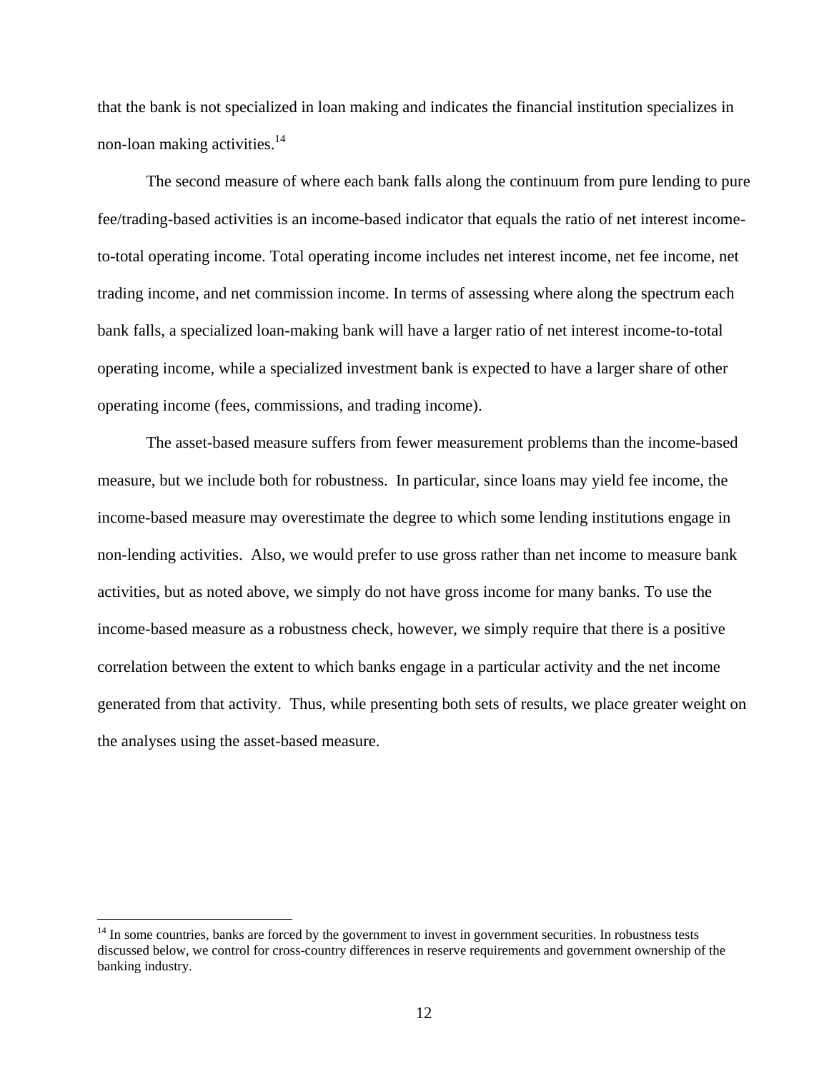that the bank is not specialized in loan making and indicates the financial institution specializes in non-loan making activities.[14]

The second measure of where each bank falls along the continuum from pure lending to pure fee/trading-based activities is an income-based indicator that equals the ratio of net interest income-to-total operating income. Total operating income includes net interest income, net fee income, net trading income, and net commission income. In terms of assessing where along the spectrum each bank falls, a specialized loan-making bank will have a larger ratio of net interest income-to-total operating income, while a specialized investment bank is expected to have a larger share of other operating income (fees, commissions, and trading income).

The asset-based measure suffers from fewer measurement problems than the income-based measure, but we include both for robustness. In particular, since loans may yield fee income, the income-based measure may overestimate the degree to which some lending institutions engage in non-lending activities. Also, we would prefer to use gross rather than net income to measure bank activities, but as noted above, we simply do not have gross income for many banks. To use the income-based measure as a robustness check, however, we simply require that there is a positive correlation between the extent to which banks engage in a particular activity and the net income generated from that activity. Thus, while presenting both sets of results, we place greater weight on the analyses using the asset-based measure.

[14] In some countries, banks are forced by the government to invest in government securities. In robustness tests discussed below, we control for cross-country differences in reserve requirements and government ownership of the banking industry.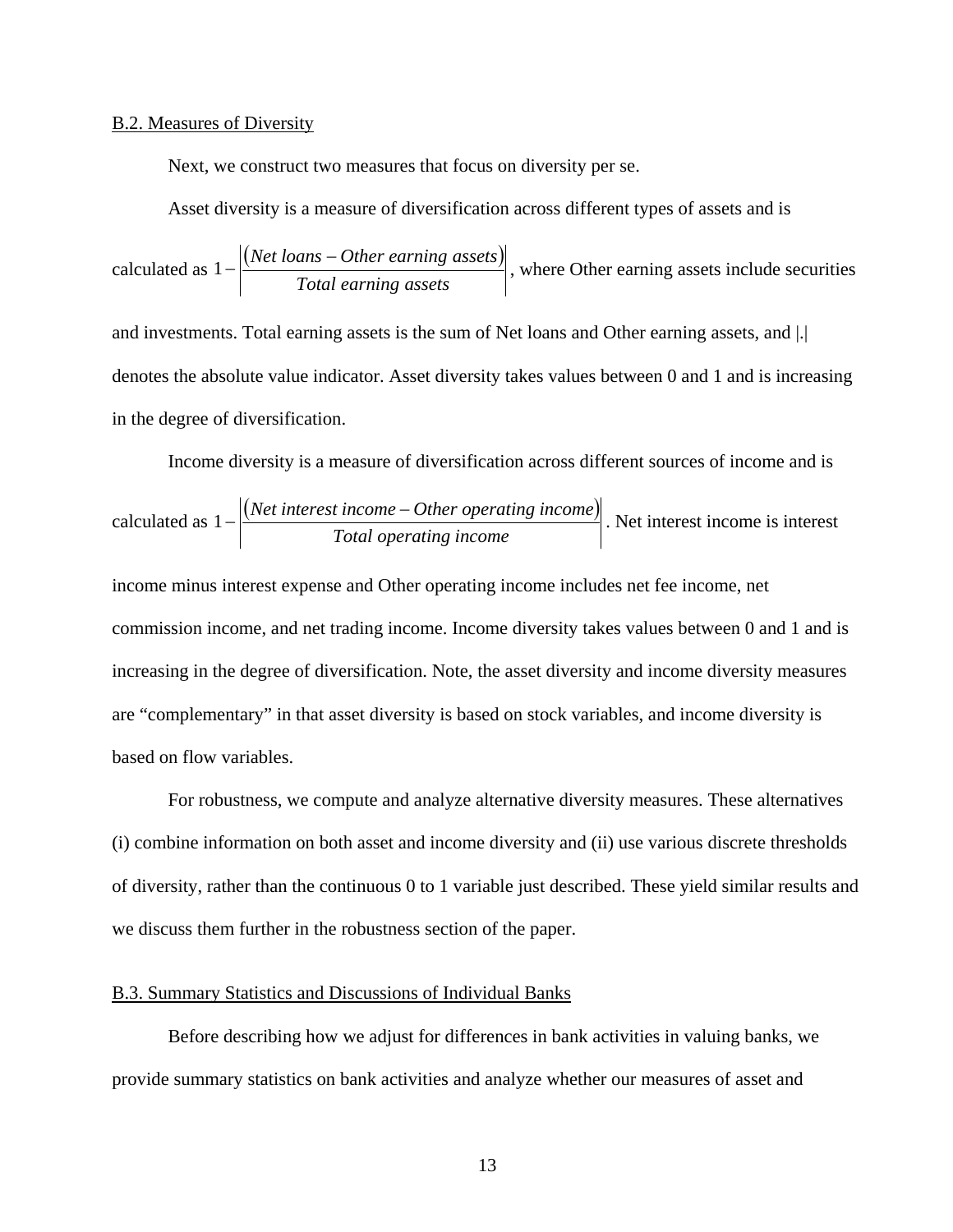### B.2. Measures of Diversity

Next, we construct two measures that focus on diversity per se.

Asset diversity is a measure of diversification across different types of assets and is calculated as $1-\left|\frac{(Net\ loans - Other\ earning\ assets)}{Total\ earning\ assets}\right|$, where Other earning assets include securities and investments. Total earning assets is the sum of Net loans and Other earning assets, and |.| denotes the absolute value indicator. Asset diversity takes values between 0 and 1 and is increasing in the degree of diversification.

Income diversity is a measure of diversification across different sources of income and is calculated as $1-\left|\frac{(Net\ interest\ income - Other\ operating\ income)}{Total\ operating\ income}\right|$. Net interest income is interest income minus interest expense and Other operating income includes net fee income, net commission income, and net trading income. Income diversity takes values between 0 and 1 and is increasing in the degree of diversification. Note, the asset diversity and income diversity measures are "complementary" in that asset diversity is based on stock variables, and income diversity is based on flow variables.

For robustness, we compute and analyze alternative diversity measures. These alternatives (i) combine information on both asset and income diversity and (ii) use various discrete thresholds of diversity, rather than the continuous 0 to 1 variable just described. These yield similar results and we discuss them further in the robustness section of the paper.

### B.3. Summary Statistics and Discussions of Individual Banks

Before describing how we adjust for differences in bank activities in valuing banks, we provide summary statistics on bank activities and analyze whether our measures of asset and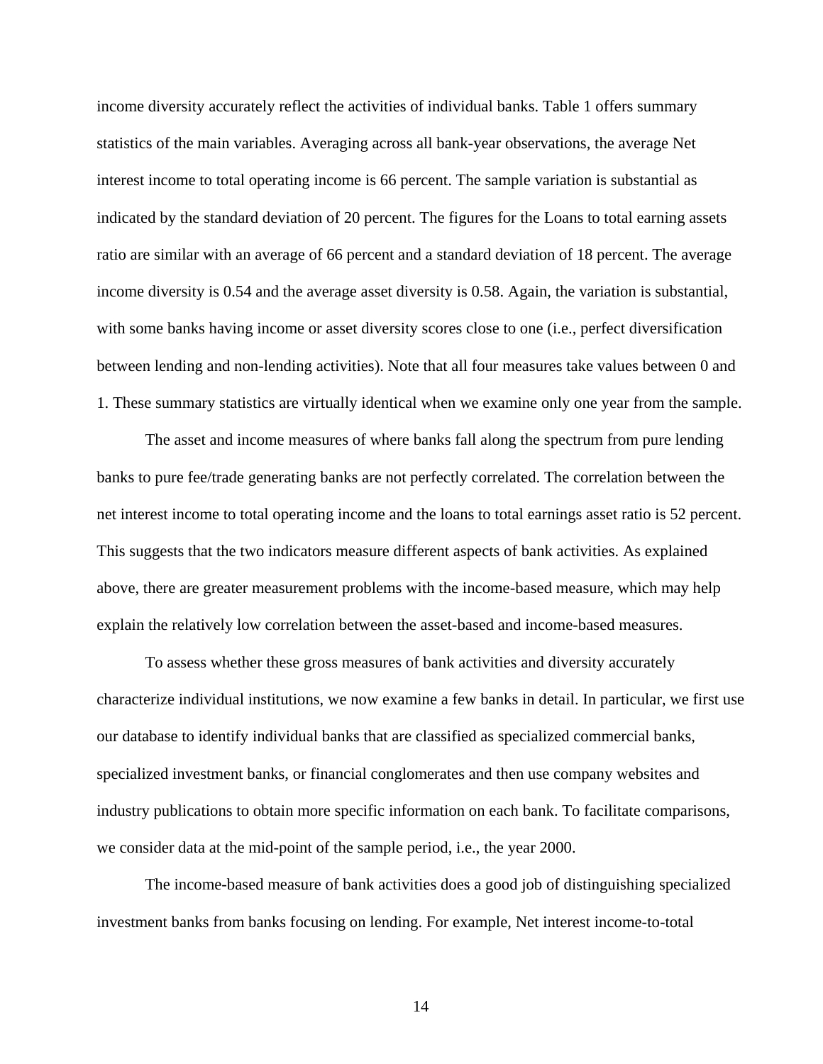income diversity accurately reflect the activities of individual banks. Table 1 offers summary statistics of the main variables. Averaging across all bank-year observations, the average Net interest income to total operating income is 66 percent. The sample variation is substantial as indicated by the standard deviation of 20 percent. The figures for the Loans to total earning assets ratio are similar with an average of 66 percent and a standard deviation of 18 percent. The average income diversity is 0.54 and the average asset diversity is 0.58. Again, the variation is substantial, with some banks having income or asset diversity scores close to one (i.e., perfect diversification between lending and non-lending activities). Note that all four measures take values between 0 and 1. These summary statistics are virtually identical when we examine only one year from the sample.

The asset and income measures of where banks fall along the spectrum from pure lending banks to pure fee/trade generating banks are not perfectly correlated. The correlation between the net interest income to total operating income and the loans to total earnings asset ratio is 52 percent. This suggests that the two indicators measure different aspects of bank activities. As explained above, there are greater measurement problems with the income-based measure, which may help explain the relatively low correlation between the asset-based and income-based measures.

To assess whether these gross measures of bank activities and diversity accurately characterize individual institutions, we now examine a few banks in detail. In particular, we first use our database to identify individual banks that are classified as specialized commercial banks, specialized investment banks, or financial conglomerates and then use company websites and industry publications to obtain more specific information on each bank. To facilitate comparisons, we consider data at the mid-point of the sample period, i.e., the year 2000.

The income-based measure of bank activities does a good job of distinguishing specialized investment banks from banks focusing on lending. For example, Net interest income-to-total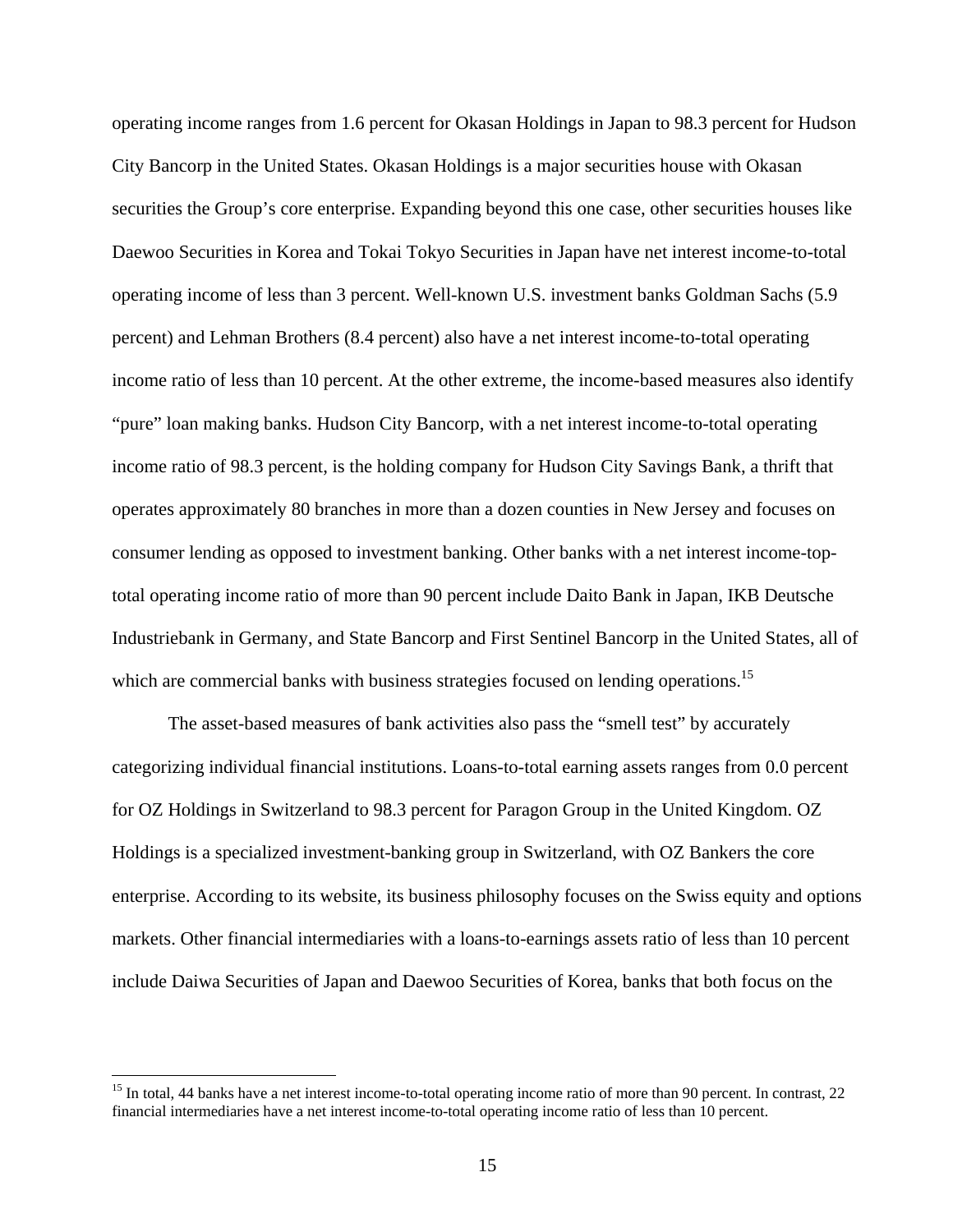operating income ranges from 1.6 percent for Okasan Holdings in Japan to 98.3 percent for Hudson City Bancorp in the United States. Okasan Holdings is a major securities house with Okasan securities the Group's core enterprise. Expanding beyond this one case, other securities houses like Daewoo Securities in Korea and Tokai Tokyo Securities in Japan have net interest income-to-total operating income of less than 3 percent. Well-known U.S. investment banks Goldman Sachs (5.9 percent) and Lehman Brothers (8.4 percent) also have a net interest income-to-total operating income ratio of less than 10 percent. At the other extreme, the income-based measures also identify "pure" loan making banks. Hudson City Bancorp, with a net interest income-to-total operating income ratio of 98.3 percent, is the holding company for Hudson City Savings Bank, a thrift that operates approximately 80 branches in more than a dozen counties in New Jersey and focuses on consumer lending as opposed to investment banking. Other banks with a net interest income-top-total operating income ratio of more than 90 percent include Daito Bank in Japan, IKB Deutsche Industriebank in Germany, and State Bancorp and First Sentinel Bancorp in the United States, all of which are commercial banks with business strategies focused on lending operations.[15]

The asset-based measures of bank activities also pass the "smell test" by accurately categorizing individual financial institutions. Loans-to-total earning assets ranges from 0.0 percent for OZ Holdings in Switzerland to 98.3 percent for Paragon Group in the United Kingdom. OZ Holdings is a specialized investment-banking group in Switzerland, with OZ Bankers the core enterprise. According to its website, its business philosophy focuses on the Swiss equity and options markets. Other financial intermediaries with a loans-to-earnings assets ratio of less than 10 percent include Daiwa Securities of Japan and Daewoo Securities of Korea, banks that both focus on the

[15] In total, 44 banks have a net interest income-to-total operating income ratio of more than 90 percent. In contrast, 22 financial intermediaries have a net interest income-to-total operating income ratio of less than 10 percent.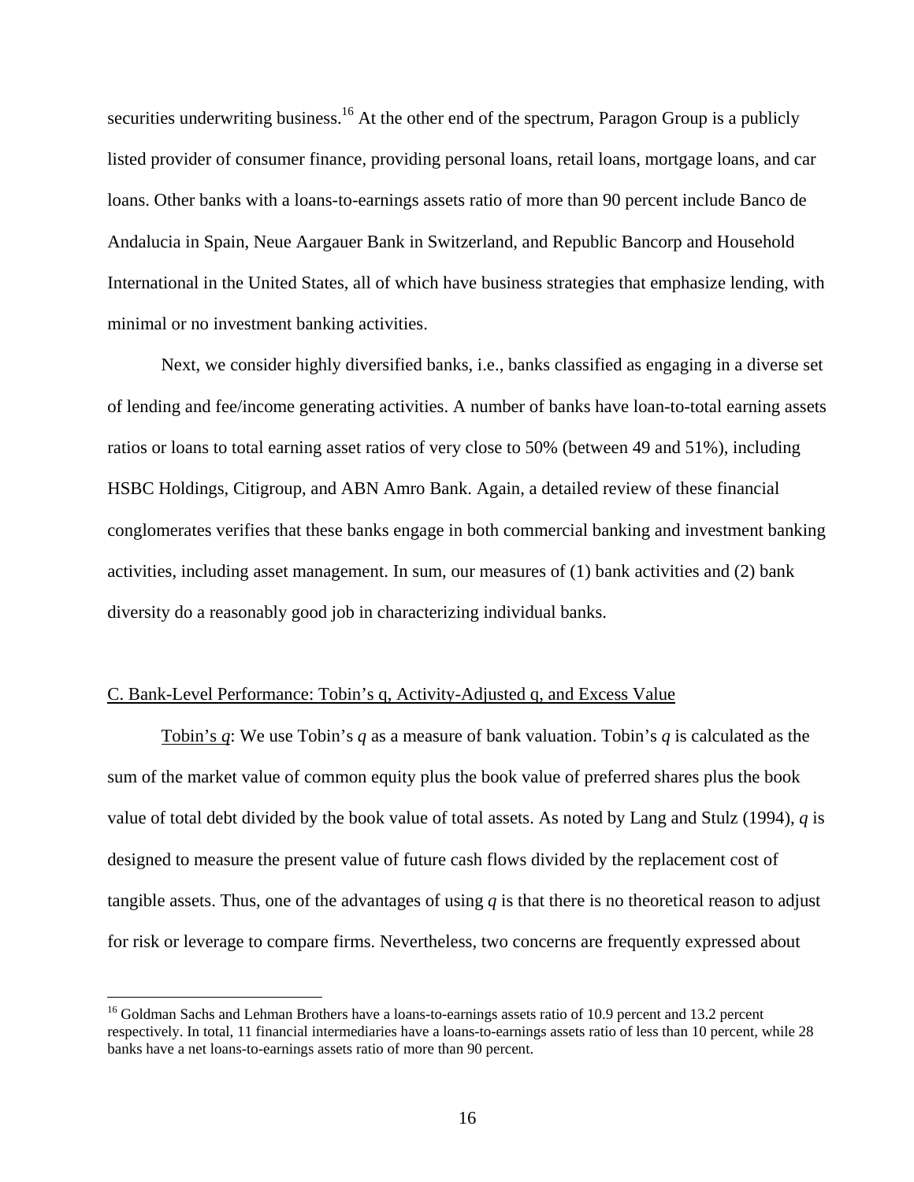securities underwriting business.[16] At the other end of the spectrum, Paragon Group is a publicly listed provider of consumer finance, providing personal loans, retail loans, mortgage loans, and car loans. Other banks with a loans-to-earnings assets ratio of more than 90 percent include Banco de Andalucia in Spain, Neue Aargauer Bank in Switzerland, and Republic Bancorp and Household International in the United States, all of which have business strategies that emphasize lending, with minimal or no investment banking activities.

Next, we consider highly diversified banks, i.e., banks classified as engaging in a diverse set of lending and fee/income generating activities. A number of banks have loan-to-total earning assets ratios or loans to total earning asset ratios of very close to 50% (between 49 and 51%), including HSBC Holdings, Citigroup, and ABN Amro Bank. Again, a detailed review of these financial conglomerates verifies that these banks engage in both commercial banking and investment banking activities, including asset management. In sum, our measures of (1) bank activities and (2) bank diversity do a reasonably good job in characterizing individual banks.

C. Bank-Level Performance: Tobin's q, Activity-Adjusted q, and Excess Value

Tobin's *q*: We use Tobin's *q* as a measure of bank valuation. Tobin's *q* is calculated as the sum of the market value of common equity plus the book value of preferred shares plus the book value of total debt divided by the book value of total assets. As noted by Lang and Stulz (1994), *q* is designed to measure the present value of future cash flows divided by the replacement cost of tangible assets. Thus, one of the advantages of using *q* is that there is no theoretical reason to adjust for risk or leverage to compare firms. Nevertheless, two concerns are frequently expressed about

[16] Goldman Sachs and Lehman Brothers have a loans-to-earnings assets ratio of 10.9 percent and 13.2 percent respectively. In total, 11 financial intermediaries have a loans-to-earnings assets ratio of less than 10 percent, while 28 banks have a net loans-to-earnings assets ratio of more than 90 percent.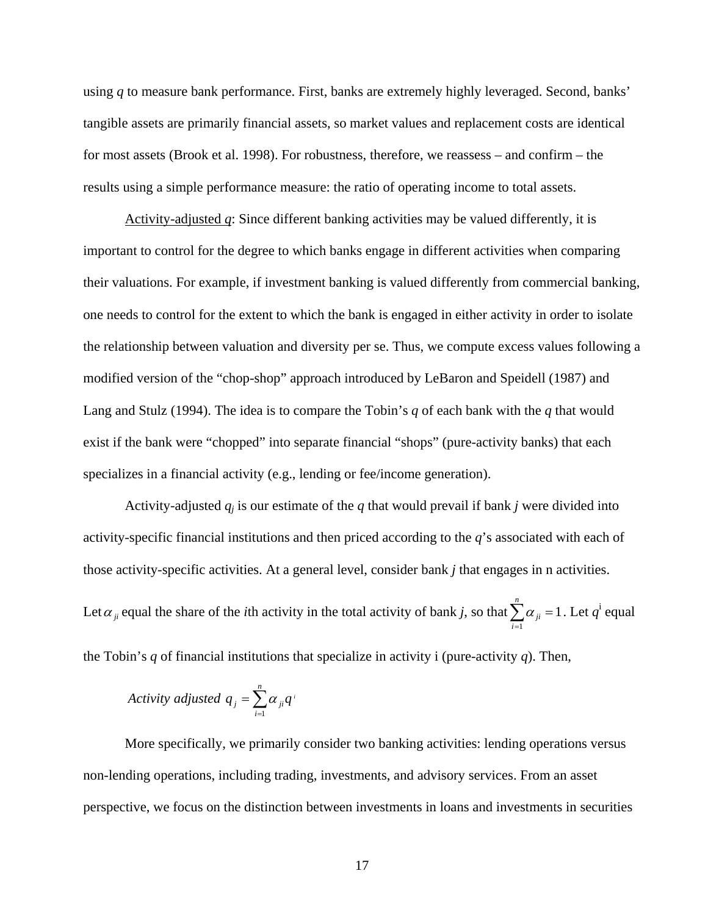using *q* to measure bank performance. First, banks are extremely highly leveraged. Second, banks' tangible assets are primarily financial assets, so market values and replacement costs are identical for most assets (Brook et al. 1998). For robustness, therefore, we reassess – and confirm – the results using a simple performance measure: the ratio of operating income to total assets.

Activity-adjusted *q*: Since different banking activities may be valued differently, it is important to control for the degree to which banks engage in different activities when comparing their valuations. For example, if investment banking is valued differently from commercial banking, one needs to control for the extent to which the bank is engaged in either activity in order to isolate the relationship between valuation and diversity per se. Thus, we compute excess values following a modified version of the "chop-shop" approach introduced by LeBaron and Speidell (1987) and Lang and Stulz (1994). The idea is to compare the Tobin's *q* of each bank with the *q* that would exist if the bank were "chopped" into separate financial "shops" (pure-activity banks) that each specializes in a financial activity (e.g., lending or fee/income generation).

Activity-adjusted $q_j$ is our estimate of the *q* that would prevail if bank *j* were divided into activity-specific financial institutions and then priced according to the *q*'s associated with each of those activity-specific activities. At a general level, consider bank *j* that engages in n activities. Let $\alpha_{ji}$ equal the share of the *i*th activity in the total activity of bank *j*, so that $\sum_{i=1}^{n} \alpha_{ji} = 1$. Let $q^{i}$ equal the Tobin's *q* of financial institutions that specialize in activity i (pure-activity *q*). Then,

$$\text{Activity adjusted } q_j = \sum_{i=1}^{n} \alpha_{ji} q^{i}$$

More specifically, we primarily consider two banking activities: lending operations versus non-lending operations, including trading, investments, and advisory services. From an asset perspective, we focus on the distinction between investments in loans and investments in securities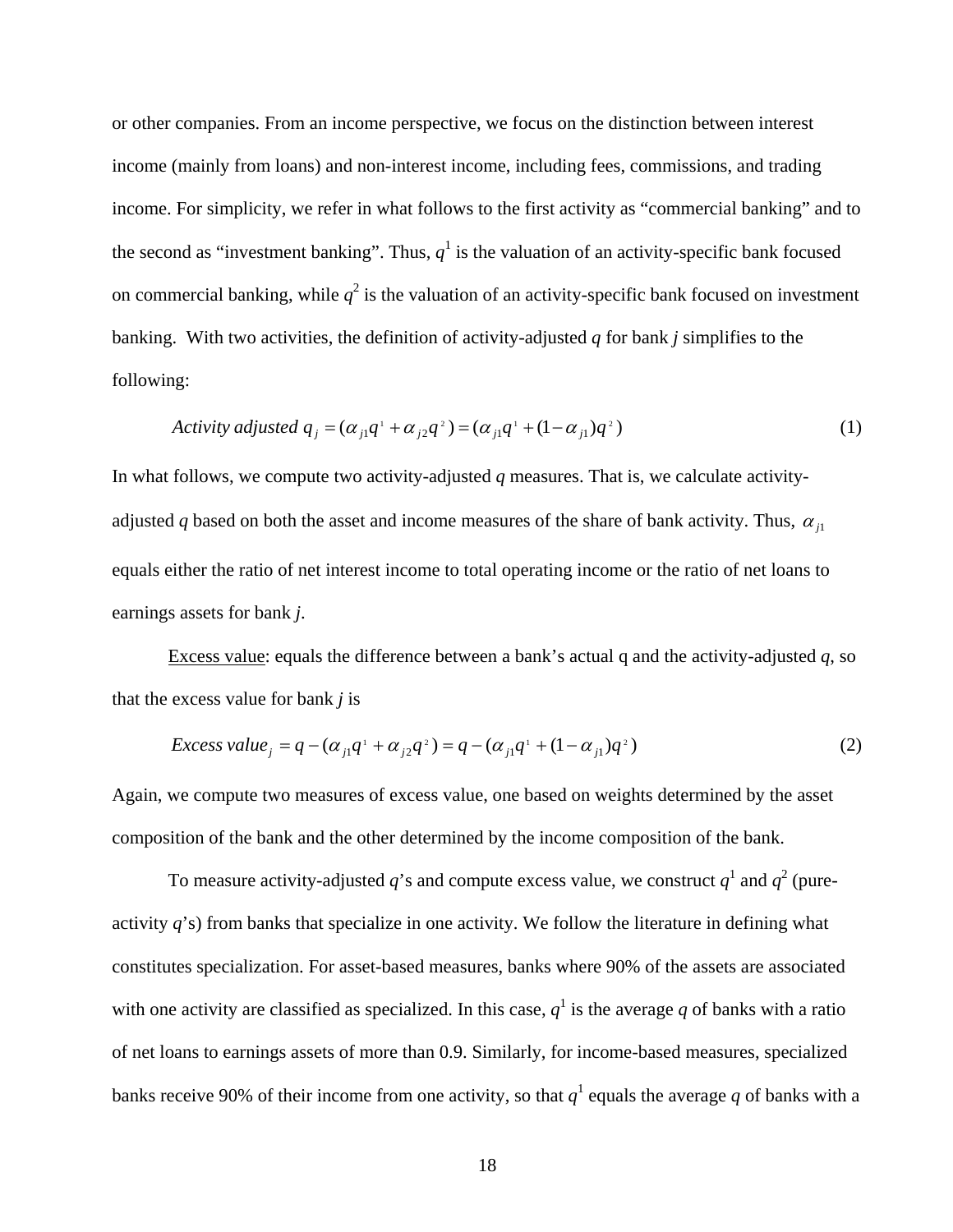or other companies. From an income perspective, we focus on the distinction between interest income (mainly from loans) and non-interest income, including fees, commissions, and trading income. For simplicity, we refer in what follows to the first activity as "commercial banking" and to the second as "investment banking". Thus, $q^1$ is the valuation of an activity-specific bank focused on commercial banking, while $q^2$ is the valuation of an activity-specific bank focused on investment banking. With two activities, the definition of activity-adjusted $q$ for bank $j$ simplifies to the following:

$$\textit{Activity adjusted } q_j = (\alpha_{j1} q^1 + \alpha_{j2} q^2) = (\alpha_{j1} q^1 + (1 - \alpha_{j1}) q^2) \tag{1}$$

In what follows, we compute two activity-adjusted $q$ measures. That is, we calculate activity-adjusted $q$ based on both the asset and income measures of the share of bank activity. Thus, $\alpha_{j1}$ equals either the ratio of net interest income to total operating income or the ratio of net loans to earnings assets for bank $j$.

Excess value: equals the difference between a bank's actual q and the activity-adjusted $q$, so that the excess value for bank $j$ is

$$\textit{Excess value}_j = q - (\alpha_{j1} q^1 + \alpha_{j2} q^2) = q - (\alpha_{j1} q^1 + (1 - \alpha_{j1}) q^2) \tag{2}$$

Again, we compute two measures of excess value, one based on weights determined by the asset composition of the bank and the other determined by the income composition of the bank.

To measure activity-adjusted $q$'s and compute excess value, we construct $q^1$ and $q^2$ (pure-activity $q$'s) from banks that specialize in one activity. We follow the literature in defining what constitutes specialization. For asset-based measures, banks where 90% of the assets are associated with one activity are classified as specialized. In this case, $q^1$ is the average $q$ of banks with a ratio of net loans to earnings assets of more than 0.9. Similarly, for income-based measures, specialized banks receive 90% of their income from one activity, so that $q^1$ equals the average $q$ of banks with a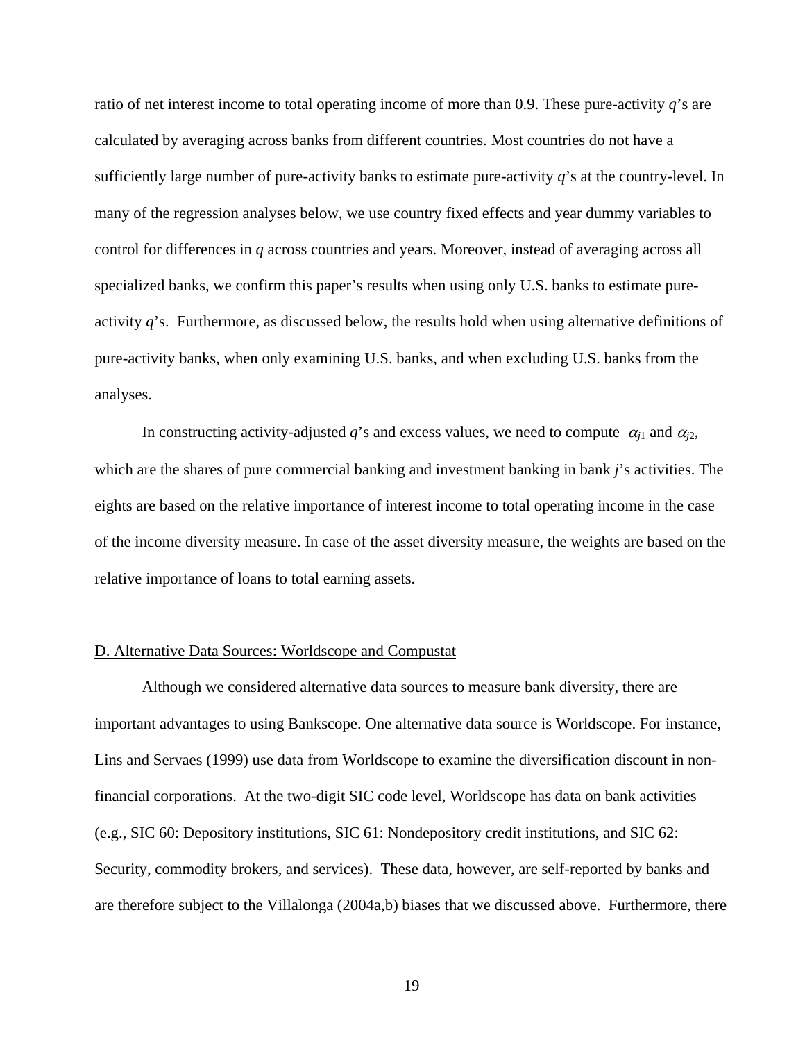ratio of net interest income to total operating income of more than 0.9. These pure-activity $q$'s are calculated by averaging across banks from different countries. Most countries do not have a sufficiently large number of pure-activity banks to estimate pure-activity $q$'s at the country-level. In many of the regression analyses below, we use country fixed effects and year dummy variables to control for differences in $q$ across countries and years. Moreover, instead of averaging across all specialized banks, we confirm this paper's results when using only U.S. banks to estimate pure-activity $q$'s. Furthermore, as discussed below, the results hold when using alternative definitions of pure-activity banks, when only examining U.S. banks, and when excluding U.S. banks from the analyses.

In constructing activity-adjusted $q$'s and excess values, we need to compute $\alpha_{j1}$ and $\alpha_{j2}$, which are the shares of pure commercial banking and investment banking in bank $j$'s activities. The eights are based on the relative importance of interest income to total operating income in the case of the income diversity measure. In case of the asset diversity measure, the weights are based on the relative importance of loans to total earning assets.

### D. Alternative Data Sources: Worldscope and Compustat

Although we considered alternative data sources to measure bank diversity, there are important advantages to using Bankscope. One alternative data source is Worldscope. For instance, Lins and Servaes (1999) use data from Worldscope to examine the diversification discount in non-financial corporations. At the two-digit SIC code level, Worldscope has data on bank activities (e.g., SIC 60: Depository institutions, SIC 61: Nondepository credit institutions, and SIC 62: Security, commodity brokers, and services). These data, however, are self-reported by banks and are therefore subject to the Villalonga (2004a,b) biases that we discussed above. Furthermore, there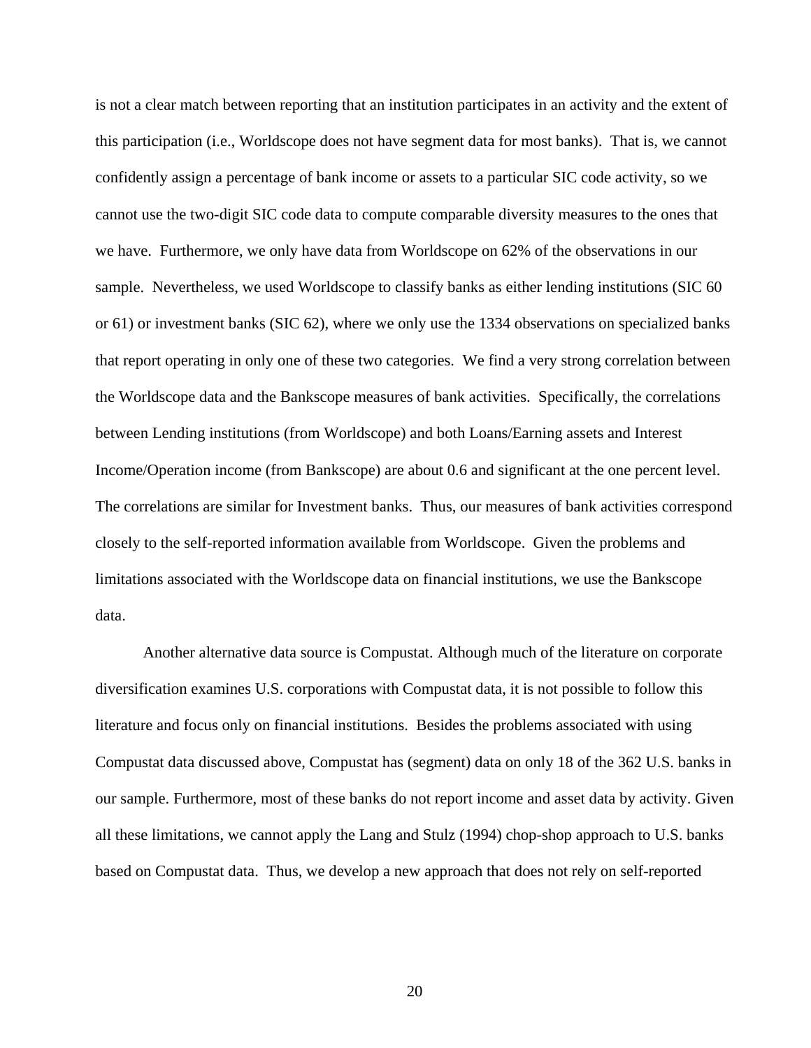is not a clear match between reporting that an institution participates in an activity and the extent of this participation (i.e., Worldscope does not have segment data for most banks). That is, we cannot confidently assign a percentage of bank income or assets to a particular SIC code activity, so we cannot use the two-digit SIC code data to compute comparable diversity measures to the ones that we have. Furthermore, we only have data from Worldscope on 62% of the observations in our sample. Nevertheless, we used Worldscope to classify banks as either lending institutions (SIC 60 or 61) or investment banks (SIC 62), where we only use the 1334 observations on specialized banks that report operating in only one of these two categories. We find a very strong correlation between the Worldscope data and the Bankscope measures of bank activities. Specifically, the correlations between Lending institutions (from Worldscope) and both Loans/Earning assets and Interest Income/Operation income (from Bankscope) are about 0.6 and significant at the one percent level. The correlations are similar for Investment banks. Thus, our measures of bank activities correspond closely to the self-reported information available from Worldscope. Given the problems and limitations associated with the Worldscope data on financial institutions, we use the Bankscope data.

Another alternative data source is Compustat. Although much of the literature on corporate diversification examines U.S. corporations with Compustat data, it is not possible to follow this literature and focus only on financial institutions. Besides the problems associated with using Compustat data discussed above, Compustat has (segment) data on only 18 of the 362 U.S. banks in our sample. Furthermore, most of these banks do not report income and asset data by activity. Given all these limitations, we cannot apply the Lang and Stulz (1994) chop-shop approach to U.S. banks based on Compustat data. Thus, we develop a new approach that does not rely on self-reported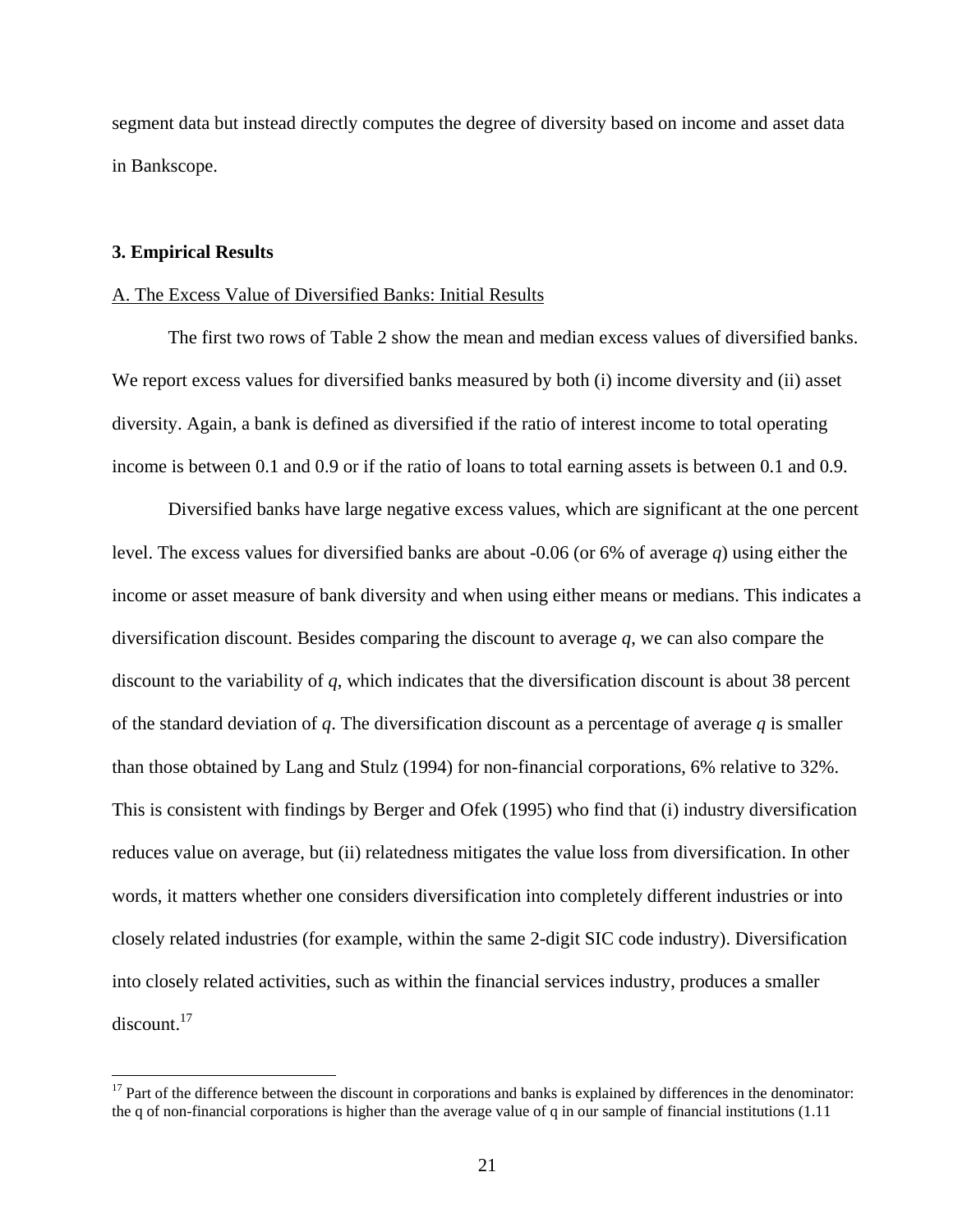segment data but instead directly computes the degree of diversity based on income and asset data in Bankscope.

## 3. Empirical Results

A. The Excess Value of Diversified Banks: Initial Results

The first two rows of Table 2 show the mean and median excess values of diversified banks. We report excess values for diversified banks measured by both (i) income diversity and (ii) asset diversity. Again, a bank is defined as diversified if the ratio of interest income to total operating income is between 0.1 and 0.9 or if the ratio of loans to total earning assets is between 0.1 and 0.9.

Diversified banks have large negative excess values, which are significant at the one percent level. The excess values for diversified banks are about -0.06 (or 6% of average *q*) using either the income or asset measure of bank diversity and when using either means or medians. This indicates a diversification discount. Besides comparing the discount to average *q*, we can also compare the discount to the variability of *q*, which indicates that the diversification discount is about 38 percent of the standard deviation of *q*. The diversification discount as a percentage of average *q* is smaller than those obtained by Lang and Stulz (1994) for non-financial corporations, 6% relative to 32%. This is consistent with findings by Berger and Ofek (1995) who find that (i) industry diversification reduces value on average, but (ii) relatedness mitigates the value loss from diversification. In other words, it matters whether one considers diversification into completely different industries or into closely related industries (for example, within the same 2-digit SIC code industry). Diversification into closely related activities, such as within the financial services industry, produces a smaller discount.[17]

[17] Part of the difference between the discount in corporations and banks is explained by differences in the denominator: the q of non-financial corporations is higher than the average value of q in our sample of financial institutions (1.11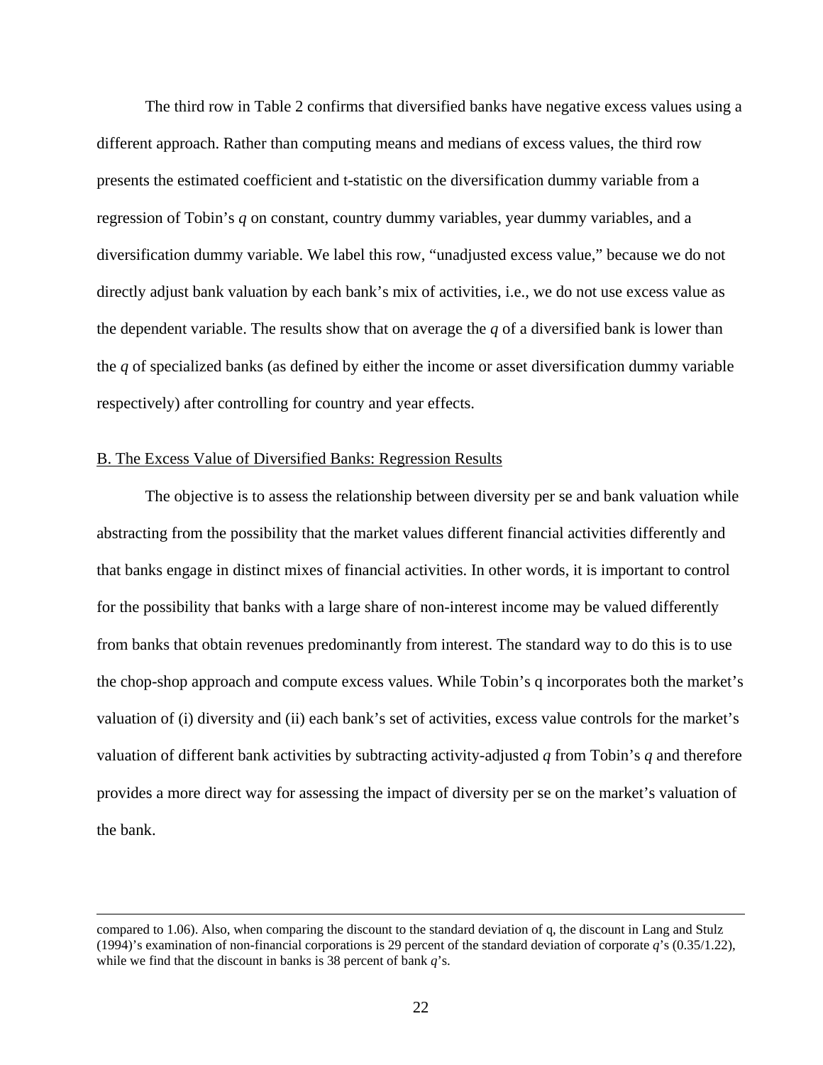The third row in Table 2 confirms that diversified banks have negative excess values using a different approach. Rather than computing means and medians of excess values, the third row presents the estimated coefficient and t-statistic on the diversification dummy variable from a regression of Tobin's *q* on constant, country dummy variables, year dummy variables, and a diversification dummy variable. We label this row, "unadjusted excess value," because we do not directly adjust bank valuation by each bank's mix of activities, i.e., we do not use excess value as the dependent variable. The results show that on average the *q* of a diversified bank is lower than the *q* of specialized banks (as defined by either the income or asset diversification dummy variable respectively) after controlling for country and year effects.

## B. The Excess Value of Diversified Banks: Regression Results

The objective is to assess the relationship between diversity per se and bank valuation while abstracting from the possibility that the market values different financial activities differently and that banks engage in distinct mixes of financial activities. In other words, it is important to control for the possibility that banks with a large share of non-interest income may be valued differently from banks that obtain revenues predominantly from interest. The standard way to do this is to use the chop-shop approach and compute excess values. While Tobin's q incorporates both the market's valuation of (i) diversity and (ii) each bank's set of activities, excess value controls for the market's valuation of different bank activities by subtracting activity-adjusted *q* from Tobin's *q* and therefore provides a more direct way for assessing the impact of diversity per se on the market's valuation of the bank.

---

compared to 1.06). Also, when comparing the discount to the standard deviation of q, the discount in Lang and Stulz (1994)'s examination of non-financial corporations is 29 percent of the standard deviation of corporate *q*'s (0.35/1.22), while we find that the discount in banks is 38 percent of bank *q*'s.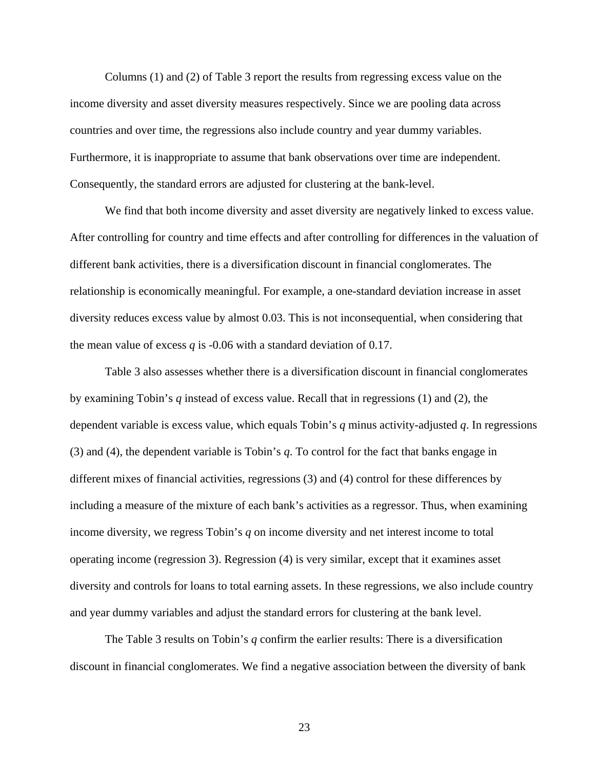Columns (1) and (2) of Table 3 report the results from regressing excess value on the income diversity and asset diversity measures respectively. Since we are pooling data across countries and over time, the regressions also include country and year dummy variables. Furthermore, it is inappropriate to assume that bank observations over time are independent. Consequently, the standard errors are adjusted for clustering at the bank-level.

We find that both income diversity and asset diversity are negatively linked to excess value. After controlling for country and time effects and after controlling for differences in the valuation of different bank activities, there is a diversification discount in financial conglomerates. The relationship is economically meaningful. For example, a one-standard deviation increase in asset diversity reduces excess value by almost 0.03. This is not inconsequential, when considering that the mean value of excess $q$ is -0.06 with a standard deviation of 0.17.

Table 3 also assesses whether there is a diversification discount in financial conglomerates by examining Tobin's $q$ instead of excess value. Recall that in regressions (1) and (2), the dependent variable is excess value, which equals Tobin's $q$ minus activity-adjusted $q$. In regressions (3) and (4), the dependent variable is Tobin's $q$. To control for the fact that banks engage in different mixes of financial activities, regressions (3) and (4) control for these differences by including a measure of the mixture of each bank's activities as a regressor. Thus, when examining income diversity, we regress Tobin's $q$ on income diversity and net interest income to total operating income (regression 3). Regression (4) is very similar, except that it examines asset diversity and controls for loans to total earning assets. In these regressions, we also include country and year dummy variables and adjust the standard errors for clustering at the bank level.

The Table 3 results on Tobin's $q$ confirm the earlier results: There is a diversification discount in financial conglomerates. We find a negative association between the diversity of bank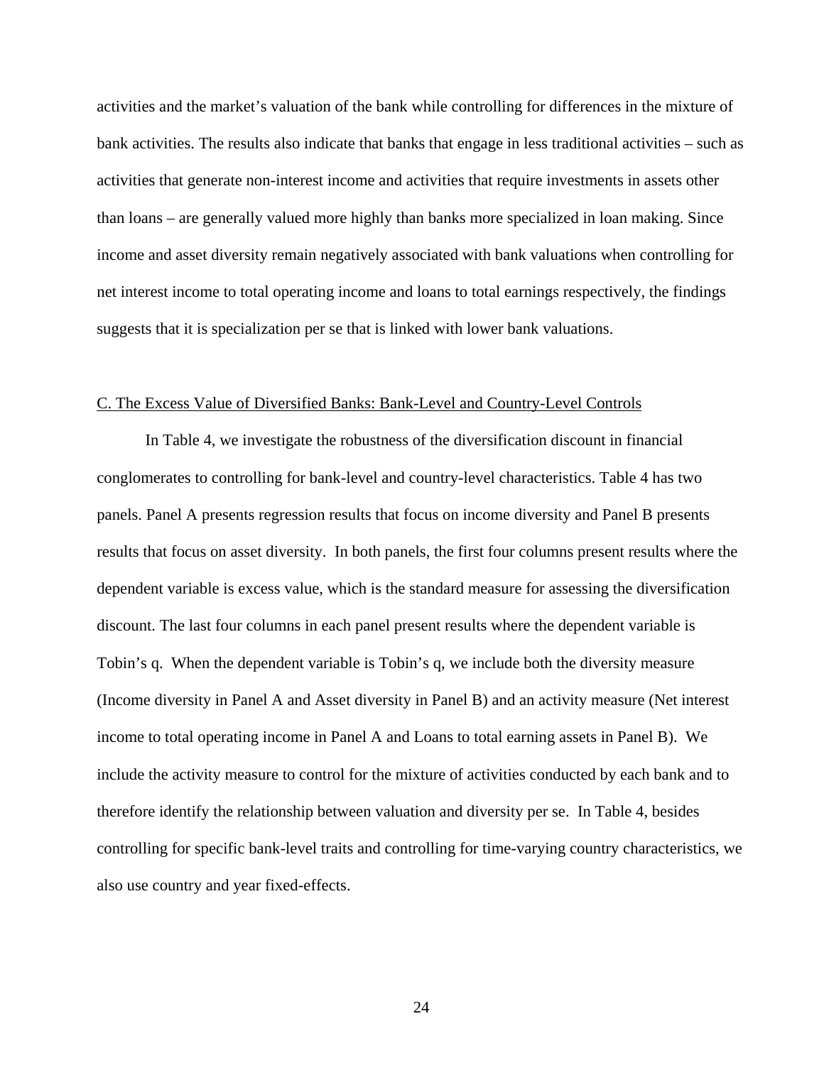activities and the market's valuation of the bank while controlling for differences in the mixture of bank activities. The results also indicate that banks that engage in less traditional activities – such as activities that generate non-interest income and activities that require investments in assets other than loans – are generally valued more highly than banks more specialized in loan making. Since income and asset diversity remain negatively associated with bank valuations when controlling for net interest income to total operating income and loans to total earnings respectively, the findings suggests that it is specialization per se that is linked with lower bank valuations.

## C. The Excess Value of Diversified Banks: Bank-Level and Country-Level Controls

In Table 4, we investigate the robustness of the diversification discount in financial conglomerates to controlling for bank-level and country-level characteristics. Table 4 has two panels. Panel A presents regression results that focus on income diversity and Panel B presents results that focus on asset diversity. In both panels, the first four columns present results where the dependent variable is excess value, which is the standard measure for assessing the diversification discount. The last four columns in each panel present results where the dependent variable is Tobin's q. When the dependent variable is Tobin's q, we include both the diversity measure (Income diversity in Panel A and Asset diversity in Panel B) and an activity measure (Net interest income to total operating income in Panel A and Loans to total earning assets in Panel B). We include the activity measure to control for the mixture of activities conducted by each bank and to therefore identify the relationship between valuation and diversity per se. In Table 4, besides controlling for specific bank-level traits and controlling for time-varying country characteristics, we also use country and year fixed-effects.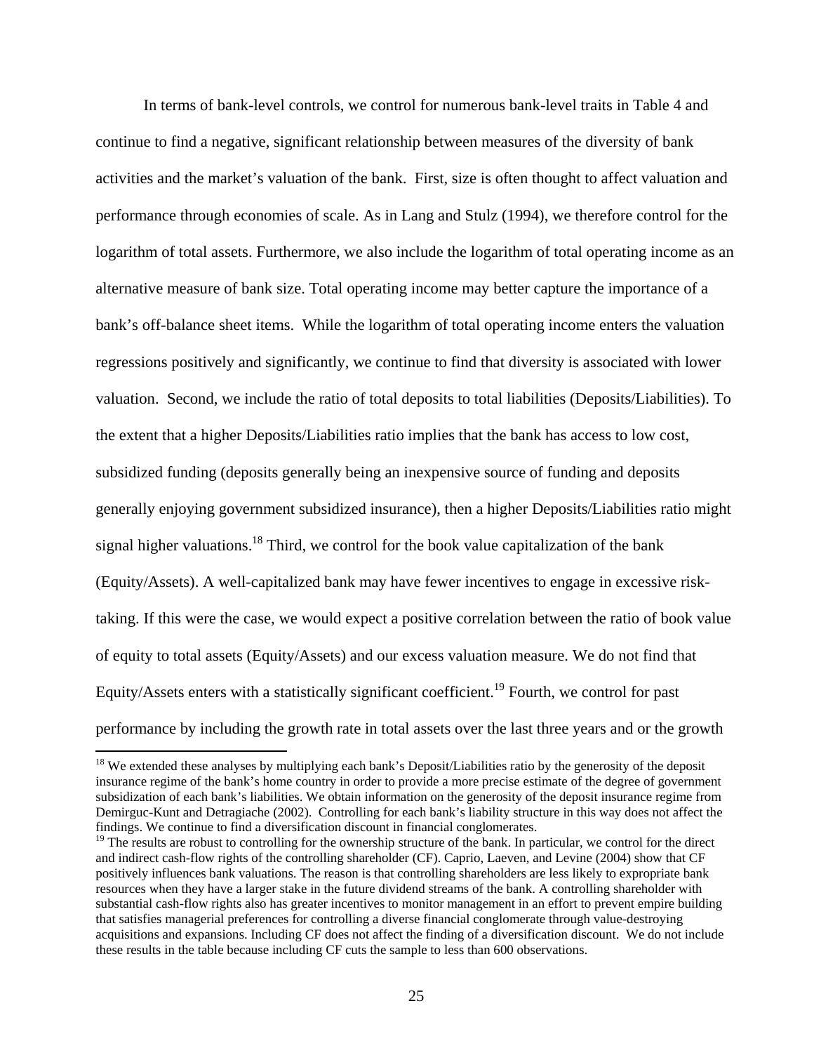In terms of bank-level controls, we control for numerous bank-level traits in Table 4 and continue to find a negative, significant relationship between measures of the diversity of bank activities and the market's valuation of the bank. First, size is often thought to affect valuation and performance through economies of scale. As in Lang and Stulz (1994), we therefore control for the logarithm of total assets. Furthermore, we also include the logarithm of total operating income as an alternative measure of bank size. Total operating income may better capture the importance of a bank's off-balance sheet items. While the logarithm of total operating income enters the valuation regressions positively and significantly, we continue to find that diversity is associated with lower valuation. Second, we include the ratio of total deposits to total liabilities (Deposits/Liabilities). To the extent that a higher Deposits/Liabilities ratio implies that the bank has access to low cost, subsidized funding (deposits generally being an inexpensive source of funding and deposits generally enjoying government subsidized insurance), then a higher Deposits/Liabilities ratio might signal higher valuations.[18] Third, we control for the book value capitalization of the bank (Equity/Assets). A well-capitalized bank may have fewer incentives to engage in excessive risk-taking. If this were the case, we would expect a positive correlation between the ratio of book value of equity to total assets (Equity/Assets) and our excess valuation measure. We do not find that Equity/Assets enters with a statistically significant coefficient.[19] Fourth, we control for past performance by including the growth rate in total assets over the last three years and or the growth

---

[18] We extended these analyses by multiplying each bank's Deposit/Liabilities ratio by the generosity of the deposit insurance regime of the bank's home country in order to provide a more precise estimate of the degree of government subsidization of each bank's liabilities. We obtain information on the generosity of the deposit insurance regime from Demirguc-Kunt and Detragiache (2002). Controlling for each bank's liability structure in this way does not affect the findings. We continue to find a diversification discount in financial conglomerates.

[19] The results are robust to controlling for the ownership structure of the bank. In particular, we control for the direct and indirect cash-flow rights of the controlling shareholder (CF). Caprio, Laeven, and Levine (2004) show that CF positively influences bank valuations. The reason is that controlling shareholders are less likely to expropriate bank resources when they have a larger stake in the future dividend streams of the bank. A controlling shareholder with substantial cash-flow rights also has greater incentives to monitor management in an effort to prevent empire building that satisfies managerial preferences for controlling a diverse financial conglomerate through value-destroying acquisitions and expansions. Including CF does not affect the finding of a diversification discount. We do not include these results in the table because including CF cuts the sample to less than 600 observations.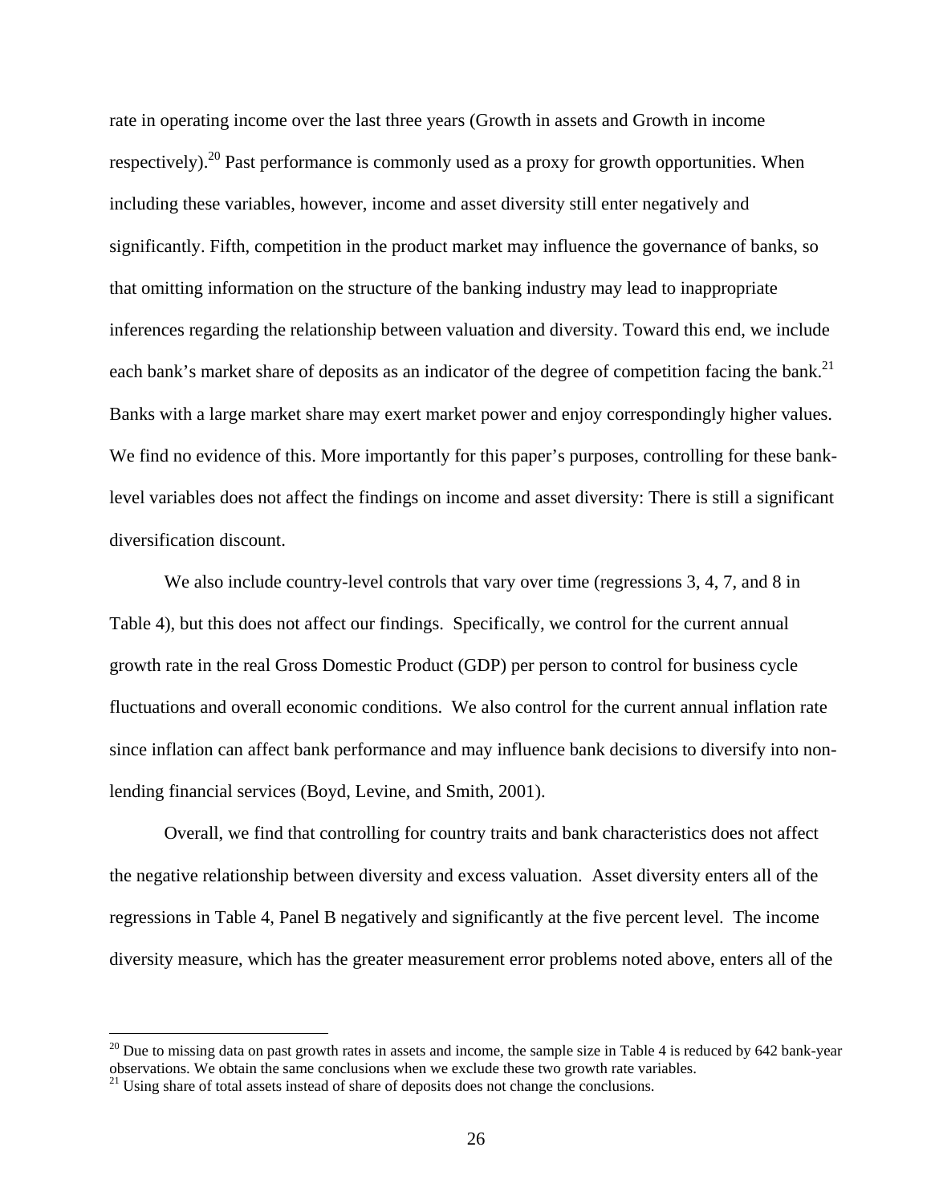rate in operating income over the last three years (Growth in assets and Growth in income respectively).[20] Past performance is commonly used as a proxy for growth opportunities. When including these variables, however, income and asset diversity still enter negatively and significantly. Fifth, competition in the product market may influence the governance of banks, so that omitting information on the structure of the banking industry may lead to inappropriate inferences regarding the relationship between valuation and diversity. Toward this end, we include each bank's market share of deposits as an indicator of the degree of competition facing the bank.[21] Banks with a large market share may exert market power and enjoy correspondingly higher values. We find no evidence of this. More importantly for this paper's purposes, controlling for these bank-level variables does not affect the findings on income and asset diversity: There is still a significant diversification discount.

We also include country-level controls that vary over time (regressions 3, 4, 7, and 8 in Table 4), but this does not affect our findings. Specifically, we control for the current annual growth rate in the real Gross Domestic Product (GDP) per person to control for business cycle fluctuations and overall economic conditions. We also control for the current annual inflation rate since inflation can affect bank performance and may influence bank decisions to diversify into non-lending financial services (Boyd, Levine, and Smith, 2001).

Overall, we find that controlling for country traits and bank characteristics does not affect the negative relationship between diversity and excess valuation. Asset diversity enters all of the regressions in Table 4, Panel B negatively and significantly at the five percent level. The income diversity measure, which has the greater measurement error problems noted above, enters all of the

---

[20] Due to missing data on past growth rates in assets and income, the sample size in Table 4 is reduced by 642 bank-year observations. We obtain the same conclusions when we exclude these two growth rate variables.

[21] Using share of total assets instead of share of deposits does not change the conclusions.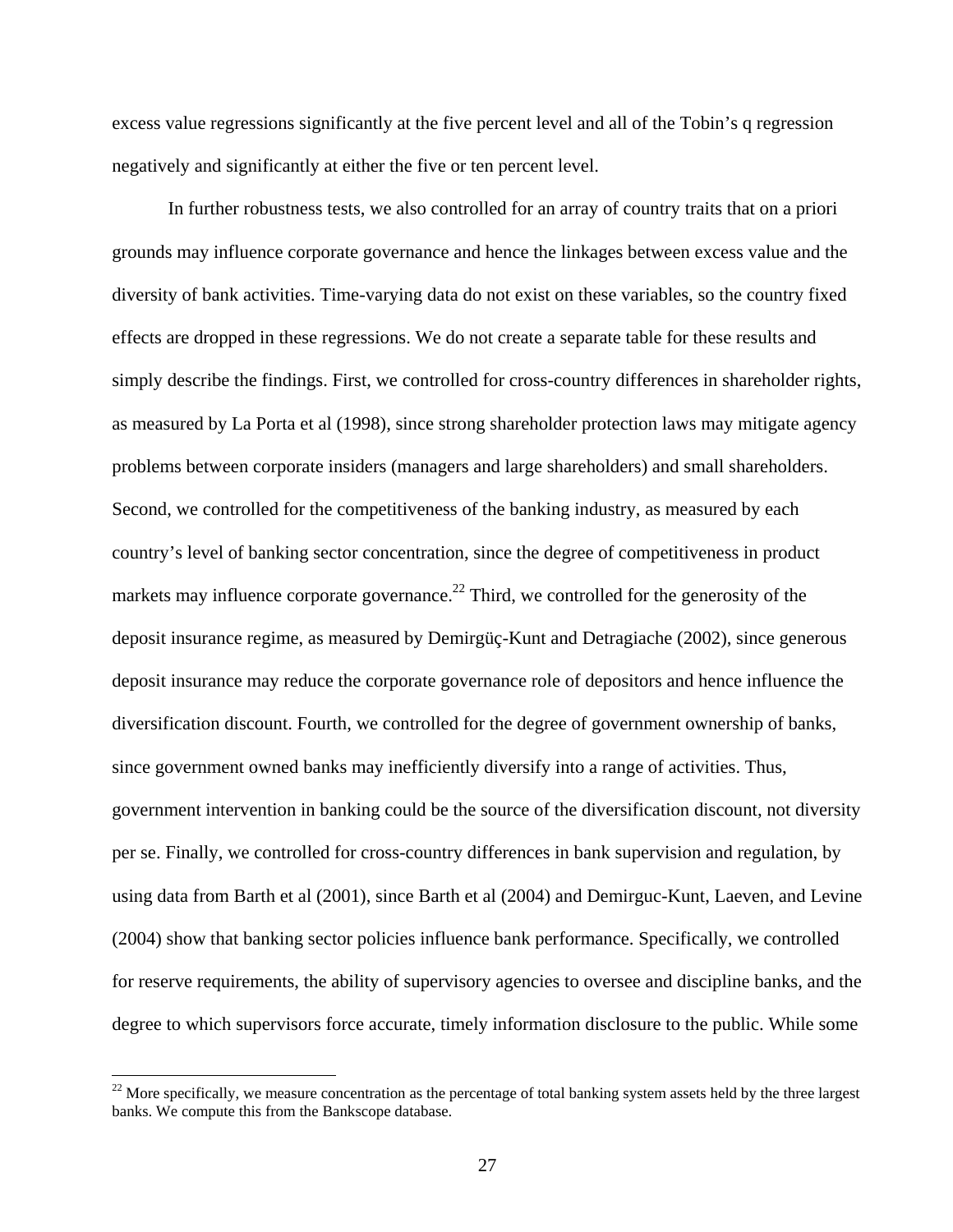excess value regressions significantly at the five percent level and all of the Tobin's q regression negatively and significantly at either the five or ten percent level.

In further robustness tests, we also controlled for an array of country traits that on a priori grounds may influence corporate governance and hence the linkages between excess value and the diversity of bank activities. Time-varying data do not exist on these variables, so the country fixed effects are dropped in these regressions. We do not create a separate table for these results and simply describe the findings. First, we controlled for cross-country differences in shareholder rights, as measured by La Porta et al (1998), since strong shareholder protection laws may mitigate agency problems between corporate insiders (managers and large shareholders) and small shareholders. Second, we controlled for the competitiveness of the banking industry, as measured by each country's level of banking sector concentration, since the degree of competitiveness in product markets may influence corporate governance.[22] Third, we controlled for the generosity of the deposit insurance regime, as measured by Demirgüç-Kunt and Detragiache (2002), since generous deposit insurance may reduce the corporate governance role of depositors and hence influence the diversification discount. Fourth, we controlled for the degree of government ownership of banks, since government owned banks may inefficiently diversify into a range of activities. Thus, government intervention in banking could be the source of the diversification discount, not diversity per se. Finally, we controlled for cross-country differences in bank supervision and regulation, by using data from Barth et al (2001), since Barth et al (2004) and Demirguc-Kunt, Laeven, and Levine (2004) show that banking sector policies influence bank performance. Specifically, we controlled for reserve requirements, the ability of supervisory agencies to oversee and discipline banks, and the degree to which supervisors force accurate, timely information disclosure to the public. While some

[22] More specifically, we measure concentration as the percentage of total banking system assets held by the three largest banks. We compute this from the Bankscope database.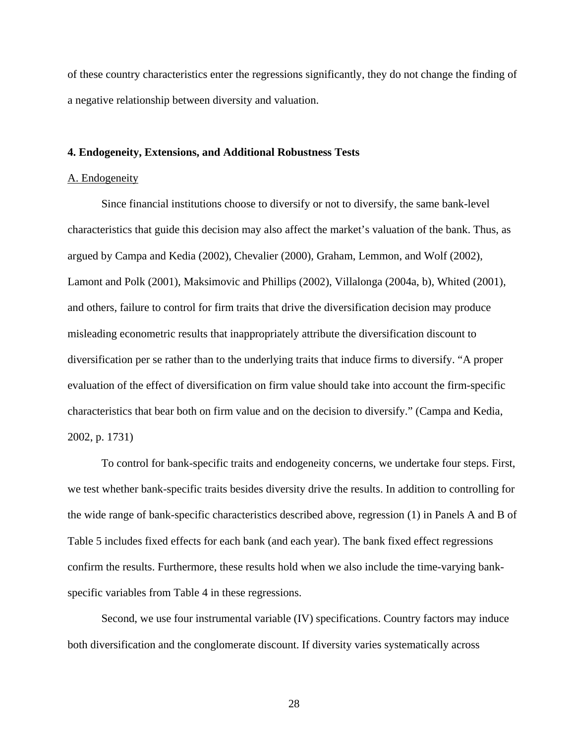of these country characteristics enter the regressions significantly, they do not change the finding of a negative relationship between diversity and valuation.

## 4. Endogeneity, Extensions, and Additional Robustness Tests

### A. Endogeneity

Since financial institutions choose to diversify or not to diversify, the same bank-level characteristics that guide this decision may also affect the market's valuation of the bank. Thus, as argued by Campa and Kedia (2002), Chevalier (2000), Graham, Lemmon, and Wolf (2002), Lamont and Polk (2001), Maksimovic and Phillips (2002), Villalonga (2004a, b), Whited (2001), and others, failure to control for firm traits that drive the diversification decision may produce misleading econometric results that inappropriately attribute the diversification discount to diversification per se rather than to the underlying traits that induce firms to diversify. "A proper evaluation of the effect of diversification on firm value should take into account the firm-specific characteristics that bear both on firm value and on the decision to diversify." (Campa and Kedia, 2002, p. 1731)

To control for bank-specific traits and endogeneity concerns, we undertake four steps. First, we test whether bank-specific traits besides diversity drive the results. In addition to controlling for the wide range of bank-specific characteristics described above, regression (1) in Panels A and B of Table 5 includes fixed effects for each bank (and each year). The bank fixed effect regressions confirm the results. Furthermore, these results hold when we also include the time-varying bank-specific variables from Table 4 in these regressions.

Second, we use four instrumental variable (IV) specifications. Country factors may induce both diversification and the conglomerate discount. If diversity varies systematically across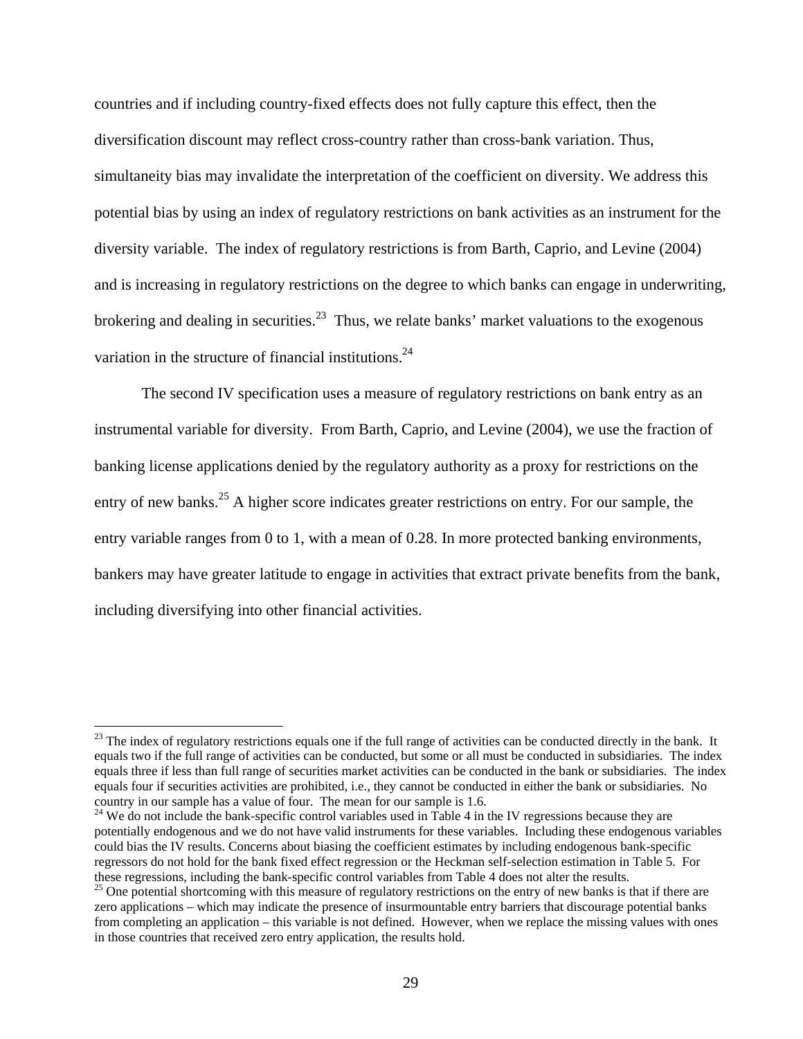countries and if including country-fixed effects does not fully capture this effect, then the diversification discount may reflect cross-country rather than cross-bank variation. Thus, simultaneity bias may invalidate the interpretation of the coefficient on diversity. We address this potential bias by using an index of regulatory restrictions on bank activities as an instrument for the diversity variable. The index of regulatory restrictions is from Barth, Caprio, and Levine (2004) and is increasing in regulatory restrictions on the degree to which banks can engage in underwriting, brokering and dealing in securities.[23] Thus, we relate banks' market valuations to the exogenous variation in the structure of financial institutions.[24]

The second IV specification uses a measure of regulatory restrictions on bank entry as an instrumental variable for diversity. From Barth, Caprio, and Levine (2004), we use the fraction of banking license applications denied by the regulatory authority as a proxy for restrictions on the entry of new banks.[25] A higher score indicates greater restrictions on entry. For our sample, the entry variable ranges from 0 to 1, with a mean of 0.28. In more protected banking environments, bankers may have greater latitude to engage in activities that extract private benefits from the bank, including diversifying into other financial activities.

---

[23] The index of regulatory restrictions equals one if the full range of activities can be conducted directly in the bank. It equals two if the full range of activities can be conducted, but some or all must be conducted in subsidiaries. The index equals three if less than full range of securities market activities can be conducted in the bank or subsidiaries. The index equals four if securities activities are prohibited, i.e., they cannot be conducted in either the bank or subsidiaries. No country in our sample has a value of four. The mean for our sample is 1.6.

[24] We do not include the bank-specific control variables used in Table 4 in the IV regressions because they are potentially endogenous and we do not have valid instruments for these variables. Including these endogenous variables could bias the IV results. Concerns about biasing the coefficient estimates by including endogenous bank-specific regressors do not hold for the bank fixed effect regression or the Heckman self-selection estimation in Table 5. For these regressions, including the bank-specific control variables from Table 4 does not alter the results.

[25] One potential shortcoming with this measure of regulatory restrictions on the entry of new banks is that if there are zero applications – which may indicate the presence of insurmountable entry barriers that discourage potential banks from completing an application – this variable is not defined. However, when we replace the missing values with ones in those countries that received zero entry application, the results hold.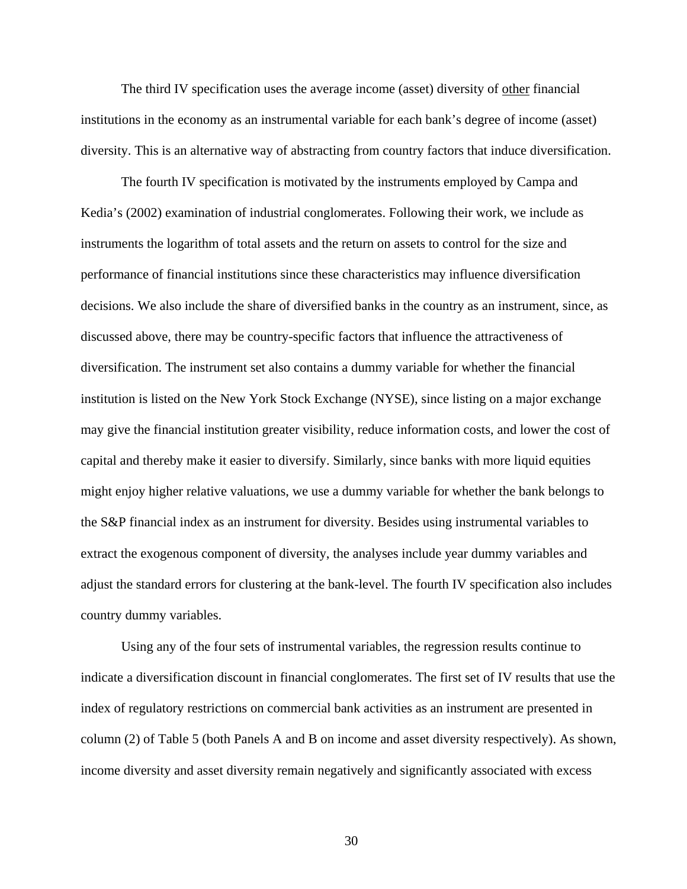The third IV specification uses the average income (asset) diversity of other financial institutions in the economy as an instrumental variable for each bank's degree of income (asset) diversity. This is an alternative way of abstracting from country factors that induce diversification.

The fourth IV specification is motivated by the instruments employed by Campa and Kedia's (2002) examination of industrial conglomerates. Following their work, we include as instruments the logarithm of total assets and the return on assets to control for the size and performance of financial institutions since these characteristics may influence diversification decisions. We also include the share of diversified banks in the country as an instrument, since, as discussed above, there may be country-specific factors that influence the attractiveness of diversification. The instrument set also contains a dummy variable for whether the financial institution is listed on the New York Stock Exchange (NYSE), since listing on a major exchange may give the financial institution greater visibility, reduce information costs, and lower the cost of capital and thereby make it easier to diversify. Similarly, since banks with more liquid equities might enjoy higher relative valuations, we use a dummy variable for whether the bank belongs to the S&P financial index as an instrument for diversity. Besides using instrumental variables to extract the exogenous component of diversity, the analyses include year dummy variables and adjust the standard errors for clustering at the bank-level. The fourth IV specification also includes country dummy variables.

Using any of the four sets of instrumental variables, the regression results continue to indicate a diversification discount in financial conglomerates. The first set of IV results that use the index of regulatory restrictions on commercial bank activities as an instrument are presented in column (2) of Table 5 (both Panels A and B on income and asset diversity respectively). As shown, income diversity and asset diversity remain negatively and significantly associated with excess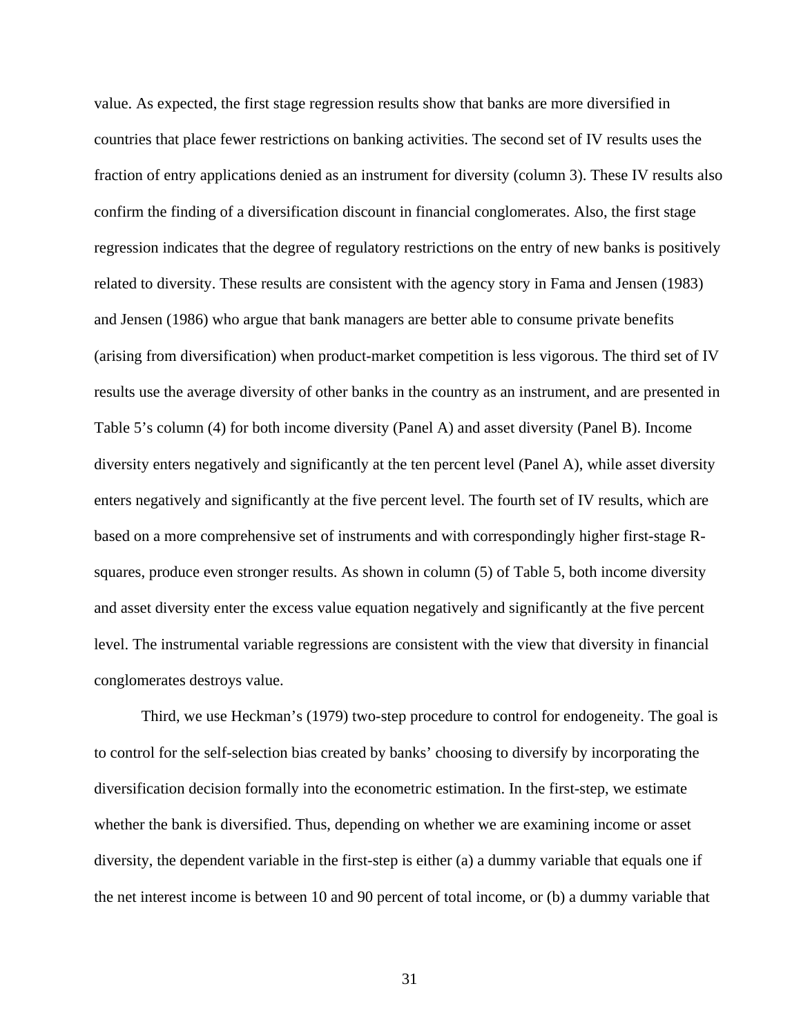value. As expected, the first stage regression results show that banks are more diversified in countries that place fewer restrictions on banking activities. The second set of IV results uses the fraction of entry applications denied as an instrument for diversity (column 3). These IV results also confirm the finding of a diversification discount in financial conglomerates. Also, the first stage regression indicates that the degree of regulatory restrictions on the entry of new banks is positively related to diversity. These results are consistent with the agency story in Fama and Jensen (1983) and Jensen (1986) who argue that bank managers are better able to consume private benefits (arising from diversification) when product-market competition is less vigorous. The third set of IV results use the average diversity of other banks in the country as an instrument, and are presented in Table 5's column (4) for both income diversity (Panel A) and asset diversity (Panel B). Income diversity enters negatively and significantly at the ten percent level (Panel A), while asset diversity enters negatively and significantly at the five percent level. The fourth set of IV results, which are based on a more comprehensive set of instruments and with correspondingly higher first-stage R-squares, produce even stronger results. As shown in column (5) of Table 5, both income diversity and asset diversity enter the excess value equation negatively and significantly at the five percent level. The instrumental variable regressions are consistent with the view that diversity in financial conglomerates destroys value.

Third, we use Heckman's (1979) two-step procedure to control for endogeneity. The goal is to control for the self-selection bias created by banks' choosing to diversify by incorporating the diversification decision formally into the econometric estimation. In the first-step, we estimate whether the bank is diversified. Thus, depending on whether we are examining income or asset diversity, the dependent variable in the first-step is either (a) a dummy variable that equals one if the net interest income is between 10 and 90 percent of total income, or (b) a dummy variable that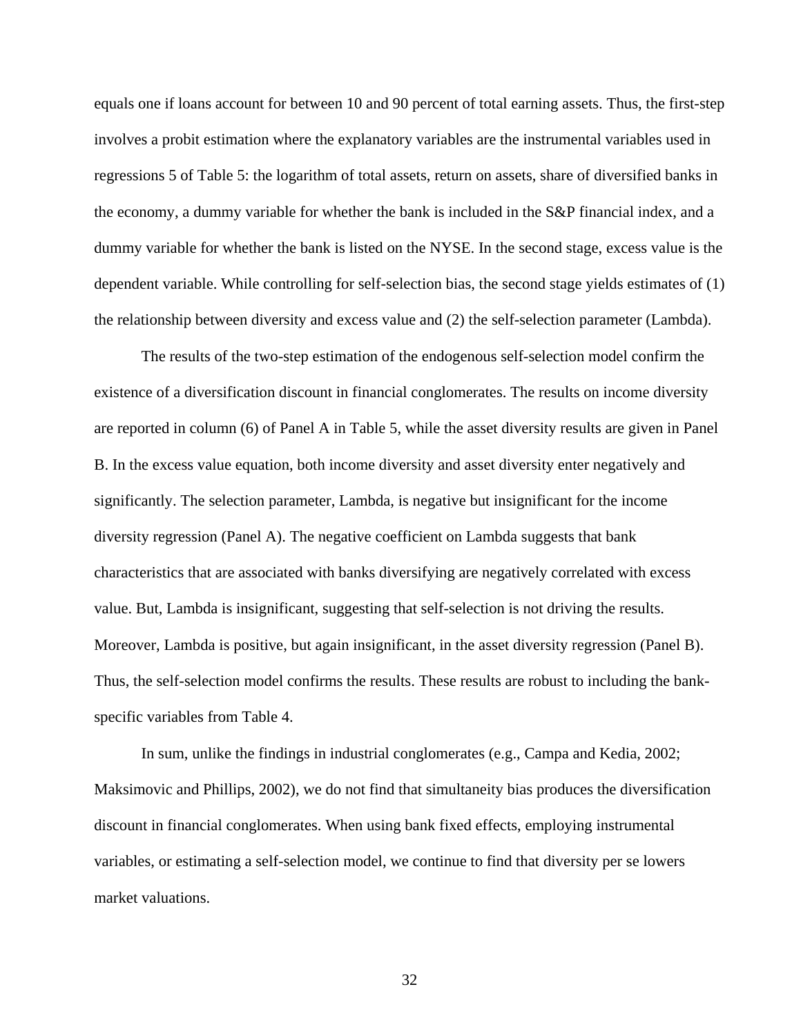equals one if loans account for between 10 and 90 percent of total earning assets. Thus, the first-step involves a probit estimation where the explanatory variables are the instrumental variables used in regressions 5 of Table 5: the logarithm of total assets, return on assets, share of diversified banks in the economy, a dummy variable for whether the bank is included in the S&P financial index, and a dummy variable for whether the bank is listed on the NYSE. In the second stage, excess value is the dependent variable. While controlling for self-selection bias, the second stage yields estimates of (1) the relationship between diversity and excess value and (2) the self-selection parameter (Lambda).

The results of the two-step estimation of the endogenous self-selection model confirm the existence of a diversification discount in financial conglomerates. The results on income diversity are reported in column (6) of Panel A in Table 5, while the asset diversity results are given in Panel B. In the excess value equation, both income diversity and asset diversity enter negatively and significantly. The selection parameter, Lambda, is negative but insignificant for the income diversity regression (Panel A). The negative coefficient on Lambda suggests that bank characteristics that are associated with banks diversifying are negatively correlated with excess value. But, Lambda is insignificant, suggesting that self-selection is not driving the results. Moreover, Lambda is positive, but again insignificant, in the asset diversity regression (Panel B). Thus, the self-selection model confirms the results. These results are robust to including the bank-specific variables from Table 4.

In sum, unlike the findings in industrial conglomerates (e.g., Campa and Kedia, 2002; Maksimovic and Phillips, 2002), we do not find that simultaneity bias produces the diversification discount in financial conglomerates. When using bank fixed effects, employing instrumental variables, or estimating a self-selection model, we continue to find that diversity per se lowers market valuations.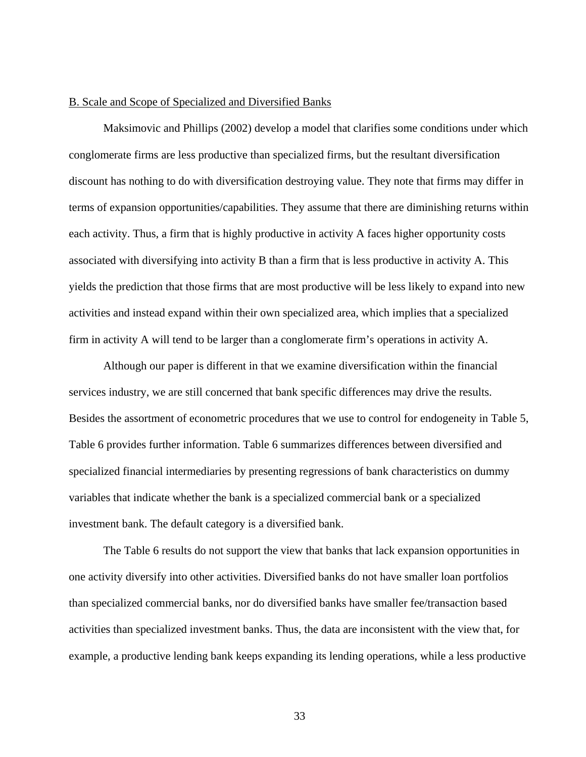B. Scale and Scope of Specialized and Diversified Banks

Maksimovic and Phillips (2002) develop a model that clarifies some conditions under which conglomerate firms are less productive than specialized firms, but the resultant diversification discount has nothing to do with diversification destroying value. They note that firms may differ in terms of expansion opportunities/capabilities. They assume that there are diminishing returns within each activity. Thus, a firm that is highly productive in activity A faces higher opportunity costs associated with diversifying into activity B than a firm that is less productive in activity A. This yields the prediction that those firms that are most productive will be less likely to expand into new activities and instead expand within their own specialized area, which implies that a specialized firm in activity A will tend to be larger than a conglomerate firm's operations in activity A.

Although our paper is different in that we examine diversification within the financial services industry, we are still concerned that bank specific differences may drive the results. Besides the assortment of econometric procedures that we use to control for endogeneity in Table 5, Table 6 provides further information. Table 6 summarizes differences between diversified and specialized financial intermediaries by presenting regressions of bank characteristics on dummy variables that indicate whether the bank is a specialized commercial bank or a specialized investment bank. The default category is a diversified bank.

The Table 6 results do not support the view that banks that lack expansion opportunities in one activity diversify into other activities. Diversified banks do not have smaller loan portfolios than specialized commercial banks, nor do diversified banks have smaller fee/transaction based activities than specialized investment banks. Thus, the data are inconsistent with the view that, for example, a productive lending bank keeps expanding its lending operations, while a less productive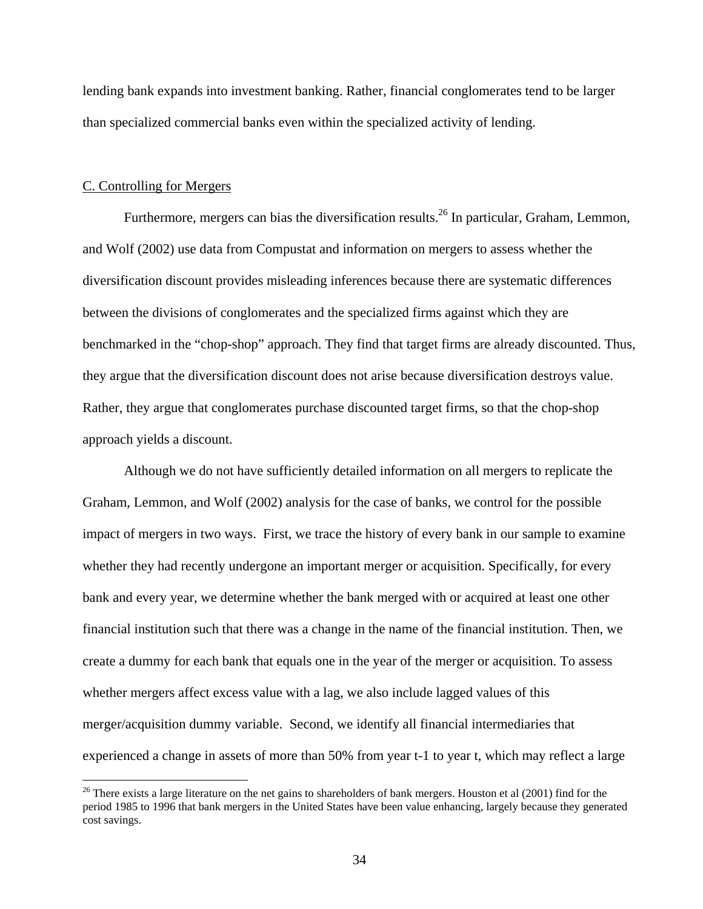lending bank expands into investment banking. Rather, financial conglomerates tend to be larger than specialized commercial banks even within the specialized activity of lending.

### C. Controlling for Mergers

Furthermore, mergers can bias the diversification results.[26] In particular, Graham, Lemmon, and Wolf (2002) use data from Compustat and information on mergers to assess whether the diversification discount provides misleading inferences because there are systematic differences between the divisions of conglomerates and the specialized firms against which they are benchmarked in the "chop-shop" approach. They find that target firms are already discounted. Thus, they argue that the diversification discount does not arise because diversification destroys value. Rather, they argue that conglomerates purchase discounted target firms, so that the chop-shop approach yields a discount.

Although we do not have sufficiently detailed information on all mergers to replicate the Graham, Lemmon, and Wolf (2002) analysis for the case of banks, we control for the possible impact of mergers in two ways. First, we trace the history of every bank in our sample to examine whether they had recently undergone an important merger or acquisition. Specifically, for every bank and every year, we determine whether the bank merged with or acquired at least one other financial institution such that there was a change in the name of the financial institution. Then, we create a dummy for each bank that equals one in the year of the merger or acquisition. To assess whether mergers affect excess value with a lag, we also include lagged values of this merger/acquisition dummy variable. Second, we identify all financial intermediaries that experienced a change in assets of more than 50% from year t-1 to year t, which may reflect a large

[26] There exists a large literature on the net gains to shareholders of bank mergers. Houston et al (2001) find for the period 1985 to 1996 that bank mergers in the United States have been value enhancing, largely because they generated cost savings.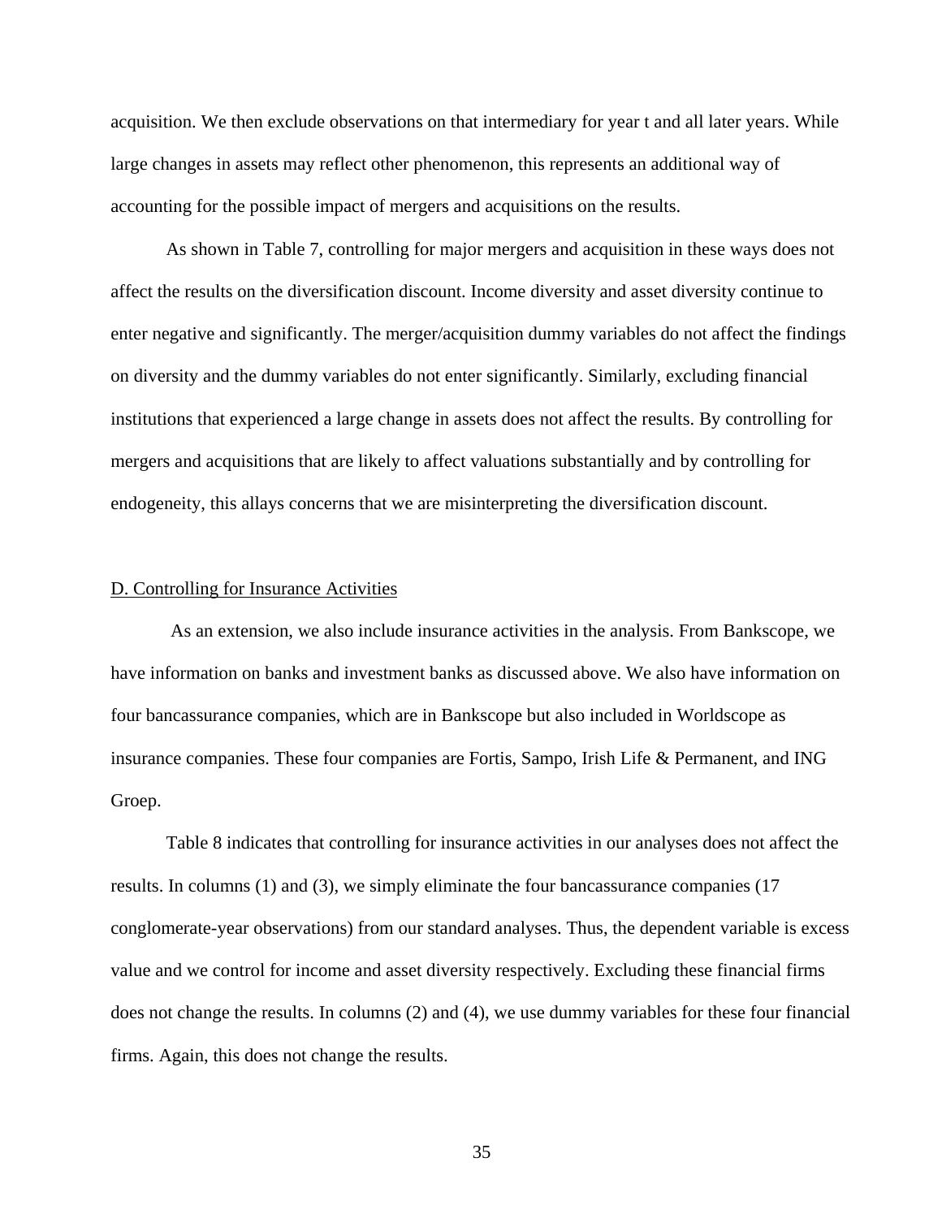acquisition. We then exclude observations on that intermediary for year t and all later years. While large changes in assets may reflect other phenomenon, this represents an additional way of accounting for the possible impact of mergers and acquisitions on the results.

As shown in Table 7, controlling for major mergers and acquisition in these ways does not affect the results on the diversification discount. Income diversity and asset diversity continue to enter negative and significantly. The merger/acquisition dummy variables do not affect the findings on diversity and the dummy variables do not enter significantly. Similarly, excluding financial institutions that experienced a large change in assets does not affect the results. By controlling for mergers and acquisitions that are likely to affect valuations substantially and by controlling for endogeneity, this allays concerns that we are misinterpreting the diversification discount.

## D. Controlling for Insurance Activities

As an extension, we also include insurance activities in the analysis. From Bankscope, we have information on banks and investment banks as discussed above. We also have information on four bancassurance companies, which are in Bankscope but also included in Worldscope as insurance companies. These four companies are Fortis, Sampo, Irish Life & Permanent, and ING Groep.

Table 8 indicates that controlling for insurance activities in our analyses does not affect the results. In columns (1) and (3), we simply eliminate the four bancassurance companies (17 conglomerate-year observations) from our standard analyses. Thus, the dependent variable is excess value and we control for income and asset diversity respectively. Excluding these financial firms does not change the results. In columns (2) and (4), we use dummy variables for these four financial firms. Again, this does not change the results.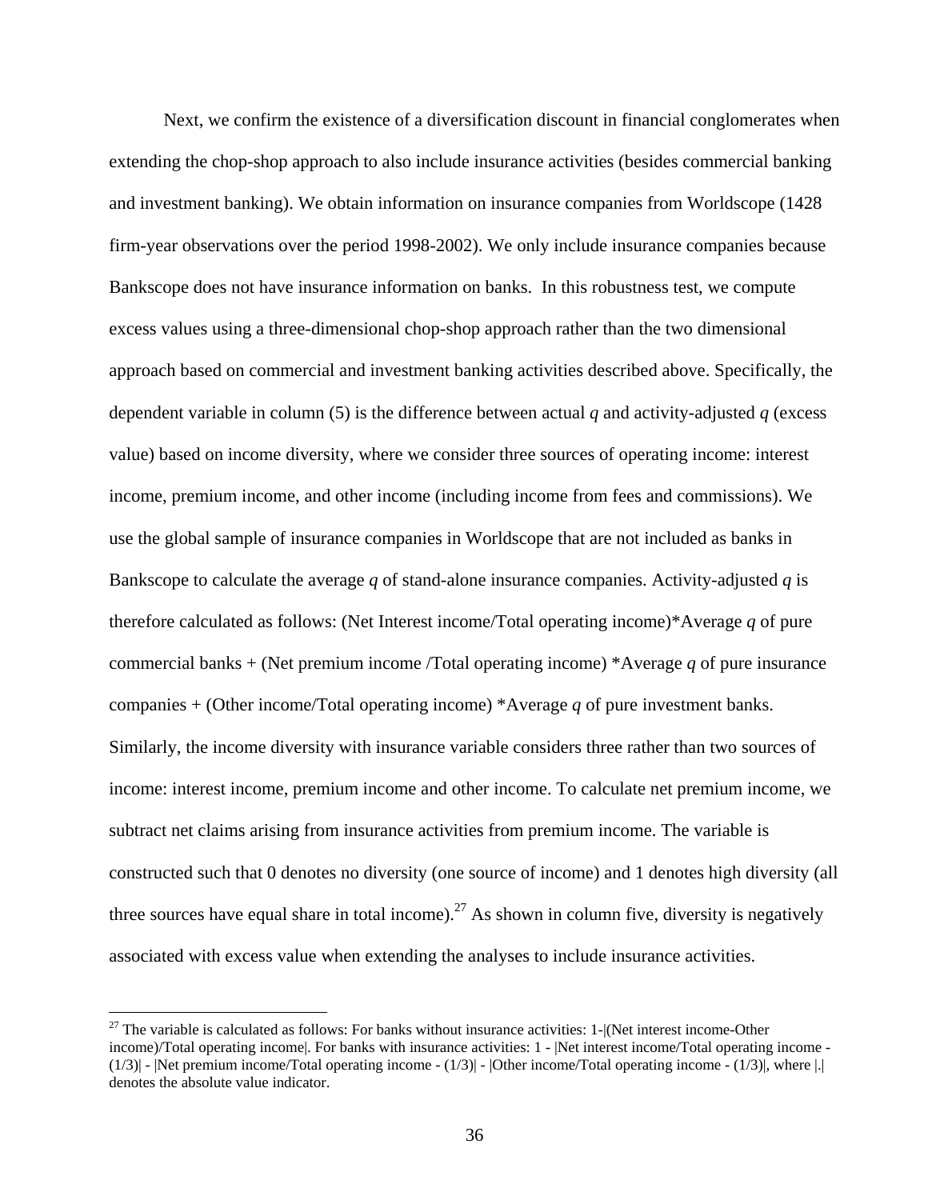Next, we confirm the existence of a diversification discount in financial conglomerates when extending the chop-shop approach to also include insurance activities (besides commercial banking and investment banking). We obtain information on insurance companies from Worldscope (1428 firm-year observations over the period 1998-2002). We only include insurance companies because Bankscope does not have insurance information on banks. In this robustness test, we compute excess values using a three-dimensional chop-shop approach rather than the two dimensional approach based on commercial and investment banking activities described above. Specifically, the dependent variable in column (5) is the difference between actual *q* and activity-adjusted *q* (excess value) based on income diversity, where we consider three sources of operating income: interest income, premium income, and other income (including income from fees and commissions). We use the global sample of insurance companies in Worldscope that are not included as banks in Bankscope to calculate the average *q* of stand-alone insurance companies. Activity-adjusted *q* is therefore calculated as follows: (Net Interest income/Total operating income)*Average *q* of pure commercial banks + (Net premium income /Total operating income) *Average *q* of pure insurance companies + (Other income/Total operating income) *Average *q* of pure investment banks. Similarly, the income diversity with insurance variable considers three rather than two sources of income: interest income, premium income and other income. To calculate net premium income, we subtract net claims arising from insurance activities from premium income. The variable is constructed such that 0 denotes no diversity (one source of income) and 1 denotes high diversity (all three sources have equal share in total income).[27] As shown in column five, diversity is negatively associated with excess value when extending the analyses to include insurance activities.

[27] The variable is calculated as follows: For banks without insurance activities: 1-|(Net interest income-Other income)/Total operating income|. For banks with insurance activities: 1 - |Net interest income/Total operating income - (1/3)| - |Net premium income/Total operating income - (1/3)| - |Other income/Total operating income - (1/3)|, where |.| denotes the absolute value indicator.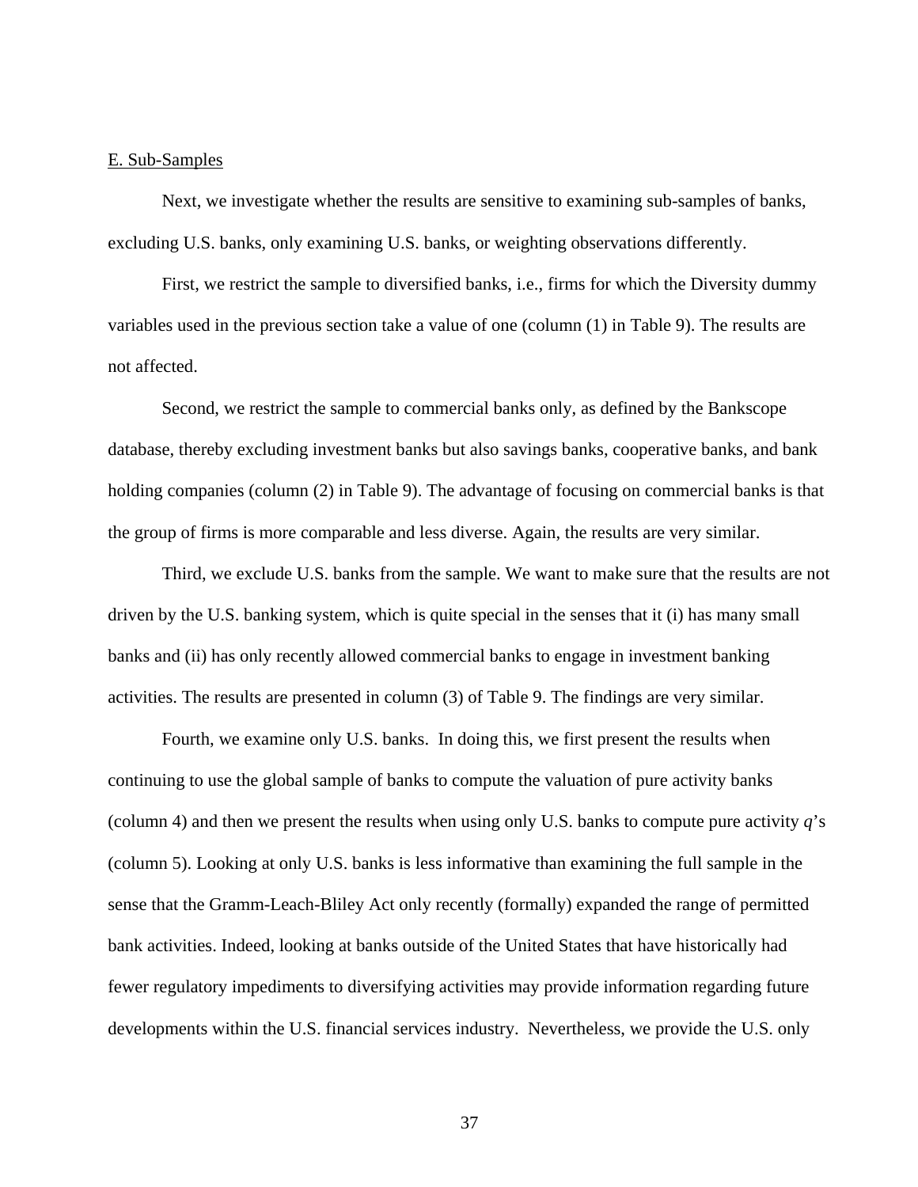E. Sub-Samples

Next, we investigate whether the results are sensitive to examining sub-samples of banks, excluding U.S. banks, only examining U.S. banks, or weighting observations differently.

First, we restrict the sample to diversified banks, i.e., firms for which the Diversity dummy variables used in the previous section take a value of one (column (1) in Table 9). The results are not affected.

Second, we restrict the sample to commercial banks only, as defined by the Bankscope database, thereby excluding investment banks but also savings banks, cooperative banks, and bank holding companies (column (2) in Table 9). The advantage of focusing on commercial banks is that the group of firms is more comparable and less diverse. Again, the results are very similar.

Third, we exclude U.S. banks from the sample. We want to make sure that the results are not driven by the U.S. banking system, which is quite special in the senses that it (i) has many small banks and (ii) has only recently allowed commercial banks to engage in investment banking activities. The results are presented in column (3) of Table 9. The findings are very similar.

Fourth, we examine only U.S. banks. In doing this, we first present the results when continuing to use the global sample of banks to compute the valuation of pure activity banks (column 4) and then we present the results when using only U.S. banks to compute pure activity $q$'s (column 5). Looking at only U.S. banks is less informative than examining the full sample in the sense that the Gramm-Leach-Bliley Act only recently (formally) expanded the range of permitted bank activities. Indeed, looking at banks outside of the United States that have historically had fewer regulatory impediments to diversifying activities may provide information regarding future developments within the U.S. financial services industry. Nevertheless, we provide the U.S. only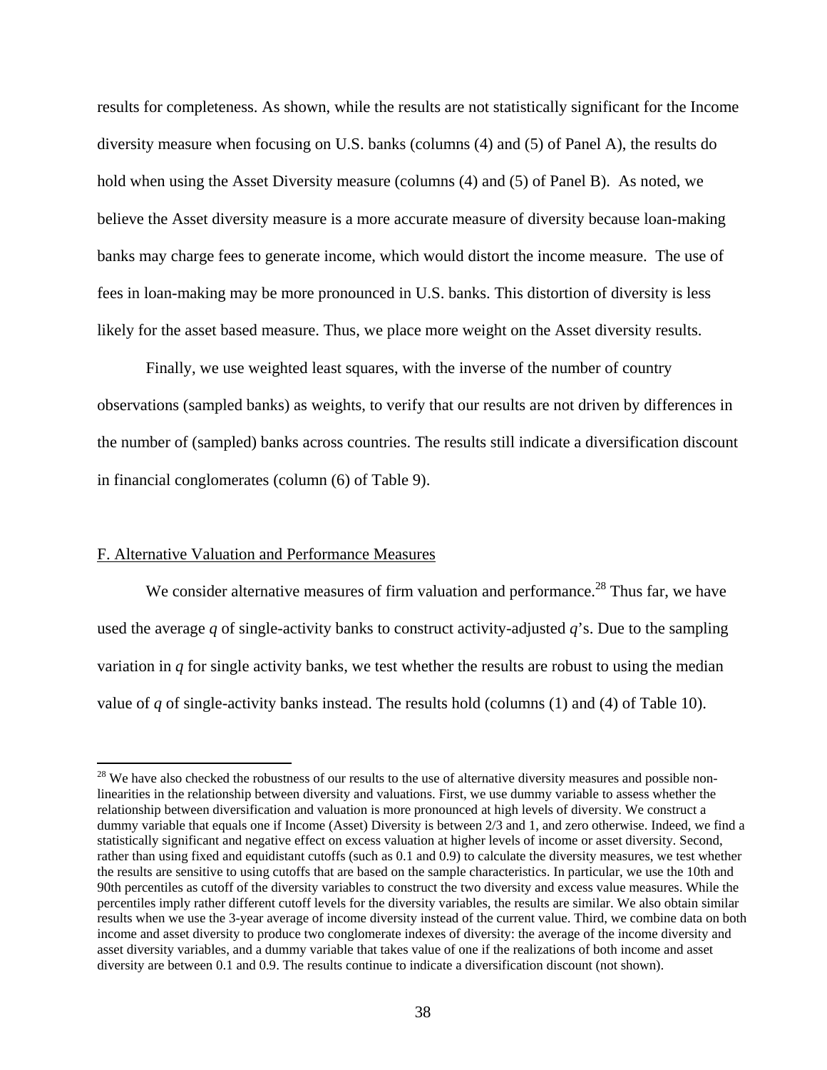results for completeness. As shown, while the results are not statistically significant for the Income diversity measure when focusing on U.S. banks (columns (4) and (5) of Panel A), the results do hold when using the Asset Diversity measure (columns (4) and (5) of Panel B). As noted, we believe the Asset diversity measure is a more accurate measure of diversity because loan-making banks may charge fees to generate income, which would distort the income measure. The use of fees in loan-making may be more pronounced in U.S. banks. This distortion of diversity is less likely for the asset based measure. Thus, we place more weight on the Asset diversity results.

Finally, we use weighted least squares, with the inverse of the number of country observations (sampled banks) as weights, to verify that our results are not driven by differences in the number of (sampled) banks across countries. The results still indicate a diversification discount in financial conglomerates (column (6) of Table 9).

## F. Alternative Valuation and Performance Measures

We consider alternative measures of firm valuation and performance.[28] Thus far, we have used the average *q* of single-activity banks to construct activity-adjusted *q*'s. Due to the sampling variation in *q* for single activity banks, we test whether the results are robust to using the median value of *q* of single-activity banks instead. The results hold (columns (1) and (4) of Table 10).

---

[28] We have also checked the robustness of our results to the use of alternative diversity measures and possible non-linearities in the relationship between diversity and valuations. First, we use dummy variable to assess whether the relationship between diversification and valuation is more pronounced at high levels of diversity. We construct a dummy variable that equals one if Income (Asset) Diversity is between 2/3 and 1, and zero otherwise. Indeed, we find a statistically significant and negative effect on excess valuation at higher levels of income or asset diversity. Second, rather than using fixed and equidistant cutoffs (such as 0.1 and 0.9) to calculate the diversity measures, we test whether the results are sensitive to using cutoffs that are based on the sample characteristics. In particular, we use the 10th and 90th percentiles as cutoff of the diversity variables to construct the two diversity and excess value measures. While the percentiles imply rather different cutoff levels for the diversity variables, the results are similar. We also obtain similar results when we use the 3-year average of income diversity instead of the current value. Third, we combine data on both income and asset diversity to produce two conglomerate indexes of diversity: the average of the income diversity and asset diversity variables, and a dummy variable that takes value of one if the realizations of both income and asset diversity are between 0.1 and 0.9. The results continue to indicate a diversification discount (not shown).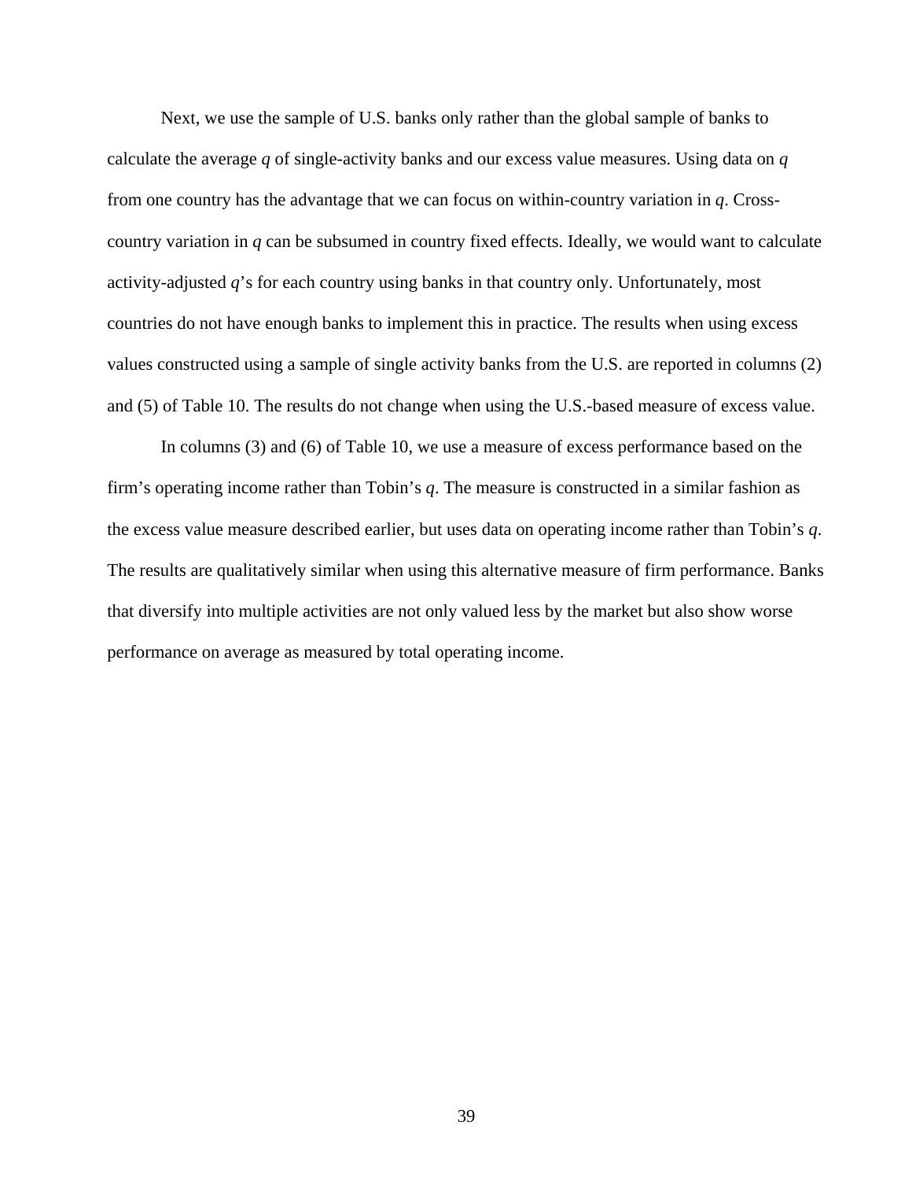Next, we use the sample of U.S. banks only rather than the global sample of banks to calculate the average *q* of single-activity banks and our excess value measures. Using data on *q* from one country has the advantage that we can focus on within-country variation in *q*. Cross-country variation in *q* can be subsumed in country fixed effects. Ideally, we would want to calculate activity-adjusted *q*'s for each country using banks in that country only. Unfortunately, most countries do not have enough banks to implement this in practice. The results when using excess values constructed using a sample of single activity banks from the U.S. are reported in columns (2) and (5) of Table 10. The results do not change when using the U.S.-based measure of excess value.

In columns (3) and (6) of Table 10, we use a measure of excess performance based on the firm's operating income rather than Tobin's *q*. The measure is constructed in a similar fashion as the excess value measure described earlier, but uses data on operating income rather than Tobin's *q*. The results are qualitatively similar when using this alternative measure of firm performance. Banks that diversify into multiple activities are not only valued less by the market but also show worse performance on average as measured by total operating income.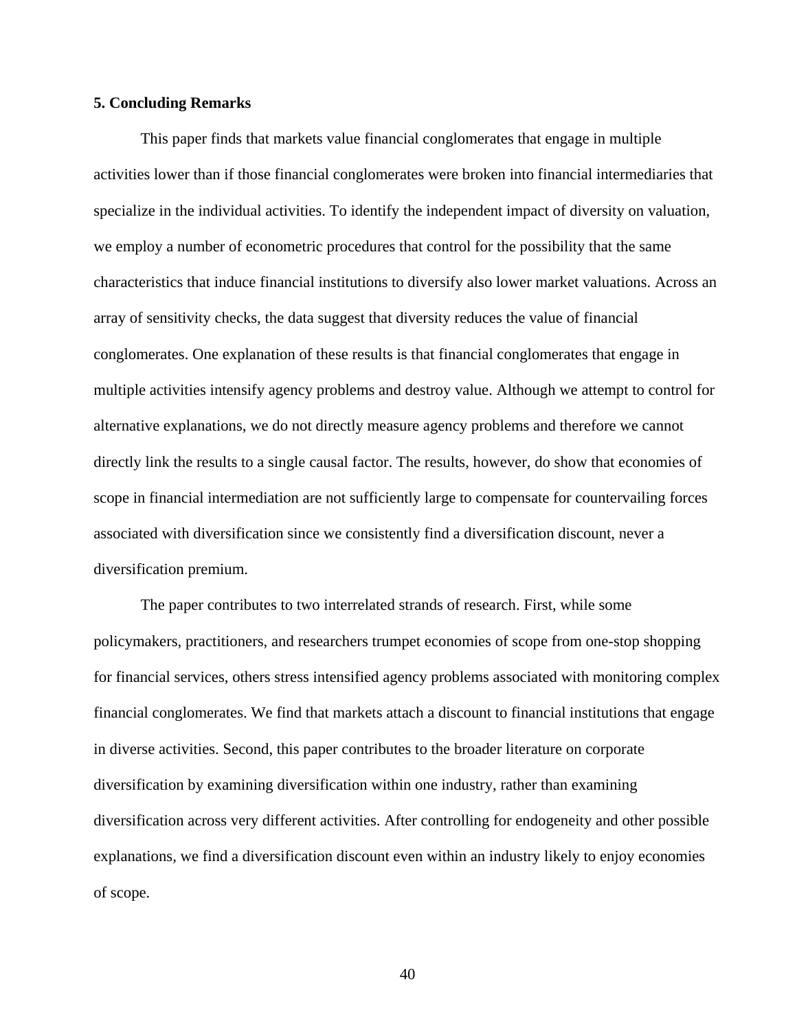## 5. Concluding Remarks

This paper finds that markets value financial conglomerates that engage in multiple activities lower than if those financial conglomerates were broken into financial intermediaries that specialize in the individual activities. To identify the independent impact of diversity on valuation, we employ a number of econometric procedures that control for the possibility that the same characteristics that induce financial institutions to diversify also lower market valuations. Across an array of sensitivity checks, the data suggest that diversity reduces the value of financial conglomerates. One explanation of these results is that financial conglomerates that engage in multiple activities intensify agency problems and destroy value. Although we attempt to control for alternative explanations, we do not directly measure agency problems and therefore we cannot directly link the results to a single causal factor. The results, however, do show that economies of scope in financial intermediation are not sufficiently large to compensate for countervailing forces associated with diversification since we consistently find a diversification discount, never a diversification premium.

The paper contributes to two interrelated strands of research. First, while some policymakers, practitioners, and researchers trumpet economies of scope from one-stop shopping for financial services, others stress intensified agency problems associated with monitoring complex financial conglomerates. We find that markets attach a discount to financial institutions that engage in diverse activities. Second, this paper contributes to the broader literature on corporate diversification by examining diversification within one industry, rather than examining diversification across very different activities. After controlling for endogeneity and other possible explanations, we find a diversification discount even within an industry likely to enjoy economies of scope.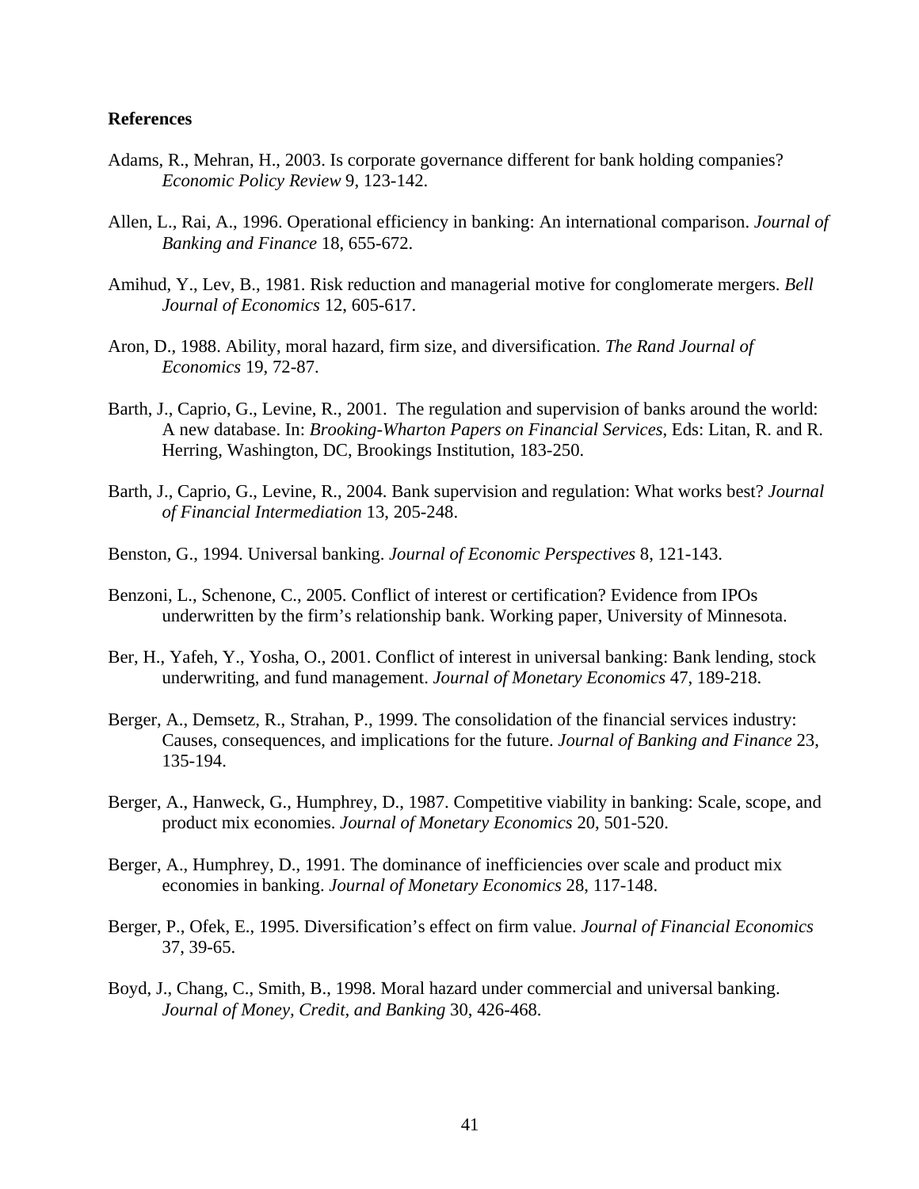**References**

Adams, R., Mehran, H., 2003. Is corporate governance different for bank holding companies? *Economic Policy Review* 9, 123-142.

Allen, L., Rai, A., 1996. Operational efficiency in banking: An international comparison. *Journal of Banking and Finance* 18, 655-672.

Amihud, Y., Lev, B., 1981. Risk reduction and managerial motive for conglomerate mergers. *Bell Journal of Economics* 12, 605-617.

Aron, D., 1988. Ability, moral hazard, firm size, and diversification. *The Rand Journal of Economics* 19, 72-87.

Barth, J., Caprio, G., Levine, R., 2001. The regulation and supervision of banks around the world: A new database. In: *Brooking-Wharton Papers on Financial Services*, Eds: Litan, R. and R. Herring, Washington, DC, Brookings Institution, 183-250.

Barth, J., Caprio, G., Levine, R., 2004. Bank supervision and regulation: What works best? *Journal of Financial Intermediation* 13, 205-248.

Benston, G., 1994. Universal banking. *Journal of Economic Perspectives* 8, 121-143.

Benzoni, L., Schenone, C., 2005. Conflict of interest or certification? Evidence from IPOs underwritten by the firm's relationship bank. Working paper, University of Minnesota.

Ber, H., Yafeh, Y., Yosha, O., 2001. Conflict of interest in universal banking: Bank lending, stock underwriting, and fund management. *Journal of Monetary Economics* 47, 189-218.

Berger, A., Demsetz, R., Strahan, P., 1999. The consolidation of the financial services industry: Causes, consequences, and implications for the future. *Journal of Banking and Finance* 23, 135-194.

Berger, A., Hanweck, G., Humphrey, D., 1987. Competitive viability in banking: Scale, scope, and product mix economies. *Journal of Monetary Economics* 20, 501-520.

Berger, A., Humphrey, D., 1991. The dominance of inefficiencies over scale and product mix economies in banking. *Journal of Monetary Economics* 28, 117-148.

Berger, P., Ofek, E., 1995. Diversification's effect on firm value. *Journal of Financial Economics* 37, 39-65.

Boyd, J., Chang, C., Smith, B., 1998. Moral hazard under commercial and universal banking. *Journal of Money, Credit, and Banking* 30, 426-468.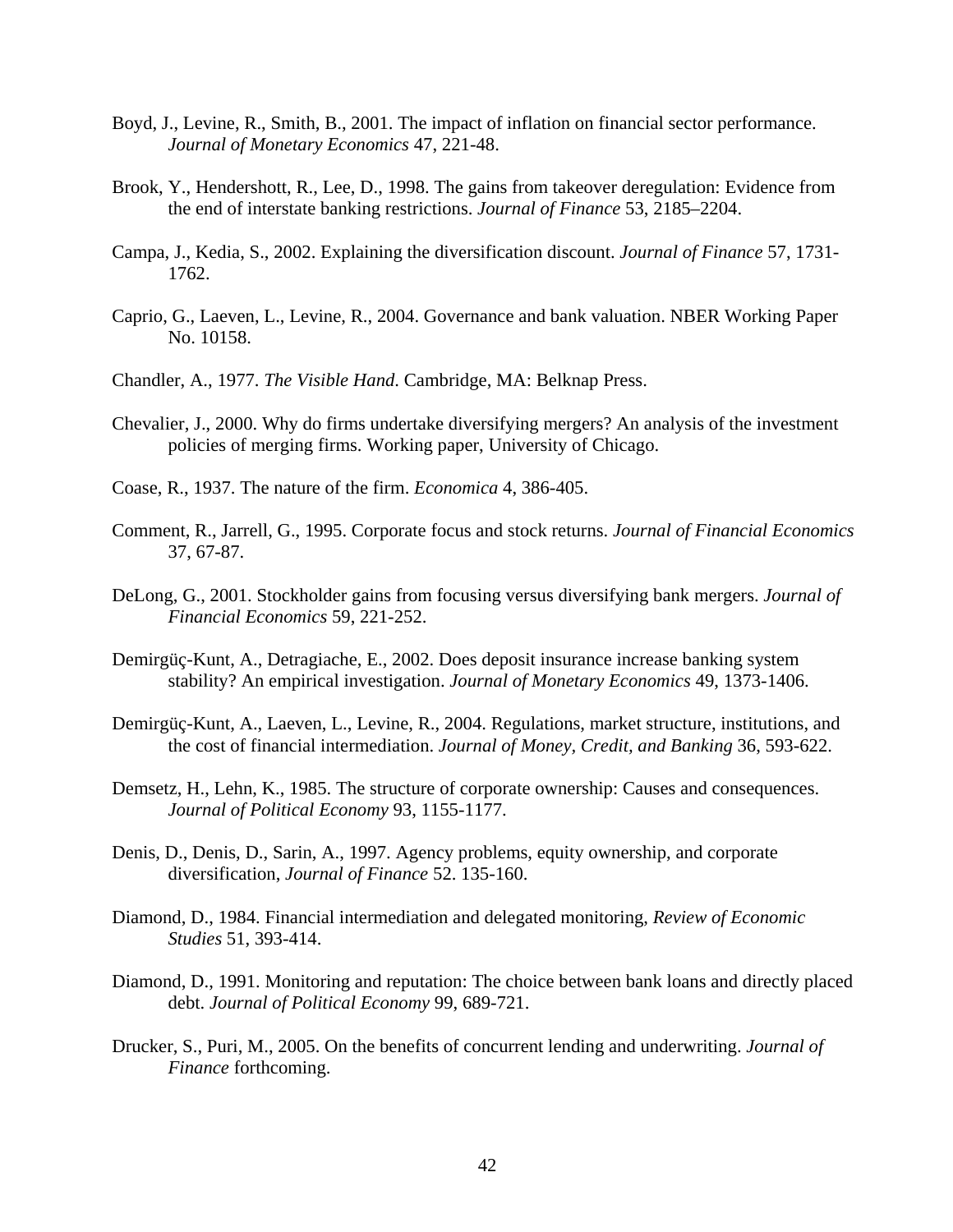Boyd, J., Levine, R., Smith, B., 2001. The impact of inflation on financial sector performance. *Journal of Monetary Economics* 47, 221-48.

Brook, Y., Hendershott, R., Lee, D., 1998. The gains from takeover deregulation: Evidence from the end of interstate banking restrictions. *Journal of Finance* 53, 2185–2204.

Campa, J., Kedia, S., 2002. Explaining the diversification discount. *Journal of Finance* 57, 1731-1762.

Caprio, G., Laeven, L., Levine, R., 2004. Governance and bank valuation. NBER Working Paper No. 10158.

Chandler, A., 1977. *The Visible Hand*. Cambridge, MA: Belknap Press.

Chevalier, J., 2000. Why do firms undertake diversifying mergers? An analysis of the investment policies of merging firms. Working paper, University of Chicago.

Coase, R., 1937. The nature of the firm. *Economica* 4, 386-405.

Comment, R., Jarrell, G., 1995. Corporate focus and stock returns. *Journal of Financial Economics* 37, 67-87.

DeLong, G., 2001. Stockholder gains from focusing versus diversifying bank mergers. *Journal of Financial Economics* 59, 221-252.

Demirgüç-Kunt, A., Detragiache, E., 2002. Does deposit insurance increase banking system stability? An empirical investigation. *Journal of Monetary Economics* 49, 1373-1406.

Demirgüç-Kunt, A., Laeven, L., Levine, R., 2004. Regulations, market structure, institutions, and the cost of financial intermediation. *Journal of Money, Credit, and Banking* 36, 593-622.

Demsetz, H., Lehn, K., 1985. The structure of corporate ownership: Causes and consequences. *Journal of Political Economy* 93, 1155-1177.

Denis, D., Denis, D., Sarin, A., 1997. Agency problems, equity ownership, and corporate diversification, *Journal of Finance* 52. 135-160.

Diamond, D., 1984. Financial intermediation and delegated monitoring, *Review of Economic Studies* 51, 393-414.

Diamond, D., 1991. Monitoring and reputation: The choice between bank loans and directly placed debt. *Journal of Political Economy* 99, 689-721.

Drucker, S., Puri, M., 2005. On the benefits of concurrent lending and underwriting. *Journal of Finance* forthcoming.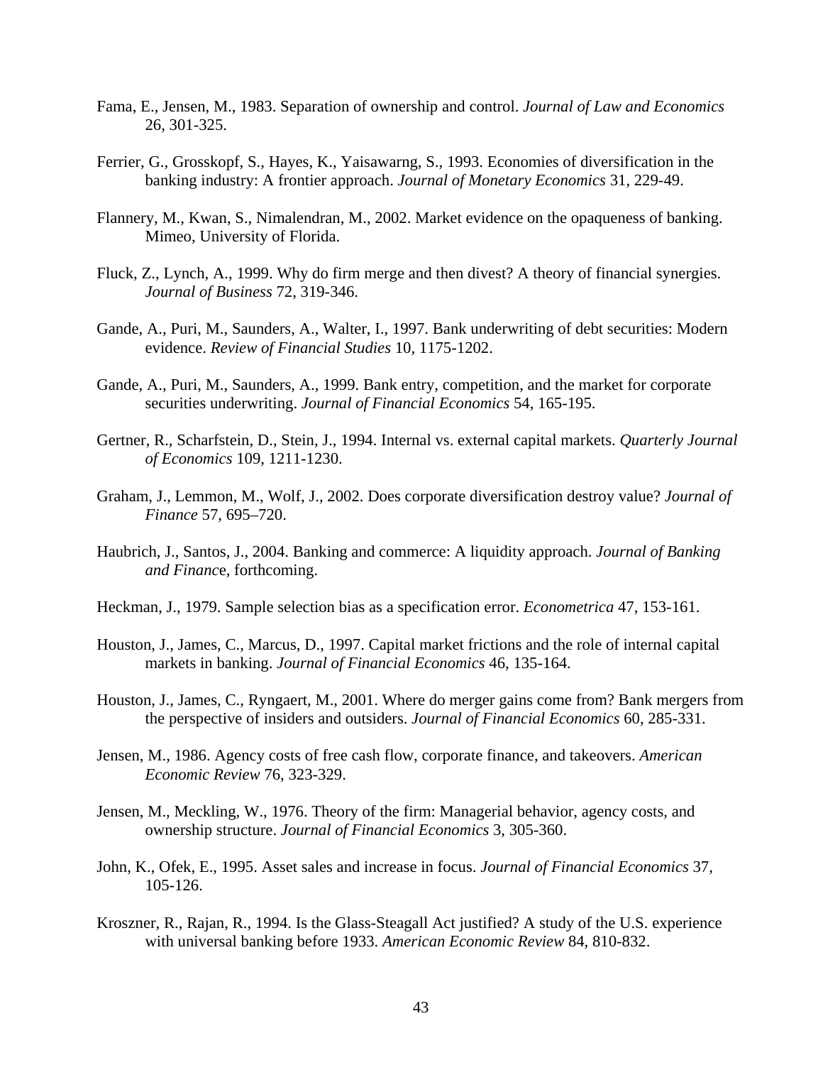Fama, E., Jensen, M., 1983. Separation of ownership and control. *Journal of Law and Economics* 26, 301-325.

Ferrier, G., Grosskopf, S., Hayes, K., Yaisawarng, S., 1993. Economies of diversification in the banking industry: A frontier approach. *Journal of Monetary Economics* 31, 229-49.

Flannery, M., Kwan, S., Nimalendran, M., 2002. Market evidence on the opaqueness of banking. Mimeo, University of Florida.

Fluck, Z., Lynch, A., 1999. Why do firm merge and then divest? A theory of financial synergies. *Journal of Business* 72, 319-346.

Gande, A., Puri, M., Saunders, A., Walter, I., 1997. Bank underwriting of debt securities: Modern evidence. *Review of Financial Studies* 10, 1175-1202.

Gande, A., Puri, M., Saunders, A., 1999. Bank entry, competition, and the market for corporate securities underwriting. *Journal of Financial Economics* 54, 165-195.

Gertner, R., Scharfstein, D., Stein, J., 1994. Internal vs. external capital markets. *Quarterly Journal of Economics* 109, 1211-1230.

Graham, J., Lemmon, M., Wolf, J., 2002. Does corporate diversification destroy value? *Journal of Finance* 57, 695–720.

Haubrich, J., Santos, J., 2004. Banking and commerce: A liquidity approach. *Journal of Banking and Financ*e, forthcoming.

Heckman, J., 1979. Sample selection bias as a specification error. *Econometrica* 47, 153-161.

Houston, J., James, C., Marcus, D., 1997. Capital market frictions and the role of internal capital markets in banking. *Journal of Financial Economics* 46, 135-164.

Houston, J., James, C., Ryngaert, M., 2001. Where do merger gains come from? Bank mergers from the perspective of insiders and outsiders. *Journal of Financial Economics* 60, 285-331.

Jensen, M., 1986. Agency costs of free cash flow, corporate finance, and takeovers. *American Economic Review* 76, 323-329.

Jensen, M., Meckling, W., 1976. Theory of the firm: Managerial behavior, agency costs, and ownership structure. *Journal of Financial Economics* 3, 305-360.

John, K., Ofek, E., 1995. Asset sales and increase in focus. *Journal of Financial Economics* 37, 105-126.

Kroszner, R., Rajan, R., 1994. Is the Glass-Steagall Act justified? A study of the U.S. experience with universal banking before 1933. *American Economic Review* 84, 810-832.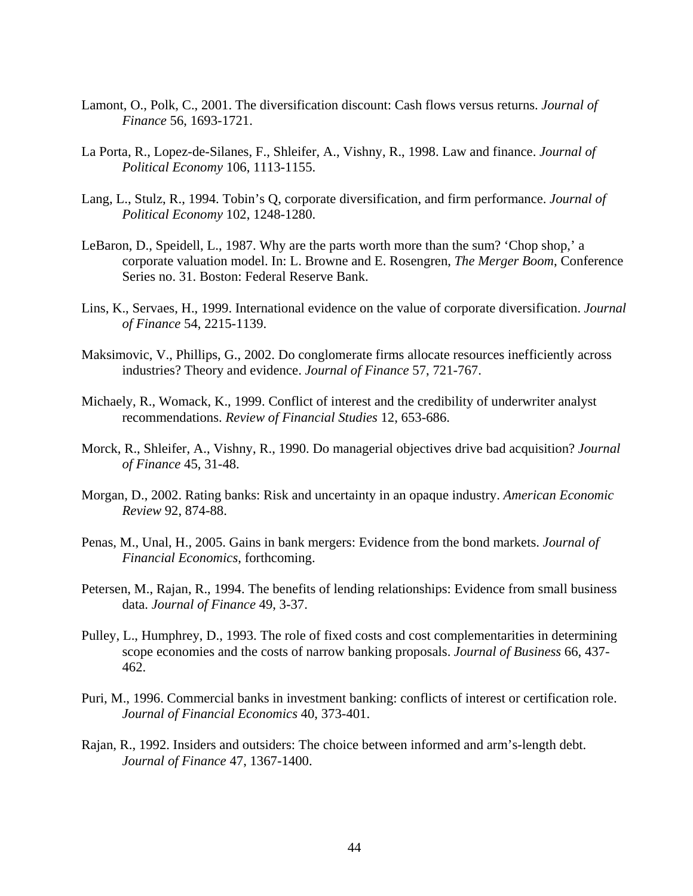Lamont, O., Polk, C., 2001. The diversification discount: Cash flows versus returns. *Journal of Finance* 56, 1693-1721.

La Porta, R., Lopez-de-Silanes, F., Shleifer, A., Vishny, R., 1998. Law and finance. *Journal of Political Economy* 106, 1113-1155.

Lang, L., Stulz, R., 1994. Tobin's Q, corporate diversification, and firm performance. *Journal of Political Economy* 102, 1248-1280.

LeBaron, D., Speidell, L., 1987. Why are the parts worth more than the sum? 'Chop shop,' a corporate valuation model. In: L. Browne and E. Rosengren, *The Merger Boom*, Conference Series no. 31. Boston: Federal Reserve Bank.

Lins, K., Servaes, H., 1999. International evidence on the value of corporate diversification. *Journal of Finance* 54, 2215-1139.

Maksimovic, V., Phillips, G., 2002. Do conglomerate firms allocate resources inefficiently across industries? Theory and evidence. *Journal of Finance* 57, 721-767.

Michaely, R., Womack, K., 1999. Conflict of interest and the credibility of underwriter analyst recommendations. *Review of Financial Studies* 12, 653-686.

Morck, R., Shleifer, A., Vishny, R., 1990. Do managerial objectives drive bad acquisition? *Journal of Finance* 45, 31-48.

Morgan, D., 2002. Rating banks: Risk and uncertainty in an opaque industry. *American Economic Review* 92, 874-88.

Penas, M., Unal, H., 2005. Gains in bank mergers: Evidence from the bond markets. *Journal of Financial Economics*, forthcoming.

Petersen, M., Rajan, R., 1994. The benefits of lending relationships: Evidence from small business data. *Journal of Finance* 49, 3-37.

Pulley, L., Humphrey, D., 1993. The role of fixed costs and cost complementarities in determining scope economies and the costs of narrow banking proposals. *Journal of Business* 66, 437-462.

Puri, M., 1996. Commercial banks in investment banking: conflicts of interest or certification role. *Journal of Financial Economics* 40, 373-401.

Rajan, R., 1992. Insiders and outsiders: The choice between informed and arm's-length debt. *Journal of Finance* 47, 1367-1400.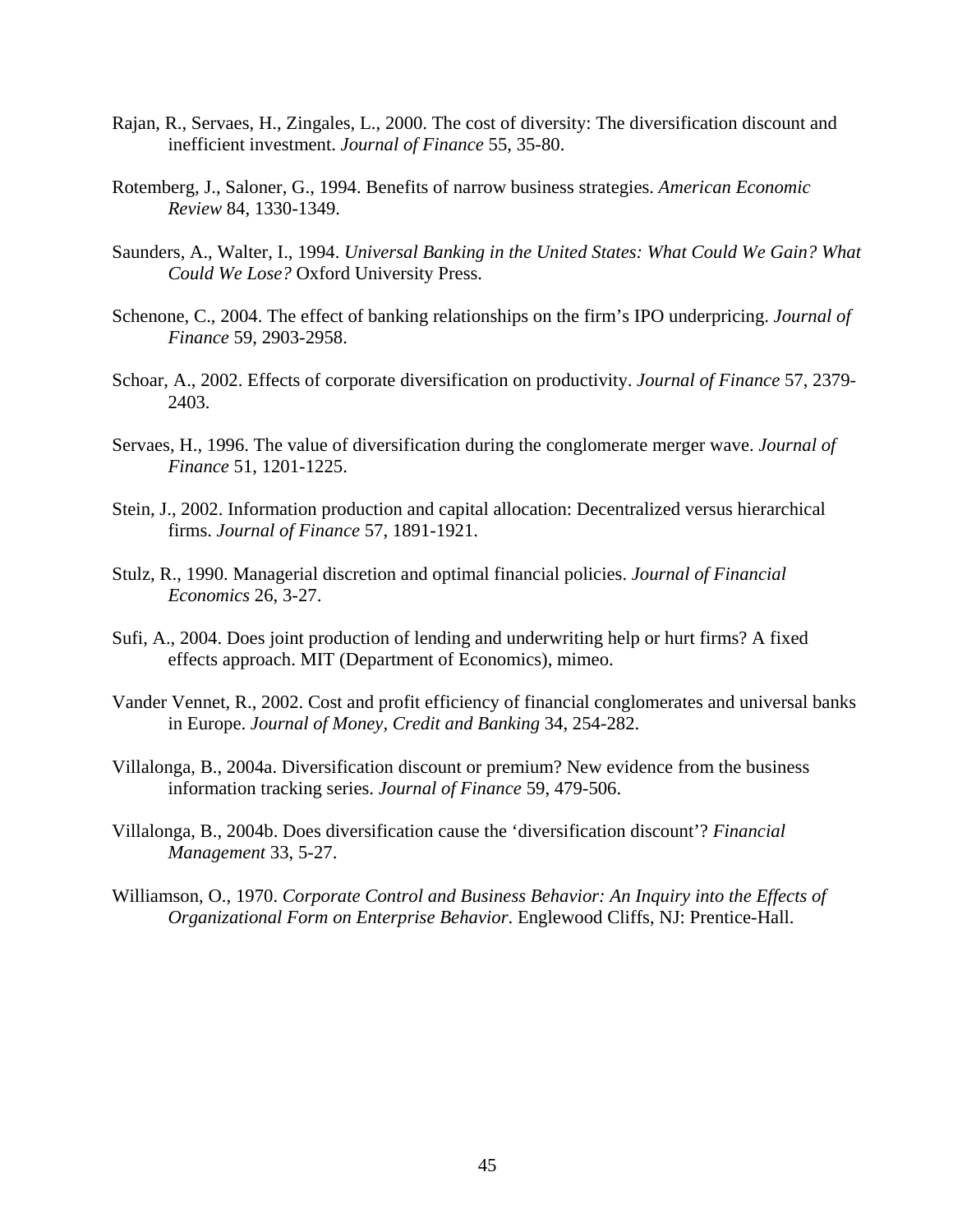Rajan, R., Servaes, H., Zingales, L., 2000. The cost of diversity: The diversification discount and inefficient investment. *Journal of Finance* 55, 35-80.

Rotemberg, J., Saloner, G., 1994. Benefits of narrow business strategies. *American Economic Review* 84, 1330-1349.

Saunders, A., Walter, I., 1994. *Universal Banking in the United States: What Could We Gain? What Could We Lose?* Oxford University Press.

Schenone, C., 2004. The effect of banking relationships on the firm's IPO underpricing. *Journal of Finance* 59, 2903-2958.

Schoar, A., 2002. Effects of corporate diversification on productivity. *Journal of Finance* 57, 2379-2403.

Servaes, H., 1996. The value of diversification during the conglomerate merger wave. *Journal of Finance* 51, 1201-1225.

Stein, J., 2002. Information production and capital allocation: Decentralized versus hierarchical firms. *Journal of Finance* 57, 1891-1921.

Stulz, R., 1990. Managerial discretion and optimal financial policies. *Journal of Financial Economics* 26, 3-27.

Sufi, A., 2004. Does joint production of lending and underwriting help or hurt firms? A fixed effects approach. MIT (Department of Economics), mimeo.

Vander Vennet, R., 2002. Cost and profit efficiency of financial conglomerates and universal banks in Europe. *Journal of Money, Credit and Banking* 34, 254-282.

Villalonga, B., 2004a. Diversification discount or premium? New evidence from the business information tracking series. *Journal of Finance* 59, 479-506.

Villalonga, B., 2004b. Does diversification cause the 'diversification discount'? *Financial Management* 33, 5-27.

Williamson, O., 1970. *Corporate Control and Business Behavior: An Inquiry into the Effects of Organizational Form on Enterprise Behavior*. Englewood Cliffs, NJ: Prentice-Hall.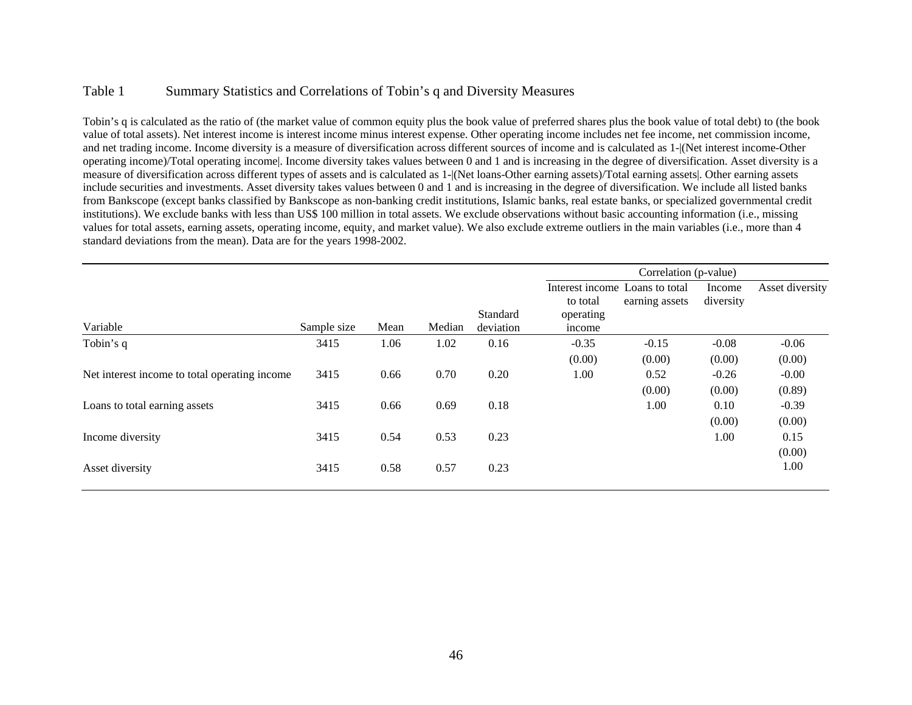# Table 1 Summary Statistics and Correlations of Tobin's q and Diversity Measures

Tobin's q is calculated as the ratio of (the market value of common equity plus the book value of preferred shares plus the book value of total debt) to (the book value of total assets). Net interest income is interest income minus interest expense. Other operating income includes net fee income, net commission income, and net trading income. Income diversity is a measure of diversification across different sources of income and is calculated as 1-|(Net interest income-Other operating income)/Total operating income|. Income diversity takes values between 0 and 1 and is increasing in the degree of diversification. Asset diversity is a measure of diversification across different types of assets and is calculated as 1-|(Net loans-Other earning assets)/Total earning assets|. Other earning assets include securities and investments. Asset diversity takes values between 0 and 1 and is increasing in the degree of diversification. We include all listed banks from Bankscope (except banks classified by Bankscope as non-banking credit institutions, Islamic banks, real estate banks, or specialized governmental credit institutions). We exclude banks with less than US$ 100 million in total assets. We exclude observations without basic accounting information (i.e., missing values for total assets, earning assets, operating income, equity, and market value). We also exclude extreme outliers in the main variables (i.e., more than 4 standard deviations from the mean). Data are for the years 1998-2002.

| | | | | | Correlation (p-value) | | | |
|---|---|---|---|---|---|---|---|---|
| Variable | Sample size | Mean | Median | Standard deviation | Interest income to total operating income | Loans to total earning assets | Income diversity | Asset diversity |
| Tobin's q | 3415 | 1.06 | 1.02 | 0.16 | -0.35 | -0.15 | -0.08 | -0.06 |
| | | | | | (0.00) | (0.00) | (0.00) | (0.00) |
| Net interest income to total operating income | 3415 | 0.66 | 0.70 | 0.20 | 1.00 | 0.52 | -0.26 | -0.00 |
| | | | | | | (0.00) | (0.00) | (0.89) |
| Loans to total earning assets | 3415 | 0.66 | 0.69 | 0.18 | | 1.00 | 0.10 | -0.39 |
| | | | | | | | (0.00) | (0.00) |
| Income diversity | 3415 | 0.54 | 0.53 | 0.23 | | | 1.00 | 0.15 |
| | | | | | | | | (0.00) |
| Asset diversity | 3415 | 0.58 | 0.57 | 0.23 | | | | 1.00 |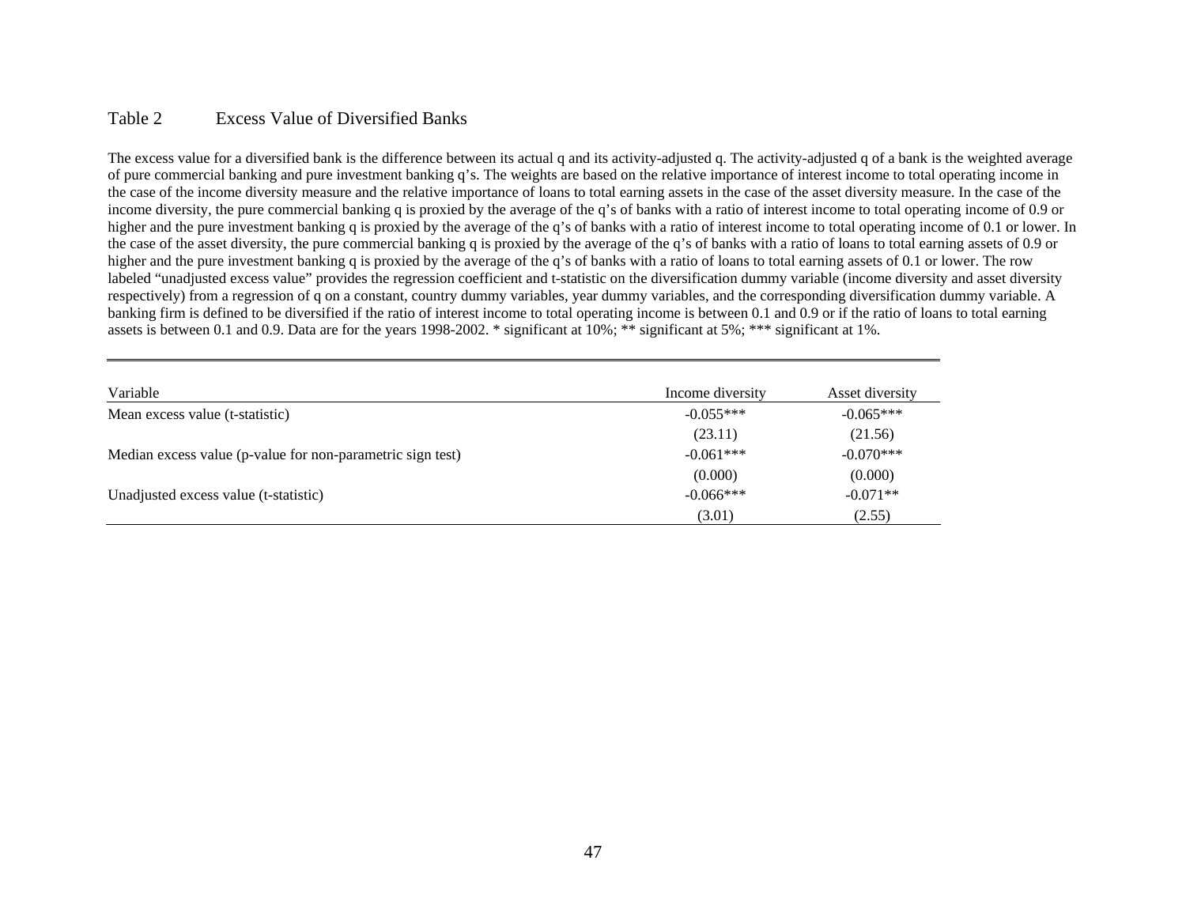## Table 2 Excess Value of Diversified Banks

The excess value for a diversified bank is the difference between its actual q and its activity-adjusted q. The activity-adjusted q of a bank is the weighted average of pure commercial banking and pure investment banking q's. The weights are based on the relative importance of interest income to total operating income in the case of the income diversity measure and the relative importance of loans to total earning assets in the case of the asset diversity measure. In the case of the income diversity, the pure commercial banking q is proxied by the average of the q's of banks with a ratio of interest income to total operating income of 0.9 or higher and the pure investment banking q is proxied by the average of the q's of banks with a ratio of interest income to total operating income of 0.1 or lower. In the case of the asset diversity, the pure commercial banking q is proxied by the average of the q's of banks with a ratio of loans to total earning assets of 0.9 or higher and the pure investment banking q is proxied by the average of the q's of banks with a ratio of loans to total earning assets of 0.1 or lower. The row labeled "unadjusted excess value" provides the regression coefficient and t-statistic on the diversification dummy variable (income diversity and asset diversity respectively) from a regression of q on a constant, country dummy variables, year dummy variables, and the corresponding diversification dummy variable. A banking firm is defined to be diversified if the ratio of interest income to total operating income is between 0.1 and 0.9 or if the ratio of loans to total earning assets is between 0.1 and 0.9. Data are for the years 1998-2002. * significant at 10%; ** significant at 5%; *** significant at 1%.

| Variable | Income diversity | Asset diversity |
|---|---|---|
| Mean excess value (t-statistic) | -0.055*** | -0.065*** |
| | (23.11) | (21.56) |
| Median excess value (p-value for non-parametric sign test) | -0.061*** | -0.070*** |
| | (0.000) | (0.000) |
| Unadjusted excess value (t-statistic) | -0.066*** | -0.071** |
| | (3.01) | (2.55) |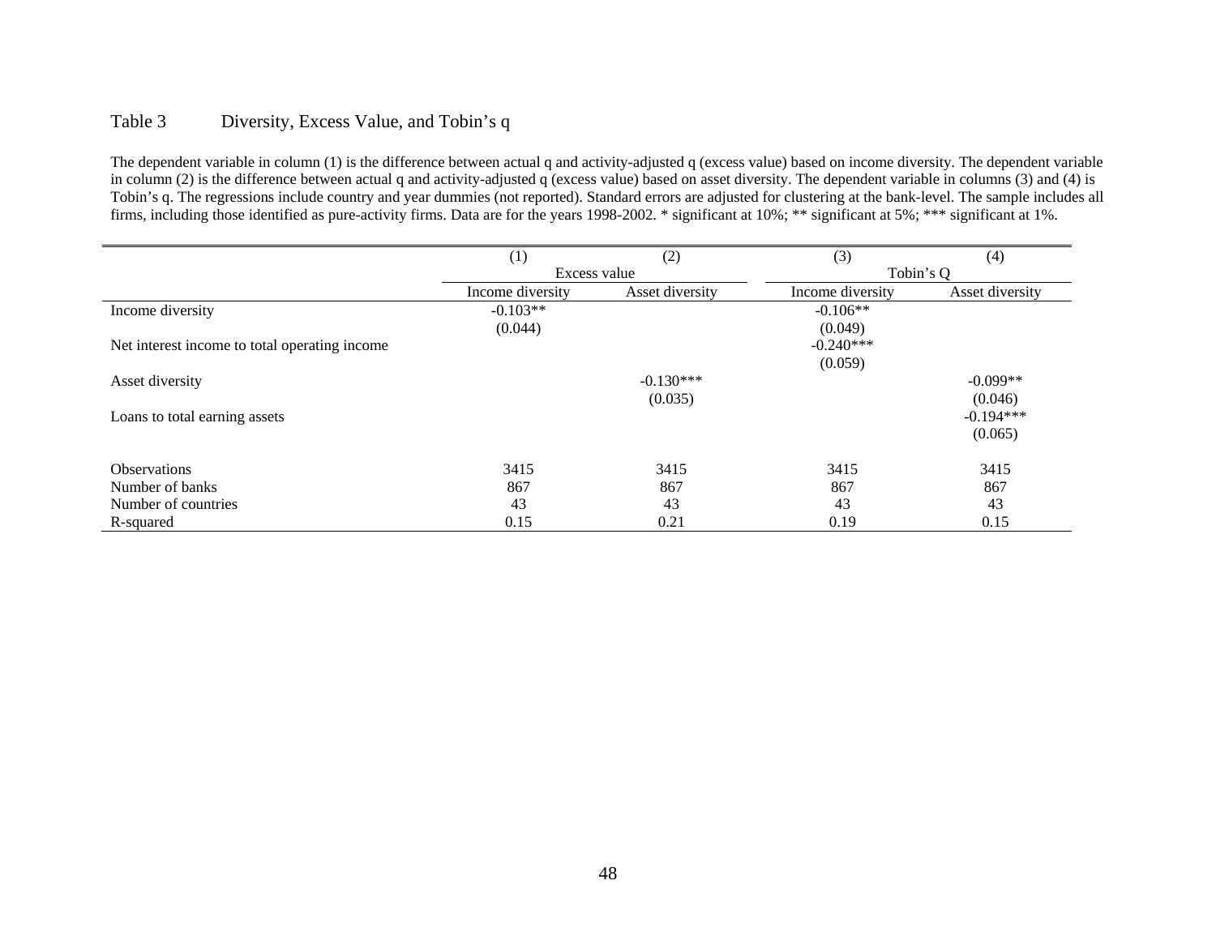Table 3 Diversity, Excess Value, and Tobin's q

The dependent variable in column (1) is the difference between actual q and activity-adjusted q (excess value) based on income diversity. The dependent variable in column (2) is the difference between actual q and activity-adjusted q (excess value) based on asset diversity. The dependent variable in columns (3) and (4) is Tobin's q. The regressions include country and year dummies (not reported). Standard errors are adjusted for clustering at the bank-level. The sample includes all firms, including those identified as pure-activity firms. Data are for the years 1998-2002. * significant at 10%; ** significant at 5%; *** significant at 1%.

| | (1) | (2) | (3) | (4) |
|---|---|---|---|---|
| | Excess value | | Tobin's Q | |
| | Income diversity | Asset diversity | Income diversity | Asset diversity |
| Income diversity | -0.103** | | -0.106** | |
| | (0.044) | | (0.049) | |
| Net interest income to total operating income | | | -0.240*** | |
| | | | (0.059) | |
| Asset diversity | | -0.130*** | | -0.099** |
| | | (0.035) | | (0.046) |
| Loans to total earning assets | | | | -0.194*** |
| | | | | (0.065) |
| Observations | 3415 | 3415 | 3415 | 3415 |
| Number of banks | 867 | 867 | 867 | 867 |
| Number of countries | 43 | 43 | 43 | 43 |
| R-squared | 0.15 | 0.21 | 0.19 | 0.15 |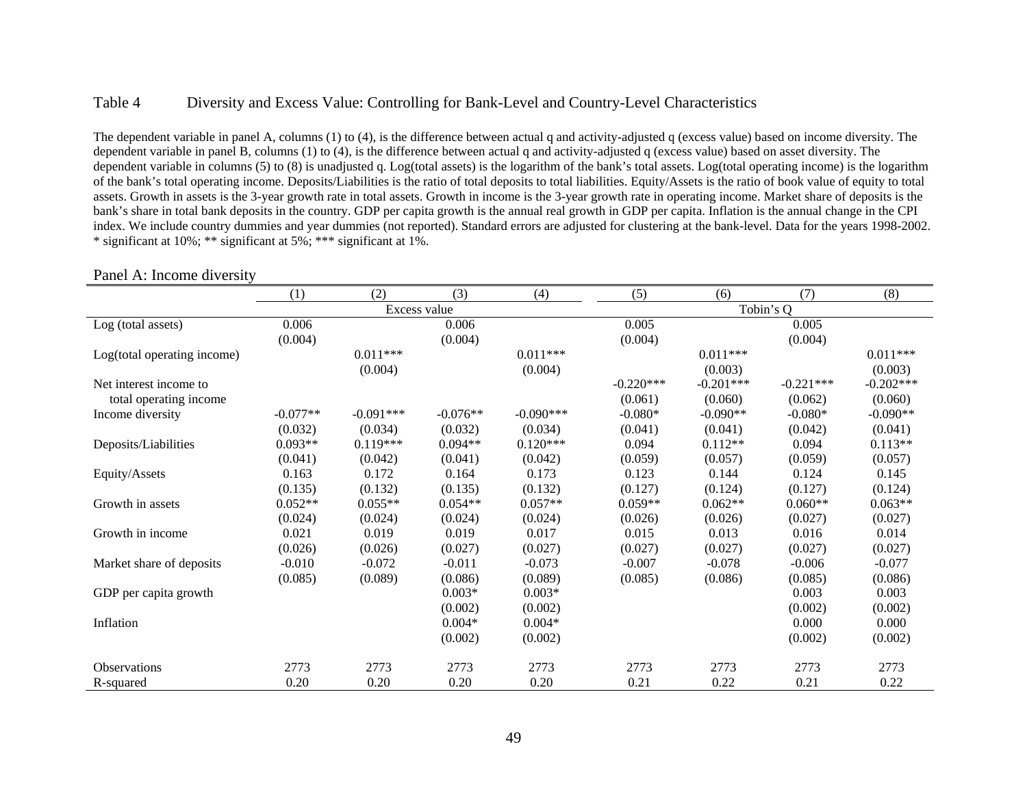## Table 4 Diversity and Excess Value: Controlling for Bank-Level and Country-Level Characteristics

The dependent variable in panel A, columns (1) to (4), is the difference between actual q and activity-adjusted q (excess value) based on income diversity. The dependent variable in panel B, columns (1) to (4), is the difference between actual q and activity-adjusted q (excess value) based on asset diversity. The dependent variable in columns (5) to (8) is unadjusted q. Log(total assets) is the logarithm of the bank's total assets. Log(total operating income) is the logarithm of the bank's total operating income. Deposits/Liabilities is the ratio of total deposits to total liabilities. Equity/Assets is the ratio of book value of equity to total assets. Growth in assets is the 3-year growth rate in total assets. Growth in income is the 3-year growth rate in operating income. Market share of deposits is the bank's share in total bank deposits in the country. GDP per capita growth is the annual real growth in GDP per capita. Inflation is the annual change in the CPI index. We include country dummies and year dummies (not reported). Standard errors are adjusted for clustering at the bank-level. Data for the years 1998-2002. * significant at 10%; ** significant at 5%; *** significant at 1%.

Panel A: Income diversity

| | (1) | (2) | (3) | (4) | (5) | (6) | (7) | (8) |
|---|---|---|---|---|---|---|---|---|
| | Excess value | | | | Tobin's Q | | | |
| Log (total assets) | 0.006 | | 0.006 | | 0.005 | | 0.005 | |
| | (0.004) | | (0.004) | | (0.004) | | (0.004) | |
| Log(total operating income) | | 0.011*** | | 0.011*** | | 0.011*** | | 0.011*** |
| | | (0.004) | | (0.004) | | (0.003) | | (0.003) |
| Net interest income to total operating income | | | | | -0.220*** | -0.201*** | -0.221*** | -0.202*** |
| | | | | | (0.061) | (0.060) | (0.062) | (0.060) |
| Income diversity | -0.077** | -0.091*** | -0.076** | -0.090*** | -0.080* | -0.090** | -0.080* | -0.090** |
| | (0.032) | (0.034) | (0.032) | (0.034) | (0.041) | (0.041) | (0.042) | (0.041) |
| Deposits/Liabilities | 0.093** | 0.119*** | 0.094** | 0.120*** | 0.094 | 0.112** | 0.094 | 0.113** |
| | (0.041) | (0.042) | (0.041) | (0.042) | (0.059) | (0.057) | (0.059) | (0.057) |
| Equity/Assets | 0.163 | 0.172 | 0.164 | 0.173 | 0.123 | 0.144 | 0.124 | 0.145 |
| | (0.135) | (0.132) | (0.135) | (0.132) | (0.127) | (0.124) | (0.127) | (0.124) |
| Growth in assets | 0.052** | 0.055** | 0.054** | 0.057** | 0.059** | 0.062** | 0.060** | 0.063** |
| | (0.024) | (0.024) | (0.024) | (0.024) | (0.026) | (0.026) | (0.027) | (0.027) |
| Growth in income | 0.021 | 0.019 | 0.019 | 0.017 | 0.015 | 0.013 | 0.016 | 0.014 |
| | (0.026) | (0.026) | (0.027) | (0.027) | (0.027) | (0.027) | (0.027) | (0.027) |
| Market share of deposits | -0.010 | -0.072 | -0.011 | -0.073 | -0.007 | -0.078 | -0.006 | -0.077 |
| | (0.085) | (0.089) | (0.086) | (0.089) | (0.085) | (0.086) | (0.085) | (0.086) |
| GDP per capita growth | | | 0.003* | 0.003* | | | 0.003 | 0.003 |
| | | | (0.002) | (0.002) | | | (0.002) | (0.002) |
| Inflation | | | 0.004* | 0.004* | | | 0.000 | 0.000 |
| | | | (0.002) | (0.002) | | | (0.002) | (0.002) |
| Observations | 2773 | 2773 | 2773 | 2773 | 2773 | 2773 | 2773 | 2773 |
| R-squared | 0.20 | 0.20 | 0.20 | 0.20 | 0.21 | 0.22 | 0.21 | 0.22 |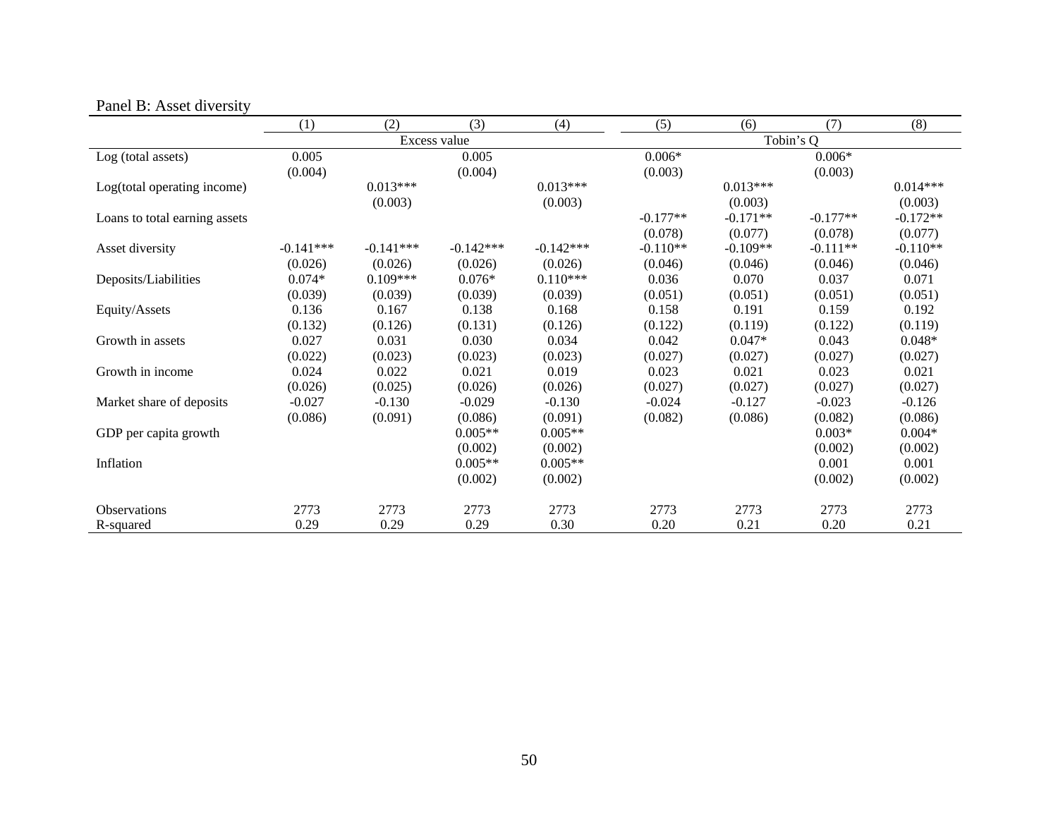Panel B: Asset diversity

| | (1) | (2) | (3) | (4) | (5) | (6) | (7) | (8) |
|---|---|---|---|---|---|---|---|---|
| | Excess value | | | | Tobin's Q | | | |
| Log (total assets) | 0.005 | | 0.005 | | 0.006* | | 0.006* | |
| | (0.004) | | (0.004) | | (0.003) | | (0.003) | |
| Log(total operating income) | | 0.013*** | | 0.013*** | | 0.013*** | | 0.014*** |
| | | (0.003) | | (0.003) | | (0.003) | | (0.003) |
| Loans to total earning assets | | | | | -0.177** | -0.171** | -0.177** | -0.172** |
| | | | | | (0.078) | (0.077) | (0.078) | (0.077) |
| Asset diversity | -0.141*** | -0.141*** | -0.142*** | -0.142*** | -0.110** | -0.109** | -0.111** | -0.110** |
| | (0.026) | (0.026) | (0.026) | (0.026) | (0.046) | (0.046) | (0.046) | (0.046) |
| Deposits/Liabilities | 0.074* | 0.109*** | 0.076* | 0.110*** | 0.036 | 0.070 | 0.037 | 0.071 |
| | (0.039) | (0.039) | (0.039) | (0.039) | (0.051) | (0.051) | (0.051) | (0.051) |
| Equity/Assets | 0.136 | 0.167 | 0.138 | 0.168 | 0.158 | 0.191 | 0.159 | 0.192 |
| | (0.132) | (0.126) | (0.131) | (0.126) | (0.122) | (0.119) | (0.122) | (0.119) |
| Growth in assets | 0.027 | 0.031 | 0.030 | 0.034 | 0.042 | 0.047* | 0.043 | 0.048* |
| | (0.022) | (0.023) | (0.023) | (0.023) | (0.027) | (0.027) | (0.027) | (0.027) |
| Growth in income | 0.024 | 0.022 | 0.021 | 0.019 | 0.023 | 0.021 | 0.023 | 0.021 |
| | (0.026) | (0.025) | (0.026) | (0.026) | (0.027) | (0.027) | (0.027) | (0.027) |
| Market share of deposits | -0.027 | -0.130 | -0.029 | -0.130 | -0.024 | -0.127 | -0.023 | -0.126 |
| | (0.086) | (0.091) | (0.086) | (0.091) | (0.082) | (0.086) | (0.082) | (0.086) |
| GDP per capita growth | | | 0.005** | 0.005** | | | 0.003* | 0.004* |
| | | | (0.002) | (0.002) | | | (0.002) | (0.002) |
| Inflation | | | 0.005** | 0.005** | | | 0.001 | 0.001 |
| | | | (0.002) | (0.002) | | | (0.002) | (0.002) |
| Observations | 2773 | 2773 | 2773 | 2773 | 2773 | 2773 | 2773 | 2773 |
| R-squared | 0.29 | 0.29 | 0.29 | 0.30 | 0.20 | 0.21 | 0.20 | 0.21 |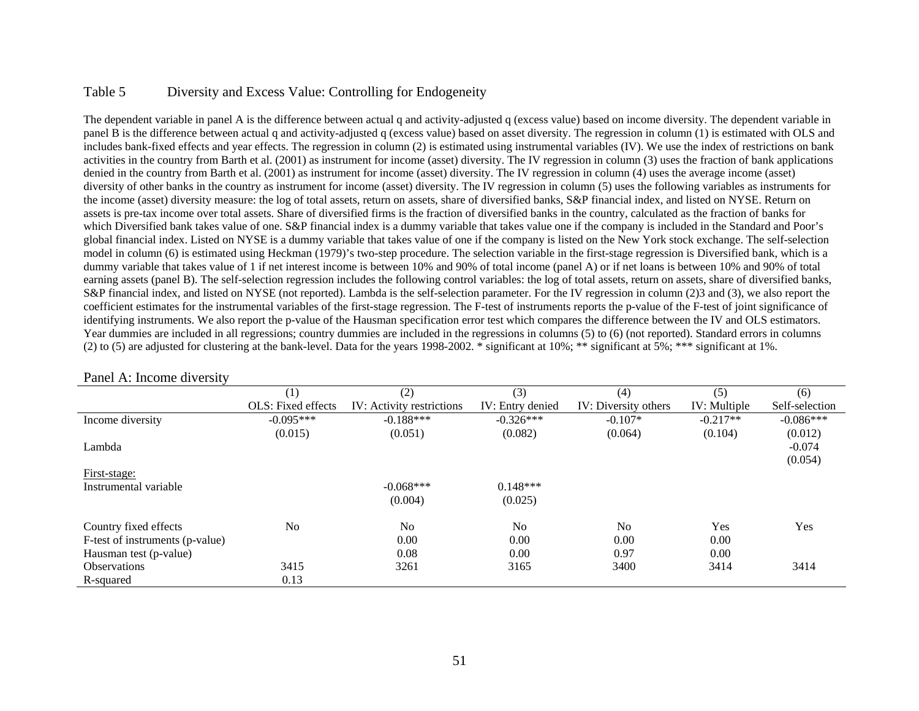## Table 5 Diversity and Excess Value: Controlling for Endogeneity

The dependent variable in panel A is the difference between actual q and activity-adjusted q (excess value) based on income diversity. The dependent variable in panel B is the difference between actual q and activity-adjusted q (excess value) based on asset diversity. The regression in column (1) is estimated with OLS and includes bank-fixed effects and year effects. The regression in column (2) is estimated using instrumental variables (IV). We use the index of restrictions on bank activities in the country from Barth et al. (2001) as instrument for income (asset) diversity. The IV regression in column (3) uses the fraction of bank applications denied in the country from Barth et al. (2001) as instrument for income (asset) diversity. The IV regression in column (4) uses the average income (asset) diversity of other banks in the country as instrument for income (asset) diversity. The IV regression in column (5) uses the following variables as instruments for the income (asset) diversity measure: the log of total assets, return on assets, share of diversified banks, S&P financial index, and listed on NYSE. Return on assets is pre-tax income over total assets. Share of diversified firms is the fraction of diversified banks in the country, calculated as the fraction of banks for which Diversified bank takes value of one. S&P financial index is a dummy variable that takes value one if the company is included in the Standard and Poor's global financial index. Listed on NYSE is a dummy variable that takes value of one if the company is listed on the New York stock exchange. The self-selection model in column (6) is estimated using Heckman (1979)'s two-step procedure. The selection variable in the first-stage regression is Diversified bank, which is a dummy variable that takes value of 1 if net interest income is between 10% and 90% of total income (panel A) or if net loans is between 10% and 90% of total earning assets (panel B). The self-selection regression includes the following control variables: the log of total assets, return on assets, share of diversified banks, S&P financial index, and listed on NYSE (not reported). Lambda is the self-selection parameter. For the IV regression in column (2)3 and (3), we also report the coefficient estimates for the instrumental variables of the first-stage regression. The F-test of instruments reports the p-value of the F-test of joint significance of identifying instruments. We also report the p-value of the Hausman specification error test which compares the difference between the IV and OLS estimators. Year dummies are included in all regressions; country dummies are included in the regressions in columns (5) to (6) (not reported). Standard errors in columns (2) to (5) are adjusted for clustering at the bank-level. Data for the years 1998-2002. * significant at 10%; ** significant at 5%; *** significant at 1%.

Panel A: Income diversity

| | (1) | (2) | (3) | (4) | (5) | (6) |
|---|---|---|---|---|---|---|
| | OLS: Fixed effects | IV: Activity restrictions | IV: Entry denied | IV: Diversity others | IV: Multiple | Self-selection |
| Income diversity | -0.095*** | -0.188*** | -0.326*** | -0.107* | -0.217** | -0.086*** |
| | (0.015) | (0.051) | (0.082) | (0.064) | (0.104) | (0.012) |
| Lambda | | | | | | -0.074 |
| | | | | | | (0.054) |
| First-stage: | | | | | | |
| Instrumental variable | | -0.068*** | 0.148*** | | | |
| | | (0.004) | (0.025) | | | |
| Country fixed effects | No | No | No | No | Yes | Yes |
| F-test of instruments (p-value) | | 0.00 | 0.00 | 0.00 | 0.00 | |
| Hausman test (p-value) | | 0.08 | 0.00 | 0.97 | 0.00 | |
| Observations | 3415 | 3261 | 3165 | 3400 | 3414 | 3414 |
| R-squared | 0.13 | | | | | |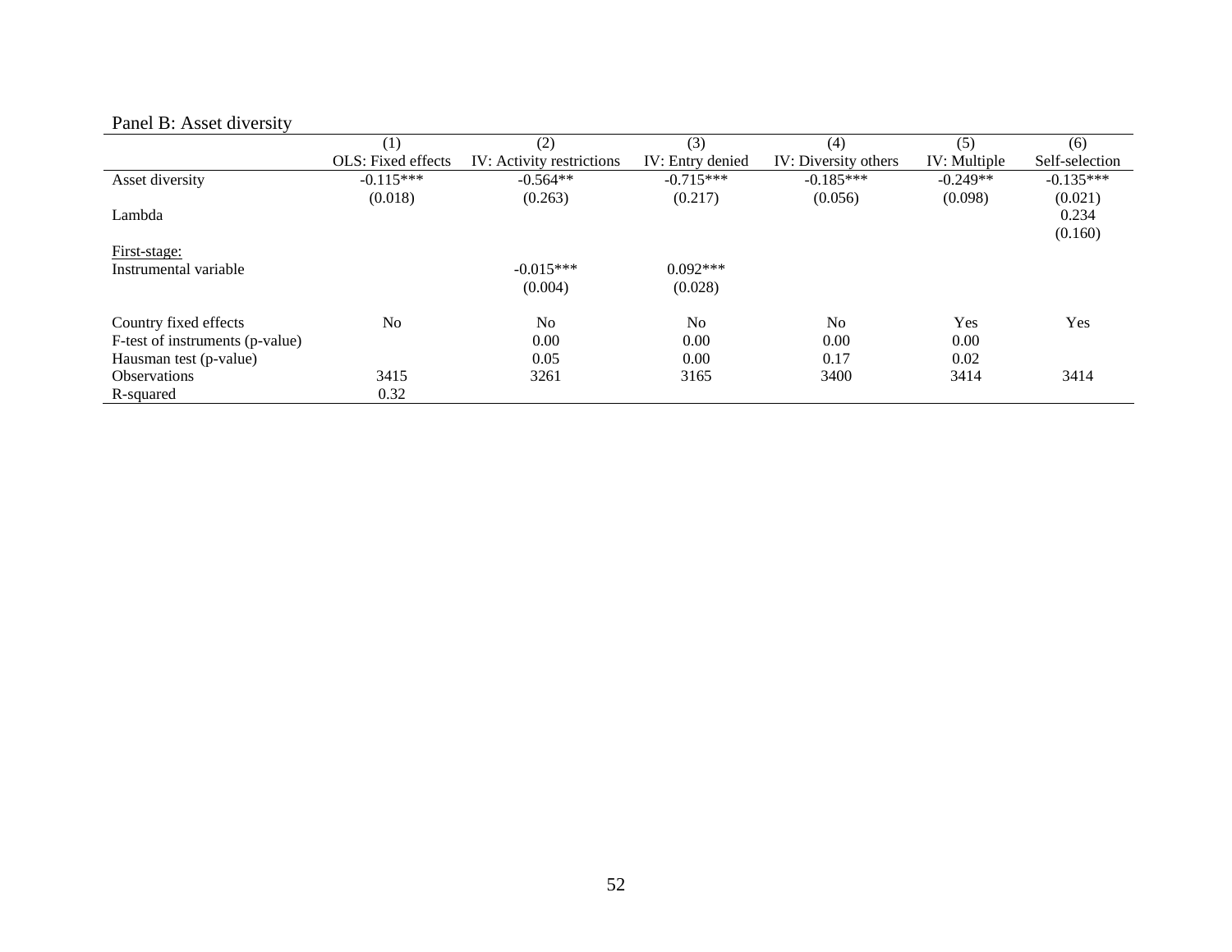Panel B: Asset diversity

| | (1) | (2) | (3) | (4) | (5) | (6) |
|---|---|---|---|---|---|---|
| | OLS: Fixed effects | IV: Activity restrictions | IV: Entry denied | IV: Diversity others | IV: Multiple | Self-selection |
| Asset diversity | -0.115*** | -0.564** | -0.715*** | -0.185*** | -0.249** | -0.135*** |
| | (0.018) | (0.263) | (0.217) | (0.056) | (0.098) | (0.021) |
| Lambda | | | | | | 0.234 |
| | | | | | | (0.160) |
| First-stage: | | | | | | |
| Instrumental variable | | -0.015*** | 0.092*** | | | |
| | | (0.004) | (0.028) | | | |
| Country fixed effects | No | No | No | No | Yes | Yes |
| F-test of instruments (p-value) | | 0.00 | 0.00 | 0.00 | 0.00 | |
| Hausman test (p-value) | | 0.05 | 0.00 | 0.17 | 0.02 | |
| Observations | 3415 | 3261 | 3165 | 3400 | 3414 | 3414 |
| R-squared | 0.32 | | | | | |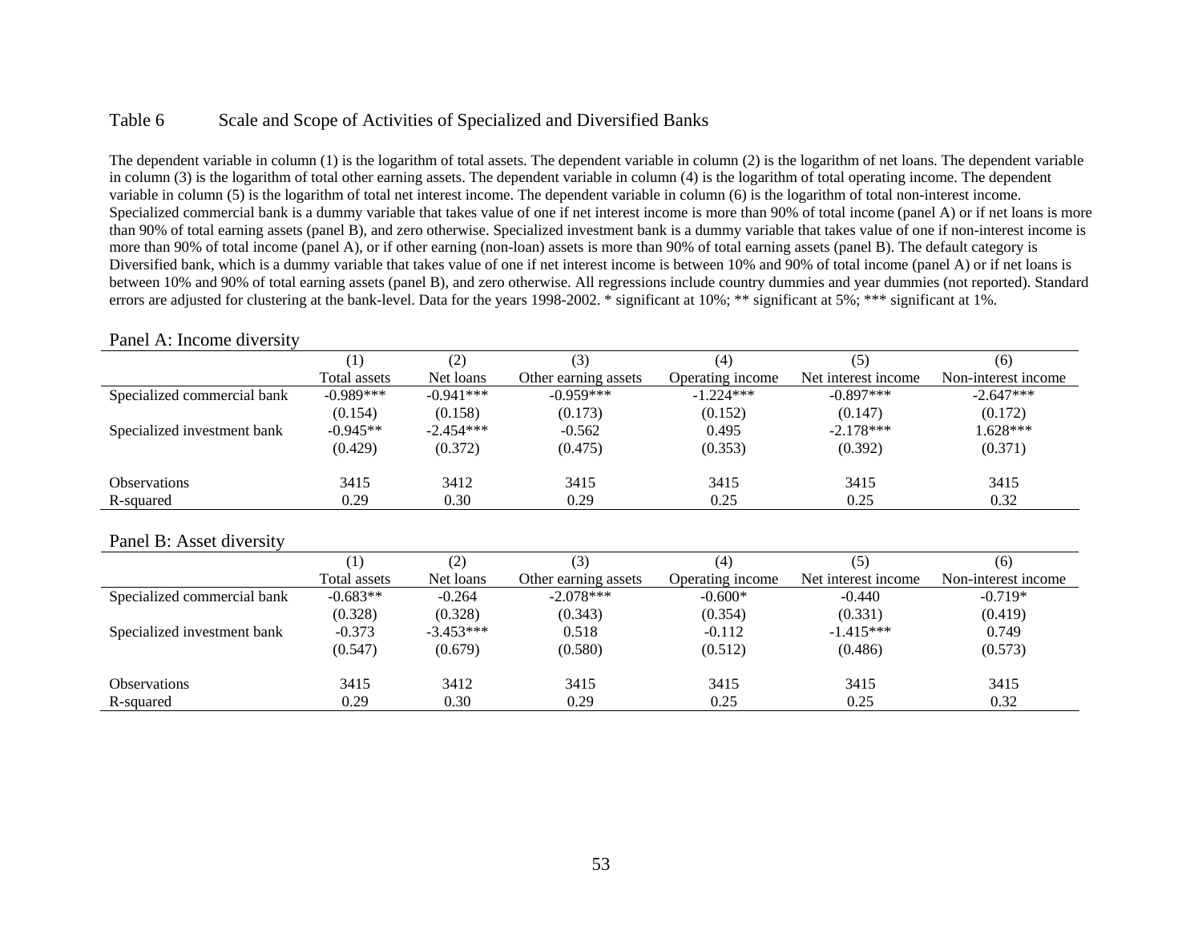Table 6 Scale and Scope of Activities of Specialized and Diversified Banks

The dependent variable in column (1) is the logarithm of total assets. The dependent variable in column (2) is the logarithm of net loans. The dependent variable in column (3) is the logarithm of total other earning assets. The dependent variable in column (4) is the logarithm of total operating income. The dependent variable in column (5) is the logarithm of total net interest income. The dependent variable in column (6) is the logarithm of total non-interest income. Specialized commercial bank is a dummy variable that takes value of one if net interest income is more than 90% of total income (panel A) or if net loans is more than 90% of total earning assets (panel B), and zero otherwise. Specialized investment bank is a dummy variable that takes value of one if non-interest income is more than 90% of total income (panel A), or if other earning (non-loan) assets is more than 90% of total earning assets (panel B). The default category is Diversified bank, which is a dummy variable that takes value of one if net interest income is between 10% and 90% of total income (panel A) or if net loans is between 10% and 90% of total earning assets (panel B), and zero otherwise. All regressions include country dummies and year dummies (not reported). Standard errors are adjusted for clustering at the bank-level. Data for the years 1998-2002. * significant at 10%; ** significant at 5%; *** significant at 1%.

Panel A: Income diversity

| | (1) Total assets | (2) Net loans | (3) Other earning assets | (4) Operating income | (5) Net interest income | (6) Non-interest income |
|---|---|---|---|---|---|---|
| Specialized commercial bank | -0.989*** | -0.941*** | -0.959*** | -1.224*** | -0.897*** | -2.647*** |
| | (0.154) | (0.158) | (0.173) | (0.152) | (0.147) | (0.172) |
| Specialized investment bank | -0.945** | -2.454*** | -0.562 | 0.495 | -2.178*** | 1.628*** |
| | (0.429) | (0.372) | (0.475) | (0.353) | (0.392) | (0.371) |
| Observations | 3415 | 3412 | 3415 | 3415 | 3415 | 3415 |
| R-squared | 0.29 | 0.30 | 0.29 | 0.25 | 0.25 | 0.32 |

Panel B: Asset diversity

| | (1) Total assets | (2) Net loans | (3) Other earning assets | (4) Operating income | (5) Net interest income | (6) Non-interest income |
|---|---|---|---|---|---|---|
| Specialized commercial bank | -0.683** | -0.264 | -2.078*** | -0.600* | -0.440 | -0.719* |
| | (0.328) | (0.328) | (0.343) | (0.354) | (0.331) | (0.419) |
| Specialized investment bank | -0.373 | -3.453*** | 0.518 | -0.112 | -1.415*** | 0.749 |
| | (0.547) | (0.679) | (0.580) | (0.512) | (0.486) | (0.573) |
| Observations | 3415 | 3412 | 3415 | 3415 | 3415 | 3415 |
| R-squared | 0.29 | 0.30 | 0.29 | 0.25 | 0.25 | 0.32 |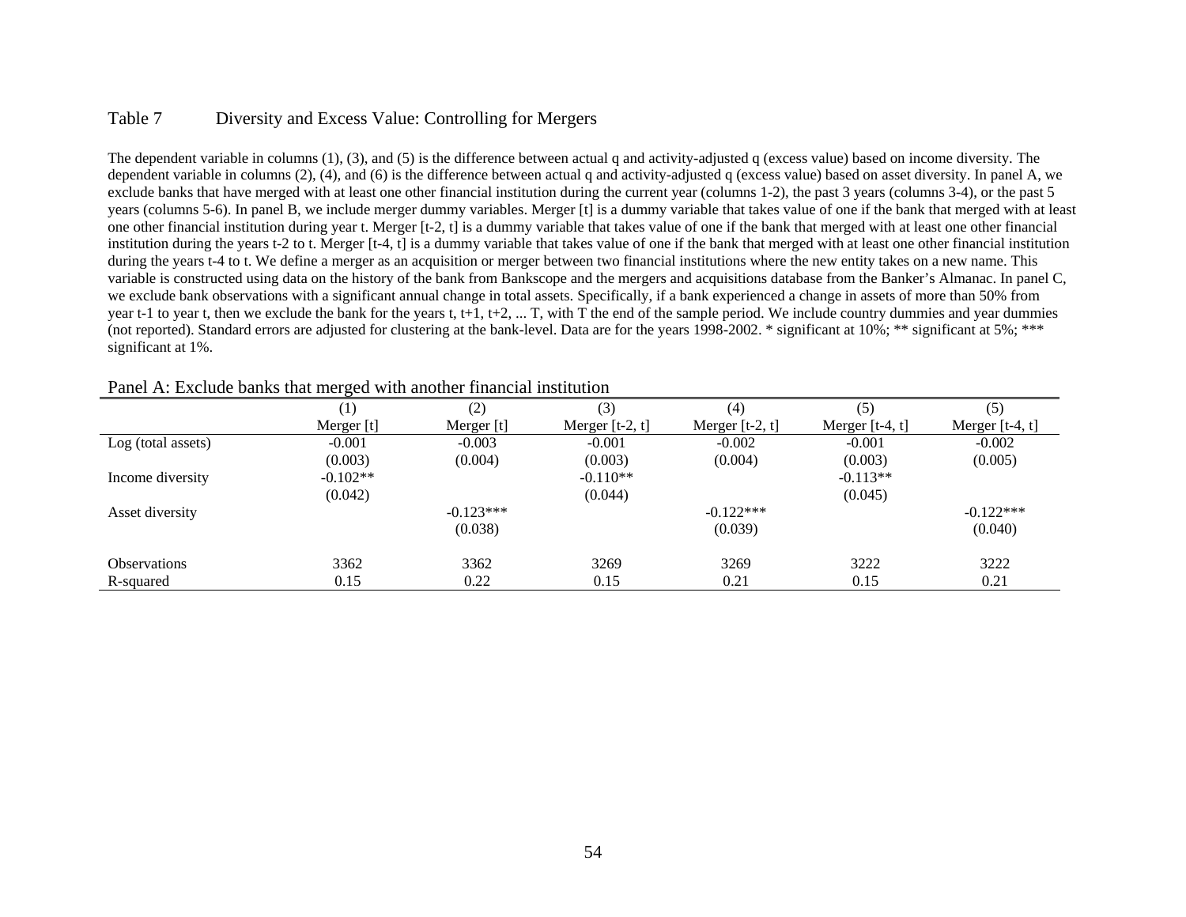Table 7 Diversity and Excess Value: Controlling for Mergers

The dependent variable in columns (1), (3), and (5) is the difference between actual q and activity-adjusted q (excess value) based on income diversity. The dependent variable in columns (2), (4), and (6) is the difference between actual q and activity-adjusted q (excess value) based on asset diversity. In panel A, we exclude banks that have merged with at least one other financial institution during the current year (columns 1-2), the past 3 years (columns 3-4), or the past 5 years (columns 5-6). In panel B, we include merger dummy variables. Merger [t] is a dummy variable that takes value of one if the bank that merged with at least one other financial institution during year t. Merger [t-2, t] is a dummy variable that takes value of one if the bank that merged with at least one other financial institution during the years t-2 to t. Merger [t-4, t] is a dummy variable that takes value of one if the bank that merged with at least one other financial institution during the years t-4 to t. We define a merger as an acquisition or merger between two financial institutions where the new entity takes on a new name. This variable is constructed using data on the history of the bank from Bankscope and the mergers and acquisitions database from the Banker's Almanac. In panel C, we exclude bank observations with a significant annual change in total assets. Specifically, if a bank experienced a change in assets of more than 50% from year t-1 to year t, then we exclude the bank for the years t, t+1, t+2, ... T, with T the end of the sample period. We include country dummies and year dummies (not reported). Standard errors are adjusted for clustering at the bank-level. Data are for the years 1998-2002. * significant at 10%; ** significant at 5%; *** significant at 1%.

Panel A: Exclude banks that merged with another financial institution

| | (1) | (2) | (3) | (4) | (5) | (5) |
|---|---|---|---|---|---|---|
| | Merger [t] | Merger [t] | Merger [t-2, t] | Merger [t-2, t] | Merger [t-4, t] | Merger [t-4, t] |
| Log (total assets) | -0.001 | -0.003 | -0.001 | -0.002 | -0.001 | -0.002 |
| | (0.003) | (0.004) | (0.003) | (0.004) | (0.003) | (0.005) |
| Income diversity | -0.102** | | -0.110** | | -0.113** | |
| | (0.042) | | (0.044) | | (0.045) | |
| Asset diversity | | -0.123*** | | -0.122*** | | -0.122*** |
| | | (0.038) | | (0.039) | | (0.040) |
| Observations | 3362 | 3362 | 3269 | 3269 | 3222 | 3222 |
| R-squared | 0.15 | 0.22 | 0.15 | 0.21 | 0.15 | 0.21 |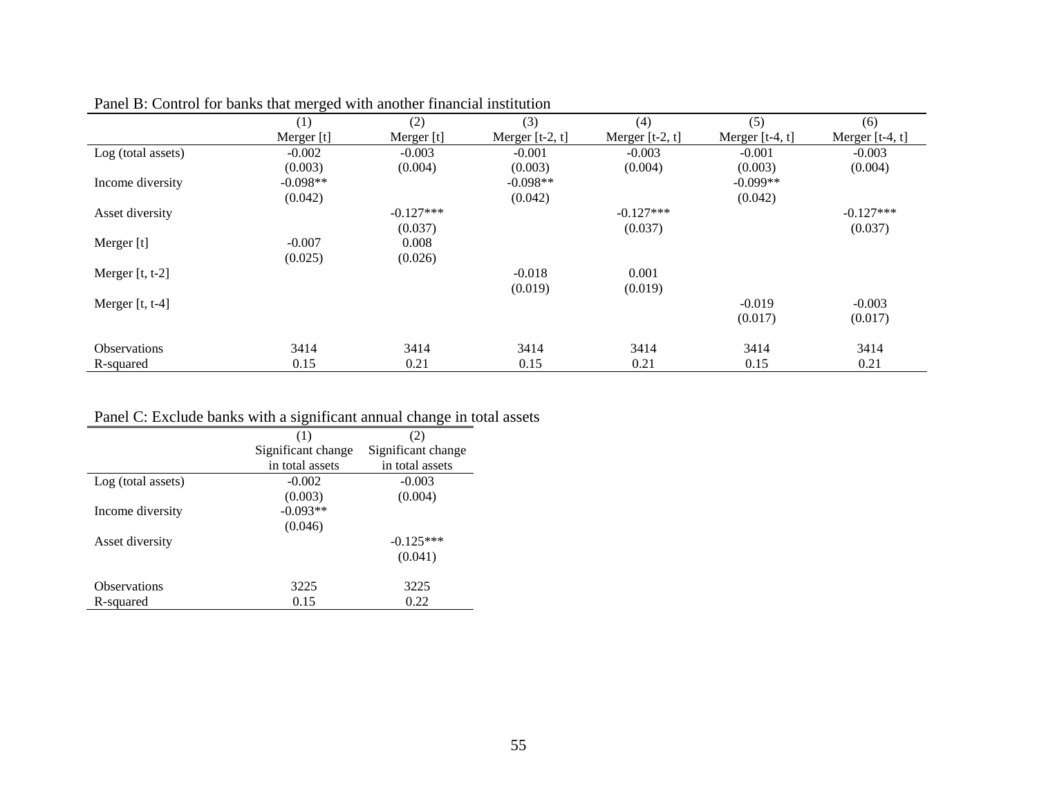Panel B: Control for banks that merged with another financial institution

| | (1) | (2) | (3) | (4) | (5) | (6) |
|---|---|---|---|---|---|---|
| | Merger [t] | Merger [t] | Merger [t-2, t] | Merger [t-2, t] | Merger [t-4, t] | Merger [t-4, t] |
| Log (total assets) | -0.002 | -0.003 | -0.001 | -0.003 | -0.001 | -0.003 |
| | (0.003) | (0.004) | (0.003) | (0.004) | (0.003) | (0.004) |
| Income diversity | -0.098** | | -0.098** | | -0.099** | |
| | (0.042) | | (0.042) | | (0.042) | |
| Asset diversity | | -0.127*** | | -0.127*** | | -0.127*** |
| | | (0.037) | | (0.037) | | (0.037) |
| Merger [t] | -0.007 | 0.008 | | | | |
| | (0.025) | (0.026) | | | | |
| Merger [t, t-2] | | | -0.018 | 0.001 | | |
| | | | (0.019) | (0.019) | | |
| Merger [t, t-4] | | | | | -0.019 | -0.003 |
| | | | | | (0.017) | (0.017) |
| Observations | 3414 | 3414 | 3414 | 3414 | 3414 | 3414 |
| R-squared | 0.15 | 0.21 | 0.15 | 0.21 | 0.15 | 0.21 |

Panel C: Exclude banks with a significant annual change in total assets

| | (1) | (2) |
|---|---|---|
| | Significant change in total assets | Significant change in total assets |
| Log (total assets) | -0.002 | -0.003 |
| | (0.003) | (0.004) |
| Income diversity | -0.093** | |
| | (0.046) | |
| Asset diversity | | -0.125*** |
| | | (0.041) |
| Observations | 3225 | 3225 |
| R-squared | 0.15 | 0.22 |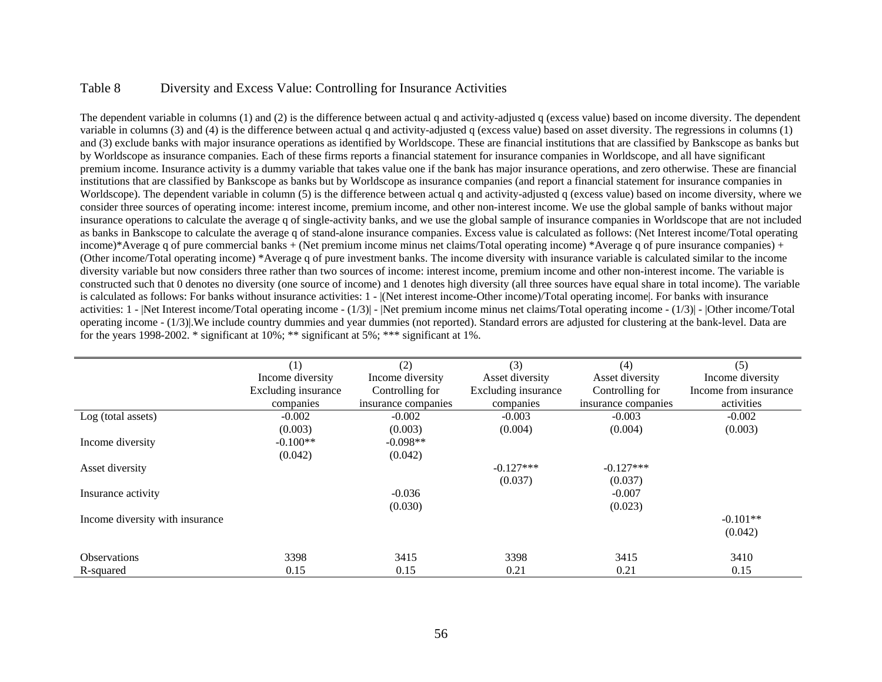Table 8 Diversity and Excess Value: Controlling for Insurance Activities

The dependent variable in columns (1) and (2) is the difference between actual q and activity-adjusted q (excess value) based on income diversity. The dependent variable in columns (3) and (4) is the difference between actual q and activity-adjusted q (excess value) based on asset diversity. The regressions in columns (1) and (3) exclude banks with major insurance operations as identified by Worldscope. These are financial institutions that are classified by Bankscope as banks but by Worldscope as insurance companies. Each of these firms reports a financial statement for insurance companies in Worldscope, and all have significant premium income. Insurance activity is a dummy variable that takes value one if the bank has major insurance operations, and zero otherwise. These are financial institutions that are classified by Bankscope as banks but by Worldscope as insurance companies (and report a financial statement for insurance companies in Worldscope). The dependent variable in column (5) is the difference between actual q and activity-adjusted q (excess value) based on income diversity, where we consider three sources of operating income: interest income, premium income, and other non-interest income. We use the global sample of banks without major insurance operations to calculate the average q of single-activity banks, and we use the global sample of insurance companies in Worldscope that are not included as banks in Bankscope to calculate the average q of stand-alone insurance companies. Excess value is calculated as follows: (Net Interest income/Total operating income)*Average q of pure commercial banks + (Net premium income minus net claims/Total operating income) *Average q of pure insurance companies) + (Other income/Total operating income) *Average q of pure investment banks. The income diversity with insurance variable is calculated similar to the income diversity variable but now considers three rather than two sources of income: interest income, premium income and other non-interest income. The variable is constructed such that 0 denotes no diversity (one source of income) and 1 denotes high diversity (all three sources have equal share in total income). The variable is calculated as follows: For banks without insurance activities: 1 - |(Net interest income-Other income)/Total operating income|. For banks with insurance activities: 1 - |Net Interest income/Total operating income - (1/3)| - |Net premium income minus net claims/Total operating income - (1/3)| - |Other income/Total operating income - (1/3)|.We include country dummies and year dummies (not reported). Standard errors are adjusted for clustering at the bank-level. Data are for the years 1998-2002. * significant at 10%; ** significant at 5%; *** significant at 1%.

| | (1) Income diversity Excluding insurance companies | (2) Income diversity Controlling for insurance companies | (3) Asset diversity Excluding insurance companies | (4) Asset diversity Controlling for insurance companies | (5) Income diversity Income from insurance activities |
|---|---|---|---|---|---|
| Log (total assets) | -0.002 | -0.002 | -0.003 | -0.003 | -0.002 |
| | (0.003) | (0.003) | (0.004) | (0.004) | (0.003) |
| Income diversity | -0.100** | -0.098** | | | |
| | (0.042) | (0.042) | | | |
| Asset diversity | | | -0.127*** | -0.127*** | |
| | | | (0.037) | (0.037) | |
| Insurance activity | | -0.036 | | -0.007 | |
| | | (0.030) | | (0.023) | |
| Income diversity with insurance | | | | | -0.101** |
| | | | | | (0.042) |
| Observations | 3398 | 3415 | 3398 | 3415 | 3410 |
| R-squared | 0.15 | 0.15 | 0.21 | 0.21 | 0.15 |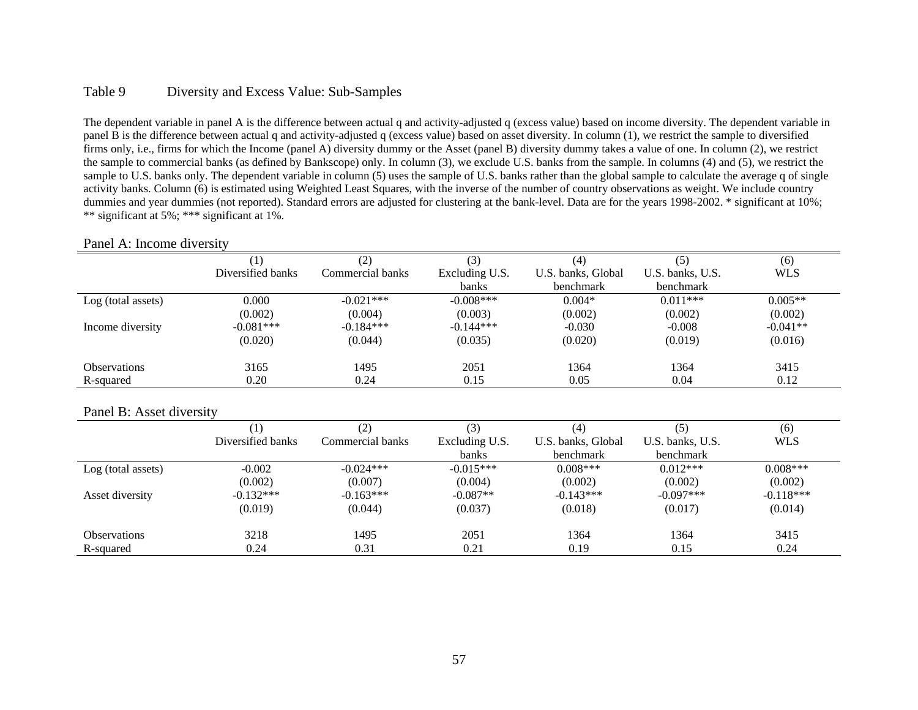Table 9 Diversity and Excess Value: Sub-Samples

The dependent variable in panel A is the difference between actual q and activity-adjusted q (excess value) based on income diversity. The dependent variable in panel B is the difference between actual q and activity-adjusted q (excess value) based on asset diversity. In column (1), we restrict the sample to diversified firms only, i.e., firms for which the Income (panel A) diversity dummy or the Asset (panel B) diversity dummy takes a value of one. In column (2), we restrict the sample to commercial banks (as defined by Bankscope) only. In column (3), we exclude U.S. banks from the sample. In columns (4) and (5), we restrict the sample to U.S. banks only. The dependent variable in column (5) uses the sample of U.S. banks rather than the global sample to calculate the average q of single activity banks. Column (6) is estimated using Weighted Least Squares, with the inverse of the number of country observations as weight. We include country dummies and year dummies (not reported). Standard errors are adjusted for clustering at the bank-level. Data are for the years 1998-2002. * significant at 10%; ** significant at 5%; *** significant at 1%.

Panel A: Income diversity

| | (1)<br>Diversified banks | (2)<br>Commercial banks | (3)<br>Excluding U.S. banks | (4)<br>U.S. banks, Global benchmark | (5)<br>U.S. banks, U.S. benchmark | (6)<br>WLS |
|---|---|---|---|---|---|---|
| Log (total assets) | 0.000 | -0.021*** | -0.008*** | 0.004* | 0.011*** | 0.005** |
| | (0.002) | (0.004) | (0.003) | (0.002) | (0.002) | (0.002) |
| Income diversity | -0.081*** | -0.184*** | -0.144*** | -0.030 | -0.008 | -0.041** |
| | (0.020) | (0.044) | (0.035) | (0.020) | (0.019) | (0.016) |
| Observations | 3165 | 1495 | 2051 | 1364 | 1364 | 3415 |
| R-squared | 0.20 | 0.24 | 0.15 | 0.05 | 0.04 | 0.12 |

Panel B: Asset diversity

| | (1)<br>Diversified banks | (2)<br>Commercial banks | (3)<br>Excluding U.S. banks | (4)<br>U.S. banks, Global benchmark | (5)<br>U.S. banks, U.S. benchmark | (6)<br>WLS |
|---|---|---|---|---|---|---|
| Log (total assets) | -0.002 | -0.024*** | -0.015*** | 0.008*** | 0.012*** | 0.008*** |
| | (0.002) | (0.007) | (0.004) | (0.002) | (0.002) | (0.002) |
| Asset diversity | -0.132*** | -0.163*** | -0.087** | -0.143*** | -0.097*** | -0.118*** |
| | (0.019) | (0.044) | (0.037) | (0.018) | (0.017) | (0.014) |
| Observations | 3218 | 1495 | 2051 | 1364 | 1364 | 3415 |
| R-squared | 0.24 | 0.31 | 0.21 | 0.19 | 0.15 | 0.24 |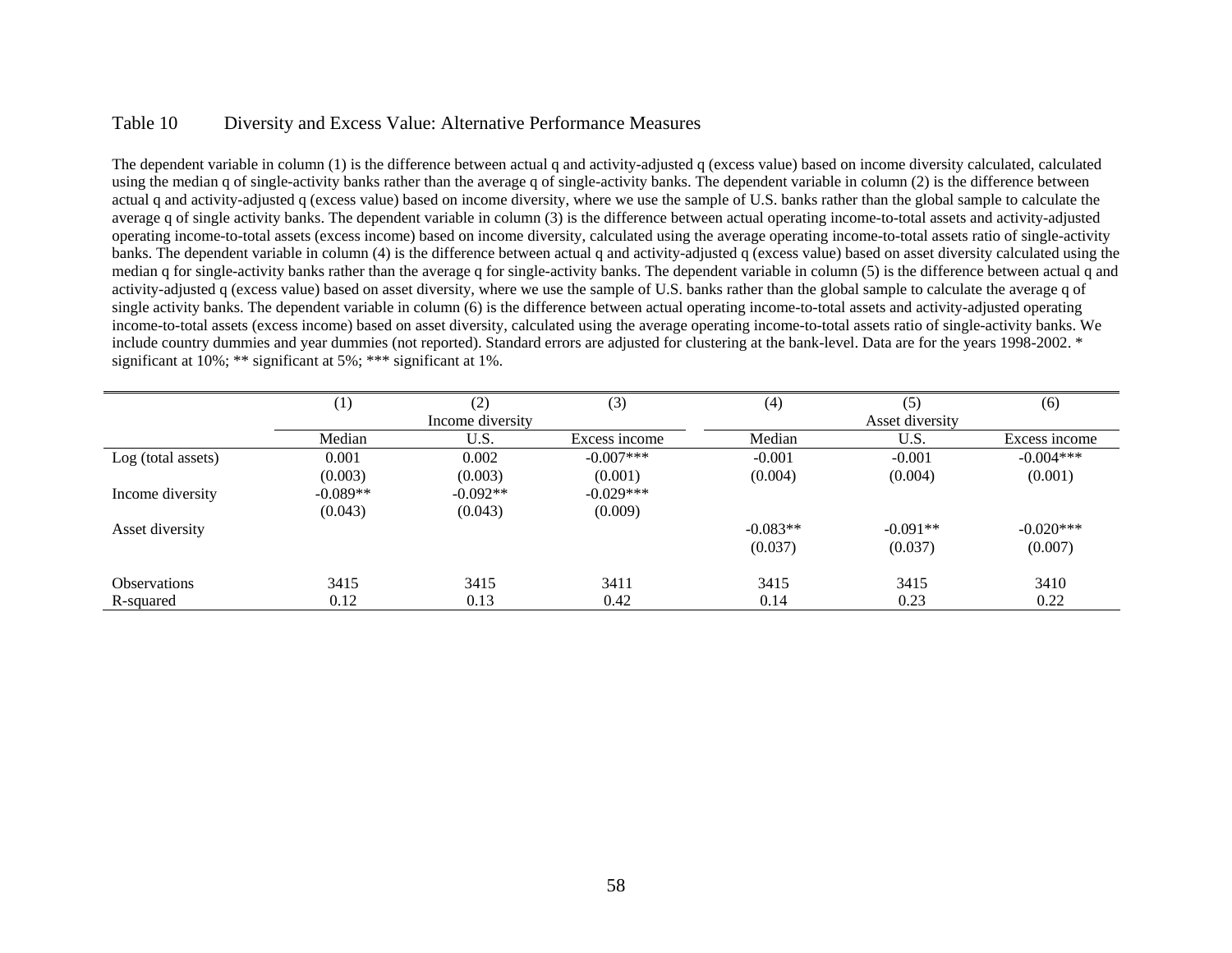## Table 10 Diversity and Excess Value: Alternative Performance Measures

The dependent variable in column (1) is the difference between actual q and activity-adjusted q (excess value) based on income diversity calculated, calculated using the median q of single-activity banks rather than the average q of single-activity banks. The dependent variable in column (2) is the difference between actual q and activity-adjusted q (excess value) based on income diversity, where we use the sample of U.S. banks rather than the global sample to calculate the average q of single activity banks. The dependent variable in column (3) is the difference between actual operating income-to-total assets and activity-adjusted operating income-to-total assets (excess income) based on income diversity, calculated using the average operating income-to-total assets ratio of single-activity banks. The dependent variable in column (4) is the difference between actual q and activity-adjusted q (excess value) based on asset diversity calculated using the median q for single-activity banks rather than the average q for single-activity banks. The dependent variable in column (5) is the difference between actual q and activity-adjusted q (excess value) based on asset diversity, where we use the sample of U.S. banks rather than the global sample to calculate the average q of single activity banks. The dependent variable in column (6) is the difference between actual operating income-to-total assets and activity-adjusted operating income-to-total assets (excess income) based on asset diversity, calculated using the average operating income-to-total assets ratio of single-activity banks. We include country dummies and year dummies (not reported). Standard errors are adjusted for clustering at the bank-level. Data are for the years 1998-2002. * significant at 10%; ** significant at 5%; *** significant at 1%.

| | (1) | (2) | (3) | (4) | (5) | (6) |
|---|---|---|---|---|---|---|
| | Income diversity | | | Asset diversity | | |
| | Median | U.S. | Excess income | Median | U.S. | Excess income |
| Log (total assets) | 0.001 | 0.002 | -0.007*** | -0.001 | -0.001 | -0.004*** |
| | (0.003) | (0.003) | (0.001) | (0.004) | (0.004) | (0.001) |
| Income diversity | -0.089** | -0.092** | -0.029*** | | | |
| | (0.043) | (0.043) | (0.009) | | | |
| Asset diversity | | | | -0.083** | -0.091** | -0.020*** |
| | | | | (0.037) | (0.037) | (0.007) |
| Observations | 3415 | 3415 | 3411 | 3415 | 3415 | 3410 |
| R-squared | 0.12 | 0.13 | 0.42 | 0.14 | 0.23 | 0.22 |